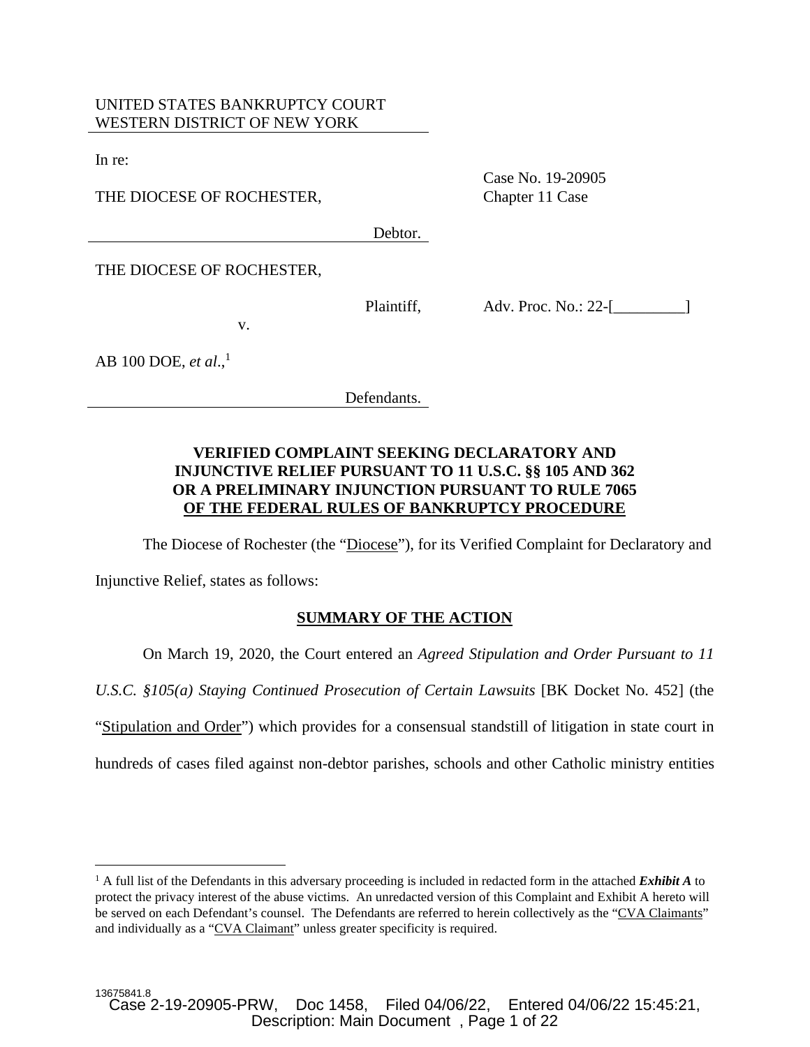UNITED STATES BANKRUPTCY COURT
WESTERN DISTRICT OF NEW YORK

In re:

THE DIOCESE OF ROCHESTER,

Debtor.

Case No. 19-20905
Chapter 11 Case

THE DIOCESE OF ROCHESTER,

Plaintiff,

v.

AB 100 DOE, *et al*.,[1]

Defendants.

Adv. Proc. No.: 22-[_________]

**VERIFIED COMPLAINT SEEKING DECLARATORY AND INJUNCTIVE RELIEF PURSUANT TO 11 U.S.C. §§ 105 AND 362 OR A PRELIMINARY INJUNCTION PURSUANT TO RULE 7065 OF THE FEDERAL RULES OF BANKRUPTCY PROCEDURE**

The Diocese of Rochester (the "Diocese"), for its Verified Complaint for Declaratory and Injunctive Relief, states as follows:

**SUMMARY OF THE ACTION**

On March 19, 2020, the Court entered an *Agreed Stipulation and Order Pursuant to 11 U.S.C. §105(a) Staying Continued Prosecution of Certain Lawsuits* [BK Docket No. 452] (the "Stipulation and Order") which provides for a consensual standstill of litigation in state court in hundreds of cases filed against non-debtor parishes, schools and other Catholic ministry entities

[1] A full list of the Defendants in this adversary proceeding is included in redacted form in the attached ***Exhibit A*** to protect the privacy interest of the abuse victims. An unredacted version of this Complaint and Exhibit A hereto will be served on each Defendant's counsel. The Defendants are referred to herein collectively as the "CVA Claimants" and individually as a "CVA Claimant" unless greater specificity is required.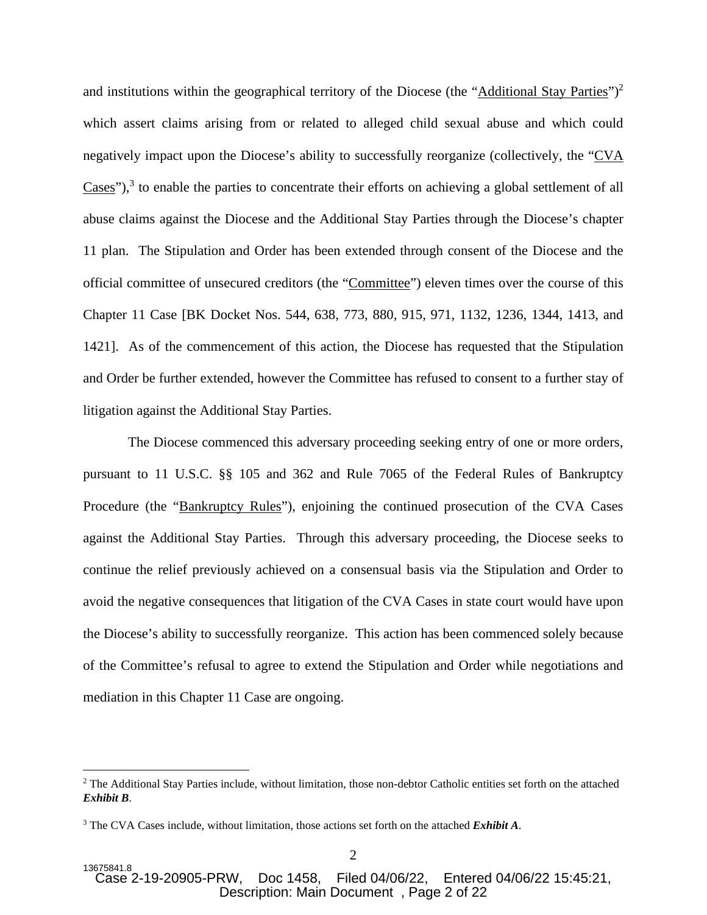and institutions within the geographical territory of the Diocese (the "Additional Stay Parties")[2] which assert claims arising from or related to alleged child sexual abuse and which could negatively impact upon the Diocese's ability to successfully reorganize (collectively, the "CVA Cases"),[3] to enable the parties to concentrate their efforts on achieving a global settlement of all abuse claims against the Diocese and the Additional Stay Parties through the Diocese's chapter 11 plan. The Stipulation and Order has been extended through consent of the Diocese and the official committee of unsecured creditors (the "Committee") eleven times over the course of this Chapter 11 Case [BK Docket Nos. 544, 638, 773, 880, 915, 971, 1132, 1236, 1344, 1413, and 1421]. As of the commencement of this action, the Diocese has requested that the Stipulation and Order be further extended, however the Committee has refused to consent to a further stay of litigation against the Additional Stay Parties.

The Diocese commenced this adversary proceeding seeking entry of one or more orders, pursuant to 11 U.S.C. §§ 105 and 362 and Rule 7065 of the Federal Rules of Bankruptcy Procedure (the "Bankruptcy Rules"), enjoining the continued prosecution of the CVA Cases against the Additional Stay Parties. Through this adversary proceeding, the Diocese seeks to continue the relief previously achieved on a consensual basis via the Stipulation and Order to avoid the negative consequences that litigation of the CVA Cases in state court would have upon the Diocese's ability to successfully reorganize. This action has been commenced solely because of the Committee's refusal to agree to extend the Stipulation and Order while negotiations and mediation in this Chapter 11 Case are ongoing.

---

[2] The Additional Stay Parties include, without limitation, those non-debtor Catholic entities set forth on the attached ***Exhibit B***.

[3] The CVA Cases include, without limitation, those actions set forth on the attached ***Exhibit A***.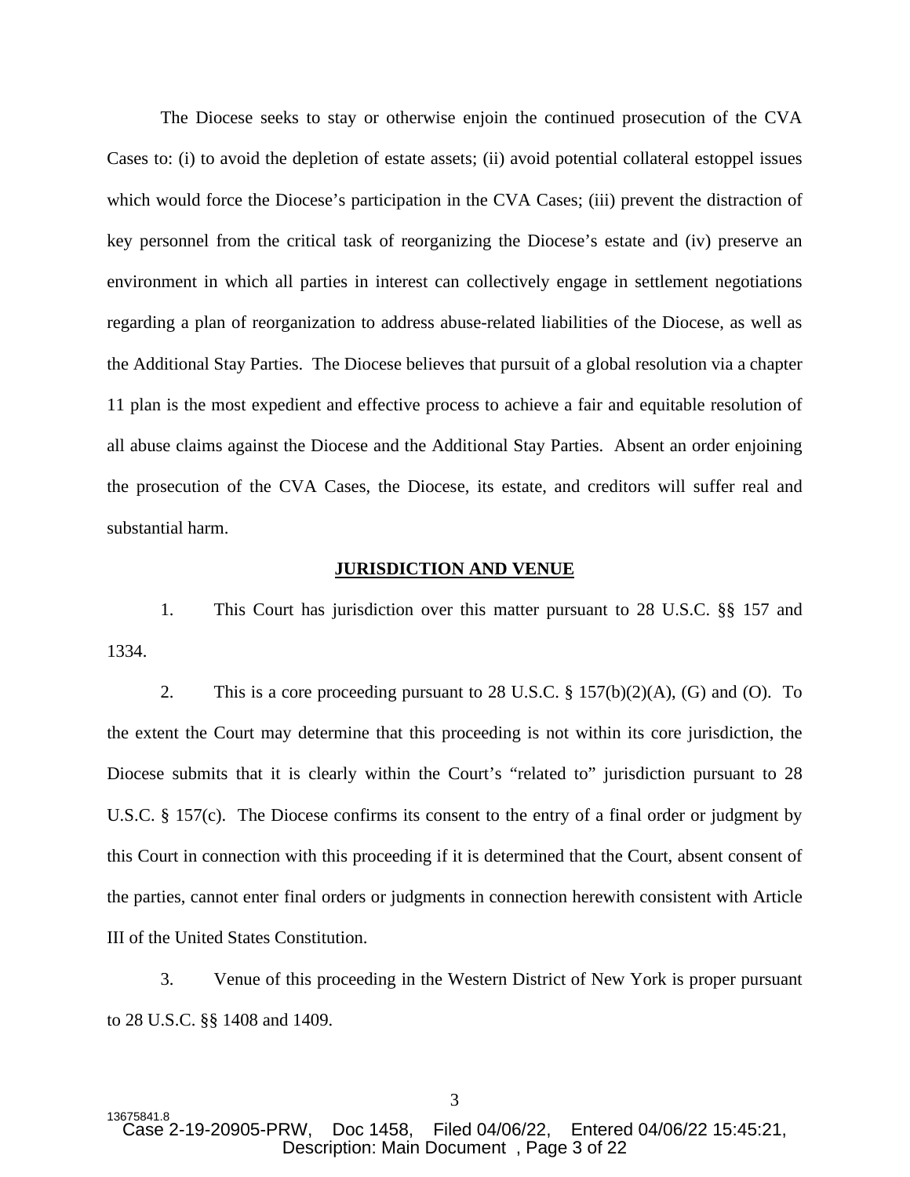The Diocese seeks to stay or otherwise enjoin the continued prosecution of the CVA Cases to: (i) to avoid the depletion of estate assets; (ii) avoid potential collateral estoppel issues which would force the Diocese's participation in the CVA Cases; (iii) prevent the distraction of key personnel from the critical task of reorganizing the Diocese's estate and (iv) preserve an environment in which all parties in interest can collectively engage in settlement negotiations regarding a plan of reorganization to address abuse-related liabilities of the Diocese, as well as the Additional Stay Parties. The Diocese believes that pursuit of a global resolution via a chapter 11 plan is the most expedient and effective process to achieve a fair and equitable resolution of all abuse claims against the Diocese and the Additional Stay Parties. Absent an order enjoining the prosecution of the CVA Cases, the Diocese, its estate, and creditors will suffer real and substantial harm.

## JURISDICTION AND VENUE

1. This Court has jurisdiction over this matter pursuant to 28 U.S.C. §§ 157 and 1334.

2. This is a core proceeding pursuant to 28 U.S.C. § 157(b)(2)(A), (G) and (O). To the extent the Court may determine that this proceeding is not within its core jurisdiction, the Diocese submits that it is clearly within the Court's "related to" jurisdiction pursuant to 28 U.S.C. § 157(c). The Diocese confirms its consent to the entry of a final order or judgment by this Court in connection with this proceeding if it is determined that the Court, absent consent of the parties, cannot enter final orders or judgments in connection herewith consistent with Article III of the United States Constitution.

3. Venue of this proceeding in the Western District of New York is proper pursuant to 28 U.S.C. §§ 1408 and 1409.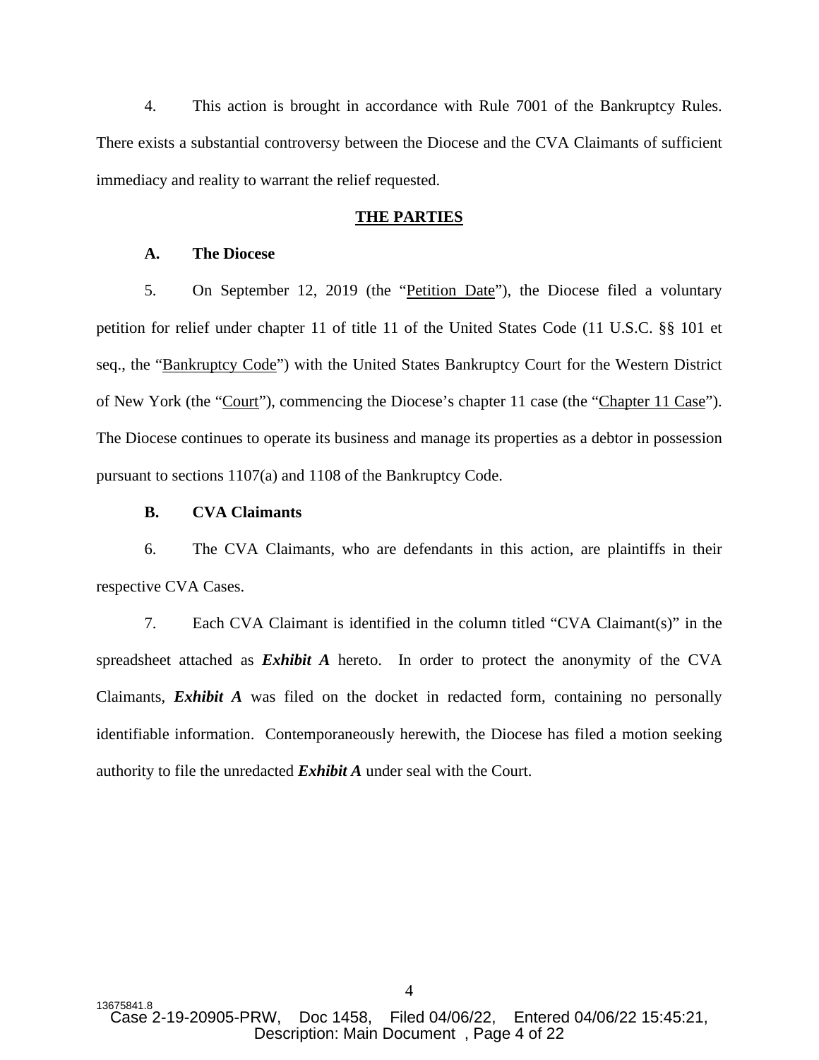4. This action is brought in accordance with Rule 7001 of the Bankruptcy Rules. There exists a substantial controversy between the Diocese and the CVA Claimants of sufficient immediacy and reality to warrant the relief requested.

## THE PARTIES

### A. The Diocese

5. On September 12, 2019 (the "Petition Date"), the Diocese filed a voluntary petition for relief under chapter 11 of title 11 of the United States Code (11 U.S.C. §§ 101 et seq., the "Bankruptcy Code") with the United States Bankruptcy Court for the Western District of New York (the "Court"), commencing the Diocese's chapter 11 case (the "Chapter 11 Case"). The Diocese continues to operate its business and manage its properties as a debtor in possession pursuant to sections 1107(a) and 1108 of the Bankruptcy Code.

### B. CVA Claimants

6. The CVA Claimants, who are defendants in this action, are plaintiffs in their respective CVA Cases.

7. Each CVA Claimant is identified in the column titled "CVA Claimant(s)" in the spreadsheet attached as ***Exhibit A*** hereto. In order to protect the anonymity of the CVA Claimants, ***Exhibit A*** was filed on the docket in redacted form, containing no personally identifiable information. Contemporaneously herewith, the Diocese has filed a motion seeking authority to file the unredacted ***Exhibit A*** under seal with the Court.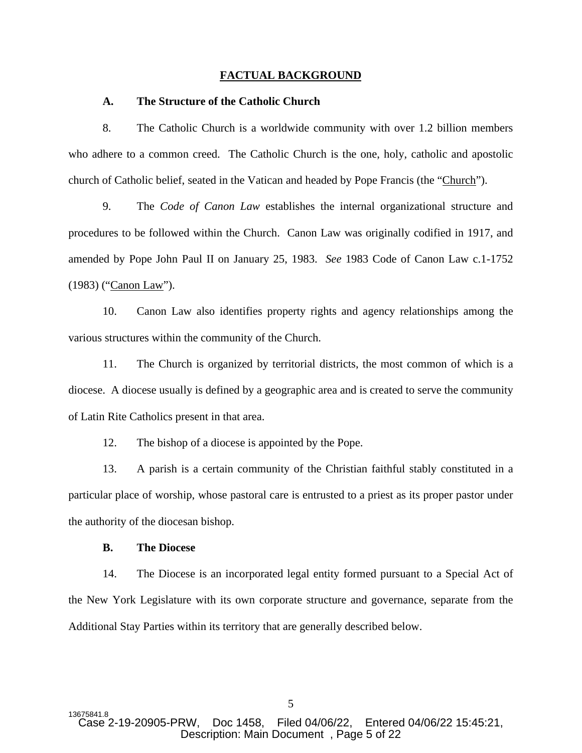## FACTUAL BACKGROUND

### A. The Structure of the Catholic Church

8. The Catholic Church is a worldwide community with over 1.2 billion members who adhere to a common creed. The Catholic Church is the one, holy, catholic and apostolic church of Catholic belief, seated in the Vatican and headed by Pope Francis (the "Church").

9. The *Code of Canon Law* establishes the internal organizational structure and procedures to be followed within the Church. Canon Law was originally codified in 1917, and amended by Pope John Paul II on January 25, 1983. *See* 1983 Code of Canon Law c.1-1752 (1983) ("Canon Law").

10. Canon Law also identifies property rights and agency relationships among the various structures within the community of the Church.

11. The Church is organized by territorial districts, the most common of which is a diocese. A diocese usually is defined by a geographic area and is created to serve the community of Latin Rite Catholics present in that area.

12. The bishop of a diocese is appointed by the Pope.

13. A parish is a certain community of the Christian faithful stably constituted in a particular place of worship, whose pastoral care is entrusted to a priest as its proper pastor under the authority of the diocesan bishop.

### B. The Diocese

14. The Diocese is an incorporated legal entity formed pursuant to a Special Act of the New York Legislature with its own corporate structure and governance, separate from the Additional Stay Parties within its territory that are generally described below.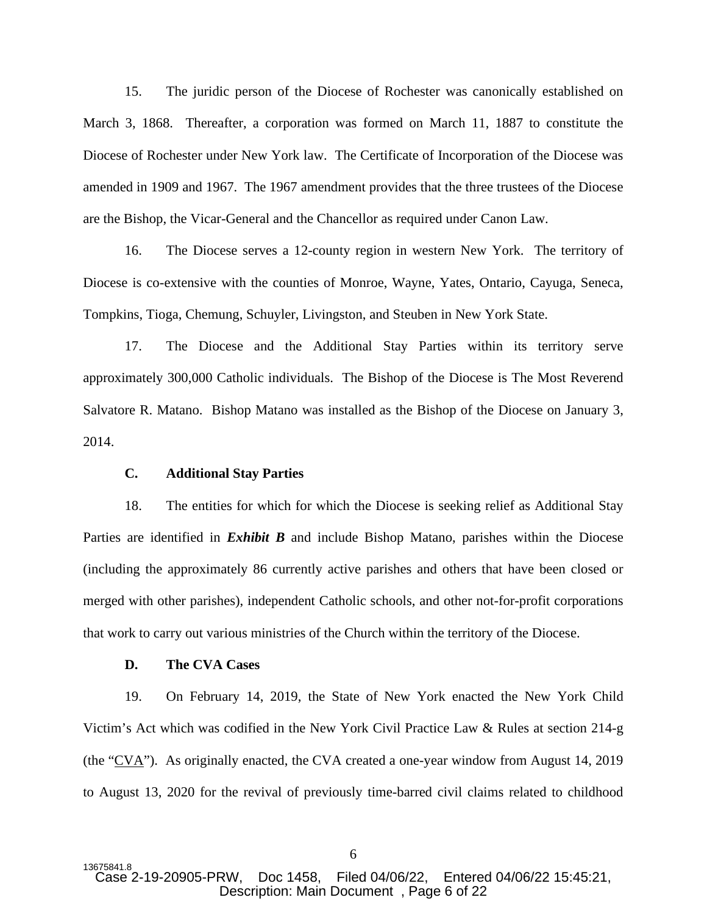15. The juridic person of the Diocese of Rochester was canonically established on March 3, 1868. Thereafter, a corporation was formed on March 11, 1887 to constitute the Diocese of Rochester under New York law. The Certificate of Incorporation of the Diocese was amended in 1909 and 1967. The 1967 amendment provides that the three trustees of the Diocese are the Bishop, the Vicar-General and the Chancellor as required under Canon Law.

16. The Diocese serves a 12-county region in western New York. The territory of Diocese is co-extensive with the counties of Monroe, Wayne, Yates, Ontario, Cayuga, Seneca, Tompkins, Tioga, Chemung, Schuyler, Livingston, and Steuben in New York State.

17. The Diocese and the Additional Stay Parties within its territory serve approximately 300,000 Catholic individuals. The Bishop of the Diocese is The Most Reverend Salvatore R. Matano. Bishop Matano was installed as the Bishop of the Diocese on January 3, 2014.

### C. Additional Stay Parties

18. The entities for which for which the Diocese is seeking relief as Additional Stay Parties are identified in ***Exhibit B*** and include Bishop Matano, parishes within the Diocese (including the approximately 86 currently active parishes and others that have been closed or merged with other parishes), independent Catholic schools, and other not-for-profit corporations that work to carry out various ministries of the Church within the territory of the Diocese.

### D. The CVA Cases

19. On February 14, 2019, the State of New York enacted the New York Child Victim's Act which was codified in the New York Civil Practice Law & Rules at section 214-g (the "CVA"). As originally enacted, the CVA created a one-year window from August 14, 2019 to August 13, 2020 for the revival of previously time-barred civil claims related to childhood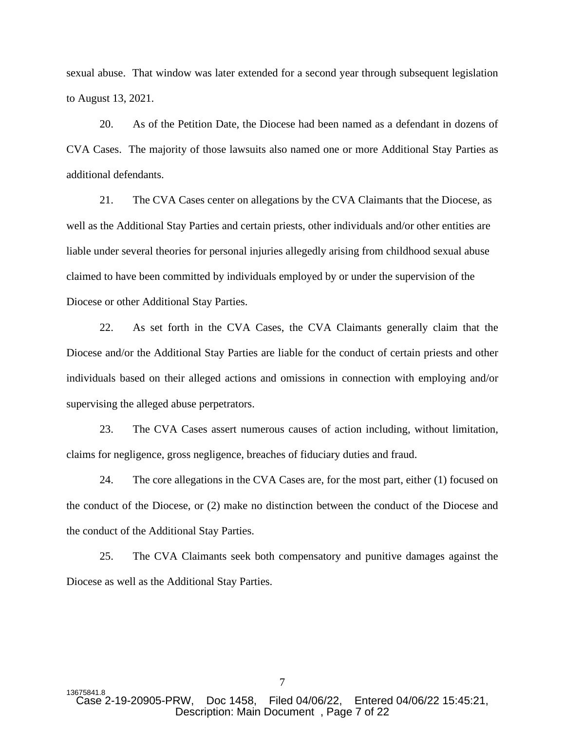sexual abuse. That window was later extended for a second year through subsequent legislation to August 13, 2021.

20. As of the Petition Date, the Diocese had been named as a defendant in dozens of CVA Cases. The majority of those lawsuits also named one or more Additional Stay Parties as additional defendants.

21. The CVA Cases center on allegations by the CVA Claimants that the Diocese, as well as the Additional Stay Parties and certain priests, other individuals and/or other entities are liable under several theories for personal injuries allegedly arising from childhood sexual abuse claimed to have been committed by individuals employed by or under the supervision of the Diocese or other Additional Stay Parties.

22. As set forth in the CVA Cases, the CVA Claimants generally claim that the Diocese and/or the Additional Stay Parties are liable for the conduct of certain priests and other individuals based on their alleged actions and omissions in connection with employing and/or supervising the alleged abuse perpetrators.

23. The CVA Cases assert numerous causes of action including, without limitation, claims for negligence, gross negligence, breaches of fiduciary duties and fraud.

24. The core allegations in the CVA Cases are, for the most part, either (1) focused on the conduct of the Diocese, or (2) make no distinction between the conduct of the Diocese and the conduct of the Additional Stay Parties.

25. The CVA Claimants seek both compensatory and punitive damages against the Diocese as well as the Additional Stay Parties.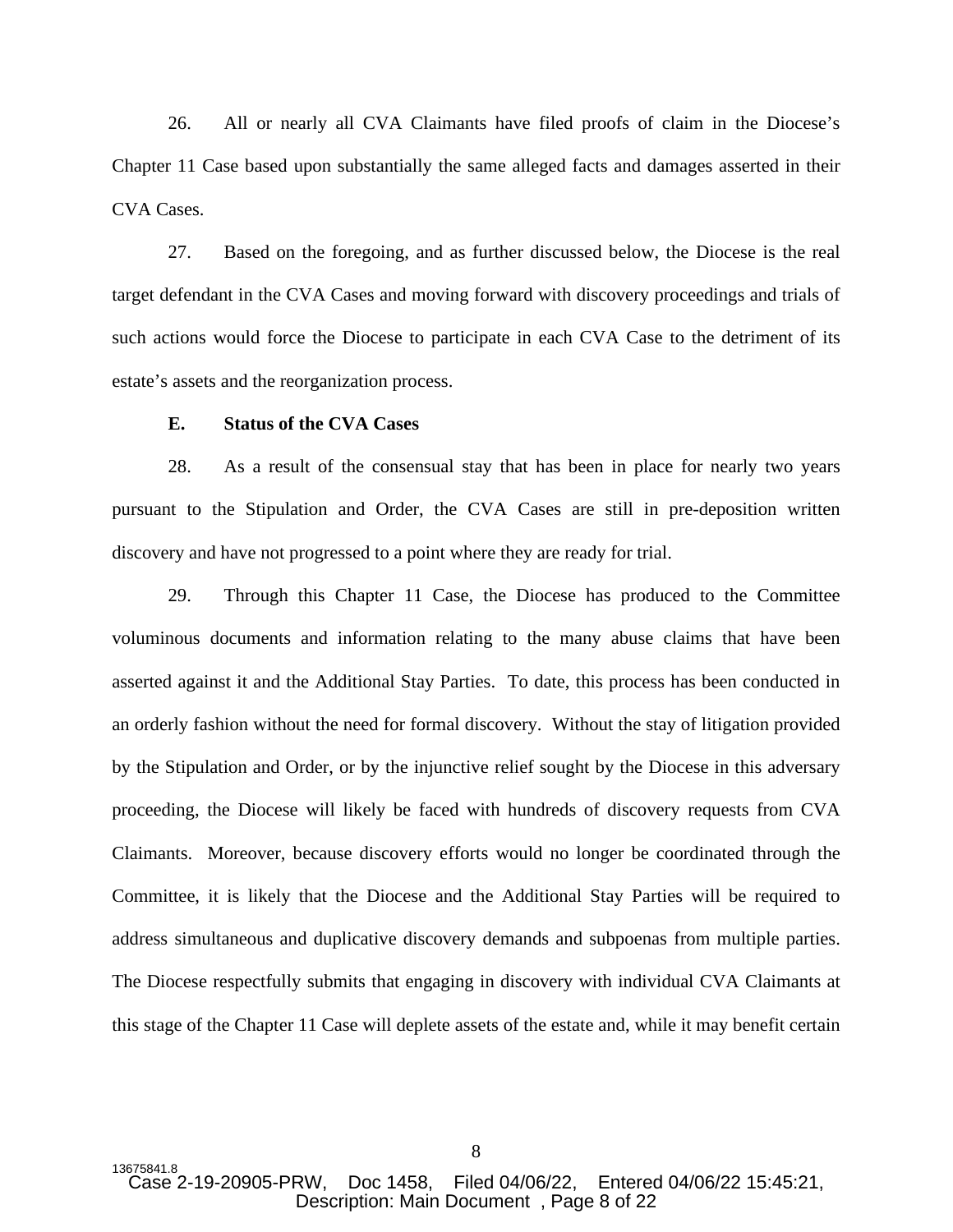26. All or nearly all CVA Claimants have filed proofs of claim in the Diocese's Chapter 11 Case based upon substantially the same alleged facts and damages asserted in their CVA Cases.

27. Based on the foregoing, and as further discussed below, the Diocese is the real target defendant in the CVA Cases and moving forward with discovery proceedings and trials of such actions would force the Diocese to participate in each CVA Case to the detriment of its estate's assets and the reorganization process.

**E. Status of the CVA Cases**

28. As a result of the consensual stay that has been in place for nearly two years pursuant to the Stipulation and Order, the CVA Cases are still in pre-deposition written discovery and have not progressed to a point where they are ready for trial.

29. Through this Chapter 11 Case, the Diocese has produced to the Committee voluminous documents and information relating to the many abuse claims that have been asserted against it and the Additional Stay Parties. To date, this process has been conducted in an orderly fashion without the need for formal discovery. Without the stay of litigation provided by the Stipulation and Order, or by the injunctive relief sought by the Diocese in this adversary proceeding, the Diocese will likely be faced with hundreds of discovery requests from CVA Claimants. Moreover, because discovery efforts would no longer be coordinated through the Committee, it is likely that the Diocese and the Additional Stay Parties will be required to address simultaneous and duplicative discovery demands and subpoenas from multiple parties. The Diocese respectfully submits that engaging in discovery with individual CVA Claimants at this stage of the Chapter 11 Case will deplete assets of the estate and, while it may benefit certain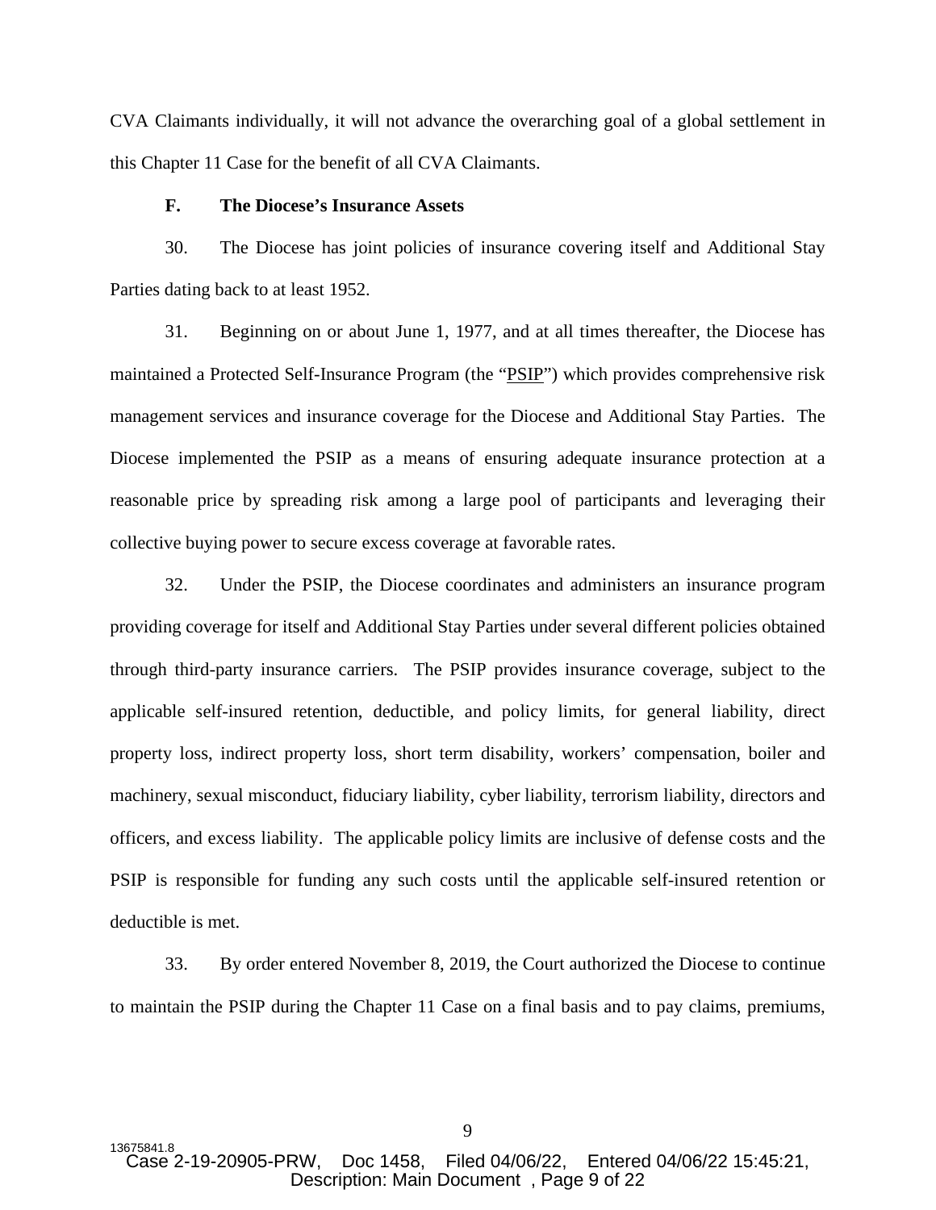CVA Claimants individually, it will not advance the overarching goal of a global settlement in this Chapter 11 Case for the benefit of all CVA Claimants.

**F. The Diocese's Insurance Assets**

30. The Diocese has joint policies of insurance covering itself and Additional Stay Parties dating back to at least 1952.

31. Beginning on or about June 1, 1977, and at all times thereafter, the Diocese has maintained a Protected Self-Insurance Program (the "PSIP") which provides comprehensive risk management services and insurance coverage for the Diocese and Additional Stay Parties. The Diocese implemented the PSIP as a means of ensuring adequate insurance protection at a reasonable price by spreading risk among a large pool of participants and leveraging their collective buying power to secure excess coverage at favorable rates.

32. Under the PSIP, the Diocese coordinates and administers an insurance program providing coverage for itself and Additional Stay Parties under several different policies obtained through third-party insurance carriers. The PSIP provides insurance coverage, subject to the applicable self-insured retention, deductible, and policy limits, for general liability, direct property loss, indirect property loss, short term disability, workers' compensation, boiler and machinery, sexual misconduct, fiduciary liability, cyber liability, terrorism liability, directors and officers, and excess liability. The applicable policy limits are inclusive of defense costs and the PSIP is responsible for funding any such costs until the applicable self-insured retention or deductible is met.

33. By order entered November 8, 2019, the Court authorized the Diocese to continue to maintain the PSIP during the Chapter 11 Case on a final basis and to pay claims, premiums,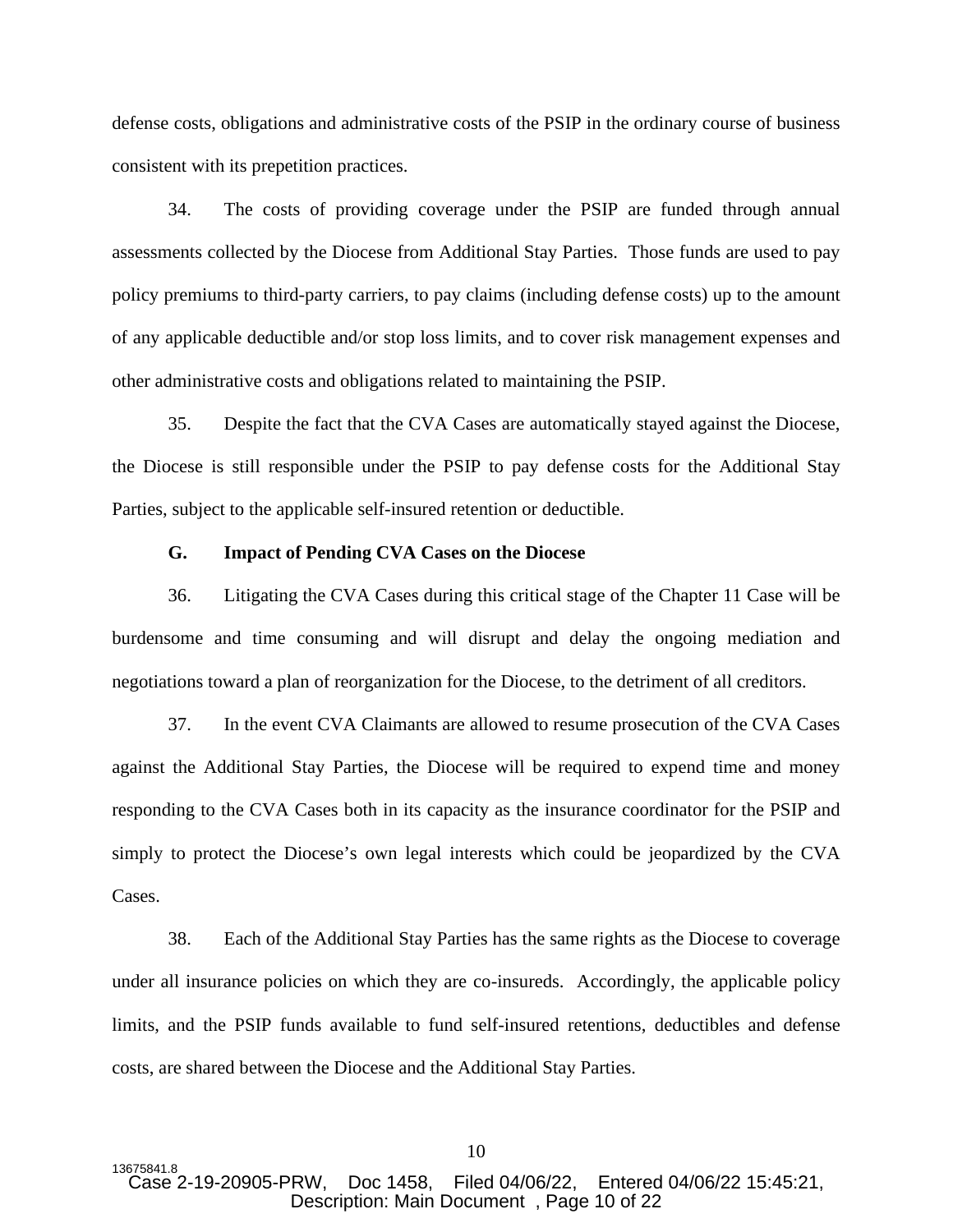defense costs, obligations and administrative costs of the PSIP in the ordinary course of business consistent with its prepetition practices.

34. The costs of providing coverage under the PSIP are funded through annual assessments collected by the Diocese from Additional Stay Parties. Those funds are used to pay policy premiums to third-party carriers, to pay claims (including defense costs) up to the amount of any applicable deductible and/or stop loss limits, and to cover risk management expenses and other administrative costs and obligations related to maintaining the PSIP.

35. Despite the fact that the CVA Cases are automatically stayed against the Diocese, the Diocese is still responsible under the PSIP to pay defense costs for the Additional Stay Parties, subject to the applicable self-insured retention or deductible.

**G. Impact of Pending CVA Cases on the Diocese**

36. Litigating the CVA Cases during this critical stage of the Chapter 11 Case will be burdensome and time consuming and will disrupt and delay the ongoing mediation and negotiations toward a plan of reorganization for the Diocese, to the detriment of all creditors.

37. In the event CVA Claimants are allowed to resume prosecution of the CVA Cases against the Additional Stay Parties, the Diocese will be required to expend time and money responding to the CVA Cases both in its capacity as the insurance coordinator for the PSIP and simply to protect the Diocese's own legal interests which could be jeopardized by the CVA Cases.

38. Each of the Additional Stay Parties has the same rights as the Diocese to coverage under all insurance policies on which they are co-insureds. Accordingly, the applicable policy limits, and the PSIP funds available to fund self-insured retentions, deductibles and defense costs, are shared between the Diocese and the Additional Stay Parties.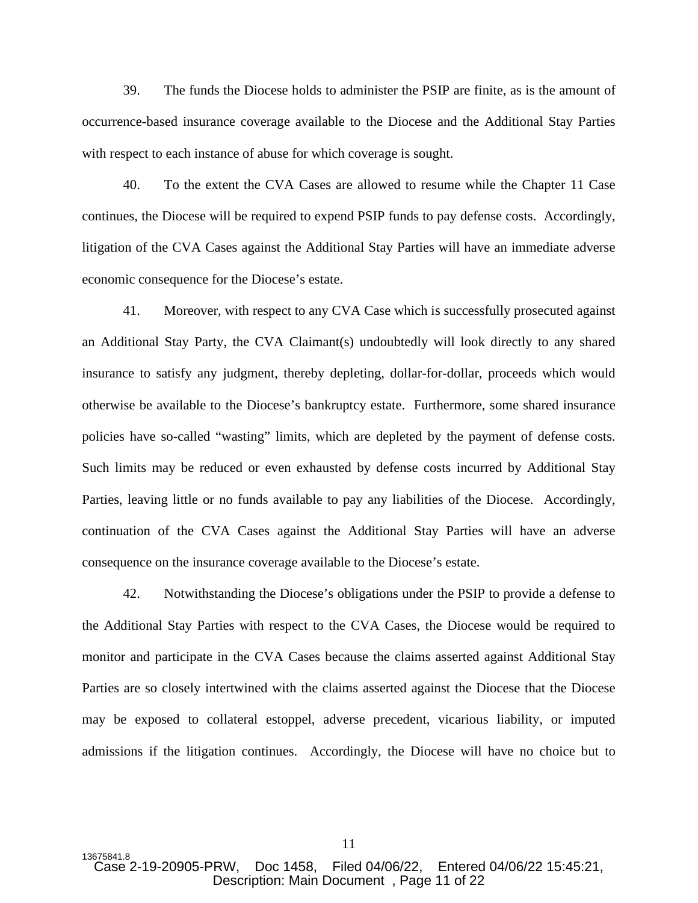39. The funds the Diocese holds to administer the PSIP are finite, as is the amount of occurrence-based insurance coverage available to the Diocese and the Additional Stay Parties with respect to each instance of abuse for which coverage is sought.

40. To the extent the CVA Cases are allowed to resume while the Chapter 11 Case continues, the Diocese will be required to expend PSIP funds to pay defense costs. Accordingly, litigation of the CVA Cases against the Additional Stay Parties will have an immediate adverse economic consequence for the Diocese's estate.

41. Moreover, with respect to any CVA Case which is successfully prosecuted against an Additional Stay Party, the CVA Claimant(s) undoubtedly will look directly to any shared insurance to satisfy any judgment, thereby depleting, dollar-for-dollar, proceeds which would otherwise be available to the Diocese's bankruptcy estate. Furthermore, some shared insurance policies have so-called "wasting" limits, which are depleted by the payment of defense costs. Such limits may be reduced or even exhausted by defense costs incurred by Additional Stay Parties, leaving little or no funds available to pay any liabilities of the Diocese. Accordingly, continuation of the CVA Cases against the Additional Stay Parties will have an adverse consequence on the insurance coverage available to the Diocese's estate.

42. Notwithstanding the Diocese's obligations under the PSIP to provide a defense to the Additional Stay Parties with respect to the CVA Cases, the Diocese would be required to monitor and participate in the CVA Cases because the claims asserted against Additional Stay Parties are so closely intertwined with the claims asserted against the Diocese that the Diocese may be exposed to collateral estoppel, adverse precedent, vicarious liability, or imputed admissions if the litigation continues. Accordingly, the Diocese will have no choice but to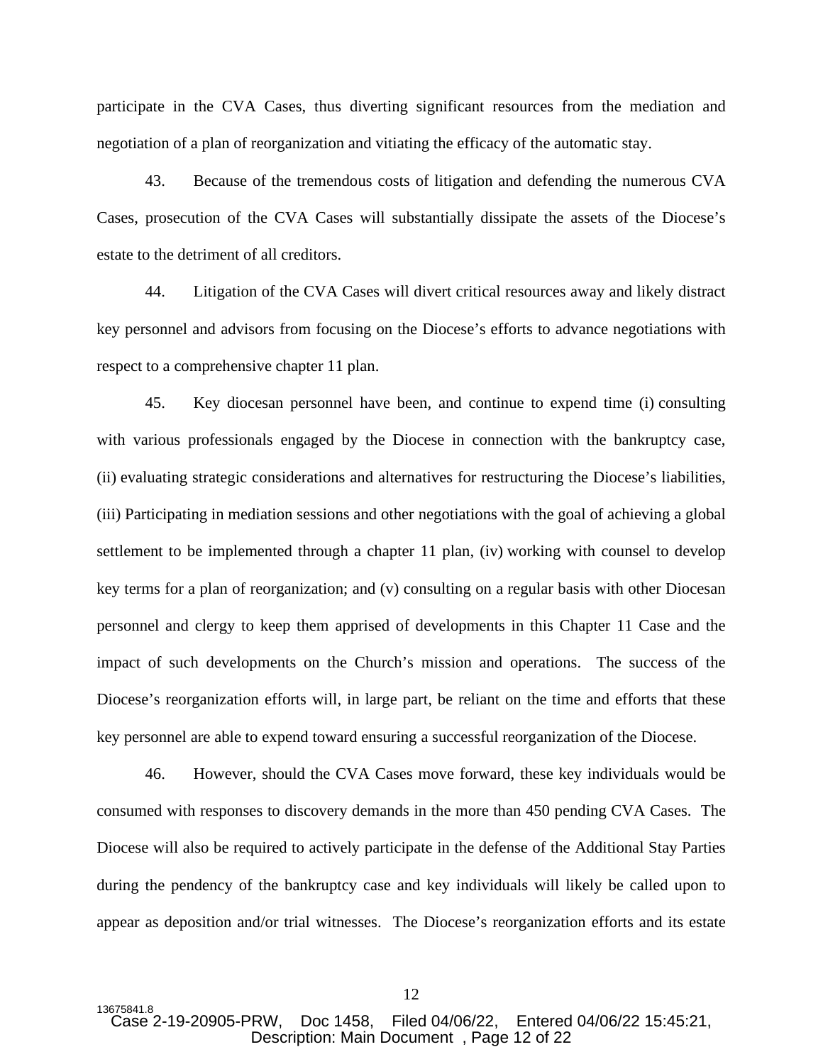participate in the CVA Cases, thus diverting significant resources from the mediation and negotiation of a plan of reorganization and vitiating the efficacy of the automatic stay.

43. Because of the tremendous costs of litigation and defending the numerous CVA Cases, prosecution of the CVA Cases will substantially dissipate the assets of the Diocese's estate to the detriment of all creditors.

44. Litigation of the CVA Cases will divert critical resources away and likely distract key personnel and advisors from focusing on the Diocese's efforts to advance negotiations with respect to a comprehensive chapter 11 plan.

45. Key diocesan personnel have been, and continue to expend time (i) consulting with various professionals engaged by the Diocese in connection with the bankruptcy case, (ii) evaluating strategic considerations and alternatives for restructuring the Diocese's liabilities, (iii) Participating in mediation sessions and other negotiations with the goal of achieving a global settlement to be implemented through a chapter 11 plan, (iv) working with counsel to develop key terms for a plan of reorganization; and (v) consulting on a regular basis with other Diocesan personnel and clergy to keep them apprised of developments in this Chapter 11 Case and the impact of such developments on the Church's mission and operations. The success of the Diocese's reorganization efforts will, in large part, be reliant on the time and efforts that these key personnel are able to expend toward ensuring a successful reorganization of the Diocese.

46. However, should the CVA Cases move forward, these key individuals would be consumed with responses to discovery demands in the more than 450 pending CVA Cases. The Diocese will also be required to actively participate in the defense of the Additional Stay Parties during the pendency of the bankruptcy case and key individuals will likely be called upon to appear as deposition and/or trial witnesses. The Diocese's reorganization efforts and its estate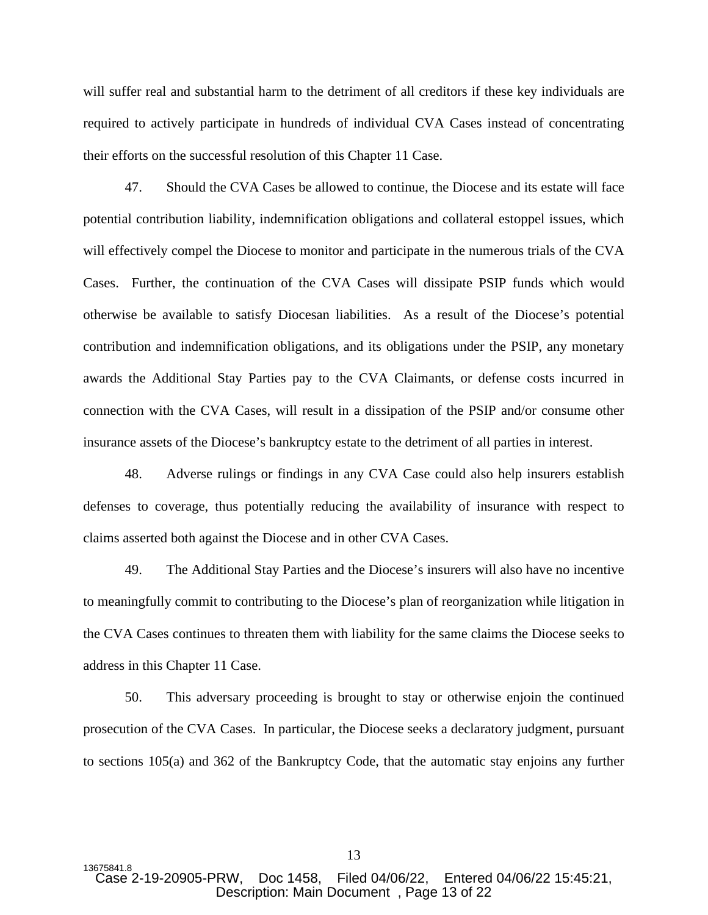will suffer real and substantial harm to the detriment of all creditors if these key individuals are required to actively participate in hundreds of individual CVA Cases instead of concentrating their efforts on the successful resolution of this Chapter 11 Case.

47. Should the CVA Cases be allowed to continue, the Diocese and its estate will face potential contribution liability, indemnification obligations and collateral estoppel issues, which will effectively compel the Diocese to monitor and participate in the numerous trials of the CVA Cases. Further, the continuation of the CVA Cases will dissipate PSIP funds which would otherwise be available to satisfy Diocesan liabilities. As a result of the Diocese's potential contribution and indemnification obligations, and its obligations under the PSIP, any monetary awards the Additional Stay Parties pay to the CVA Claimants, or defense costs incurred in connection with the CVA Cases, will result in a dissipation of the PSIP and/or consume other insurance assets of the Diocese's bankruptcy estate to the detriment of all parties in interest.

48. Adverse rulings or findings in any CVA Case could also help insurers establish defenses to coverage, thus potentially reducing the availability of insurance with respect to claims asserted both against the Diocese and in other CVA Cases.

49. The Additional Stay Parties and the Diocese's insurers will also have no incentive to meaningfully commit to contributing to the Diocese's plan of reorganization while litigation in the CVA Cases continues to threaten them with liability for the same claims the Diocese seeks to address in this Chapter 11 Case.

50. This adversary proceeding is brought to stay or otherwise enjoin the continued prosecution of the CVA Cases. In particular, the Diocese seeks a declaratory judgment, pursuant to sections 105(a) and 362 of the Bankruptcy Code, that the automatic stay enjoins any further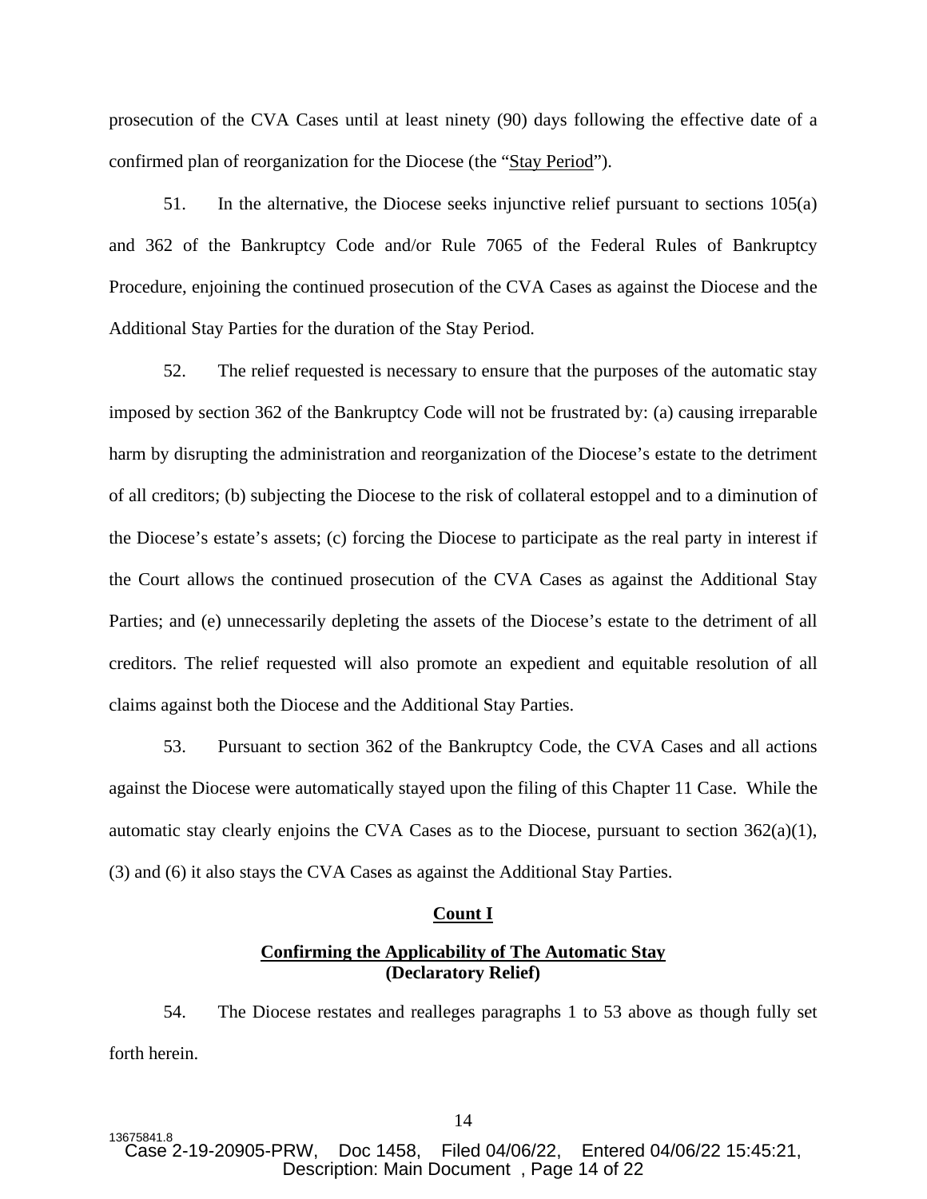prosecution of the CVA Cases until at least ninety (90) days following the effective date of a confirmed plan of reorganization for the Diocese (the "Stay Period").

51. In the alternative, the Diocese seeks injunctive relief pursuant to sections 105(a) and 362 of the Bankruptcy Code and/or Rule 7065 of the Federal Rules of Bankruptcy Procedure, enjoining the continued prosecution of the CVA Cases as against the Diocese and the Additional Stay Parties for the duration of the Stay Period.

52. The relief requested is necessary to ensure that the purposes of the automatic stay imposed by section 362 of the Bankruptcy Code will not be frustrated by: (a) causing irreparable harm by disrupting the administration and reorganization of the Diocese's estate to the detriment of all creditors; (b) subjecting the Diocese to the risk of collateral estoppel and to a diminution of the Diocese's estate's assets; (c) forcing the Diocese to participate as the real party in interest if the Court allows the continued prosecution of the CVA Cases as against the Additional Stay Parties; and (e) unnecessarily depleting the assets of the Diocese's estate to the detriment of all creditors. The relief requested will also promote an expedient and equitable resolution of all claims against both the Diocese and the Additional Stay Parties.

53. Pursuant to section 362 of the Bankruptcy Code, the CVA Cases and all actions against the Diocese were automatically stayed upon the filing of this Chapter 11 Case. While the automatic stay clearly enjoins the CVA Cases as to the Diocese, pursuant to section 362(a)(1), (3) and (6) it also stays the CVA Cases as against the Additional Stay Parties.

**Count I**

**Confirming the Applicability of The Automatic Stay (Declaratory Relief)**

54. The Diocese restates and realleges paragraphs 1 to 53 above as though fully set forth herein.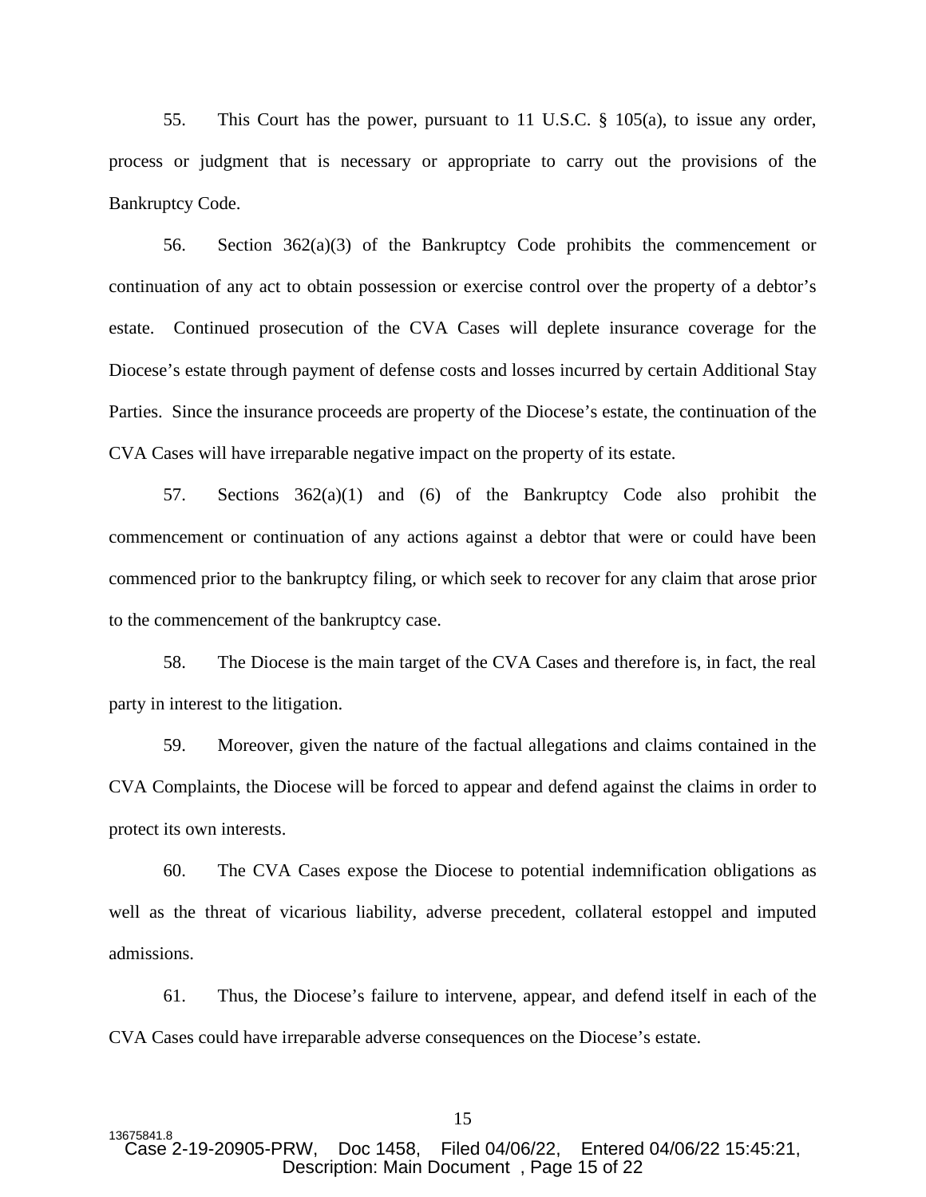55. This Court has the power, pursuant to 11 U.S.C. § 105(a), to issue any order, process or judgment that is necessary or appropriate to carry out the provisions of the Bankruptcy Code.

56. Section 362(a)(3) of the Bankruptcy Code prohibits the commencement or continuation of any act to obtain possession or exercise control over the property of a debtor's estate. Continued prosecution of the CVA Cases will deplete insurance coverage for the Diocese's estate through payment of defense costs and losses incurred by certain Additional Stay Parties. Since the insurance proceeds are property of the Diocese's estate, the continuation of the CVA Cases will have irreparable negative impact on the property of its estate.

57. Sections 362(a)(1) and (6) of the Bankruptcy Code also prohibit the commencement or continuation of any actions against a debtor that were or could have been commenced prior to the bankruptcy filing, or which seek to recover for any claim that arose prior to the commencement of the bankruptcy case.

58. The Diocese is the main target of the CVA Cases and therefore is, in fact, the real party in interest to the litigation.

59. Moreover, given the nature of the factual allegations and claims contained in the CVA Complaints, the Diocese will be forced to appear and defend against the claims in order to protect its own interests.

60. The CVA Cases expose the Diocese to potential indemnification obligations as well as the threat of vicarious liability, adverse precedent, collateral estoppel and imputed admissions.

61. Thus, the Diocese's failure to intervene, appear, and defend itself in each of the CVA Cases could have irreparable adverse consequences on the Diocese's estate.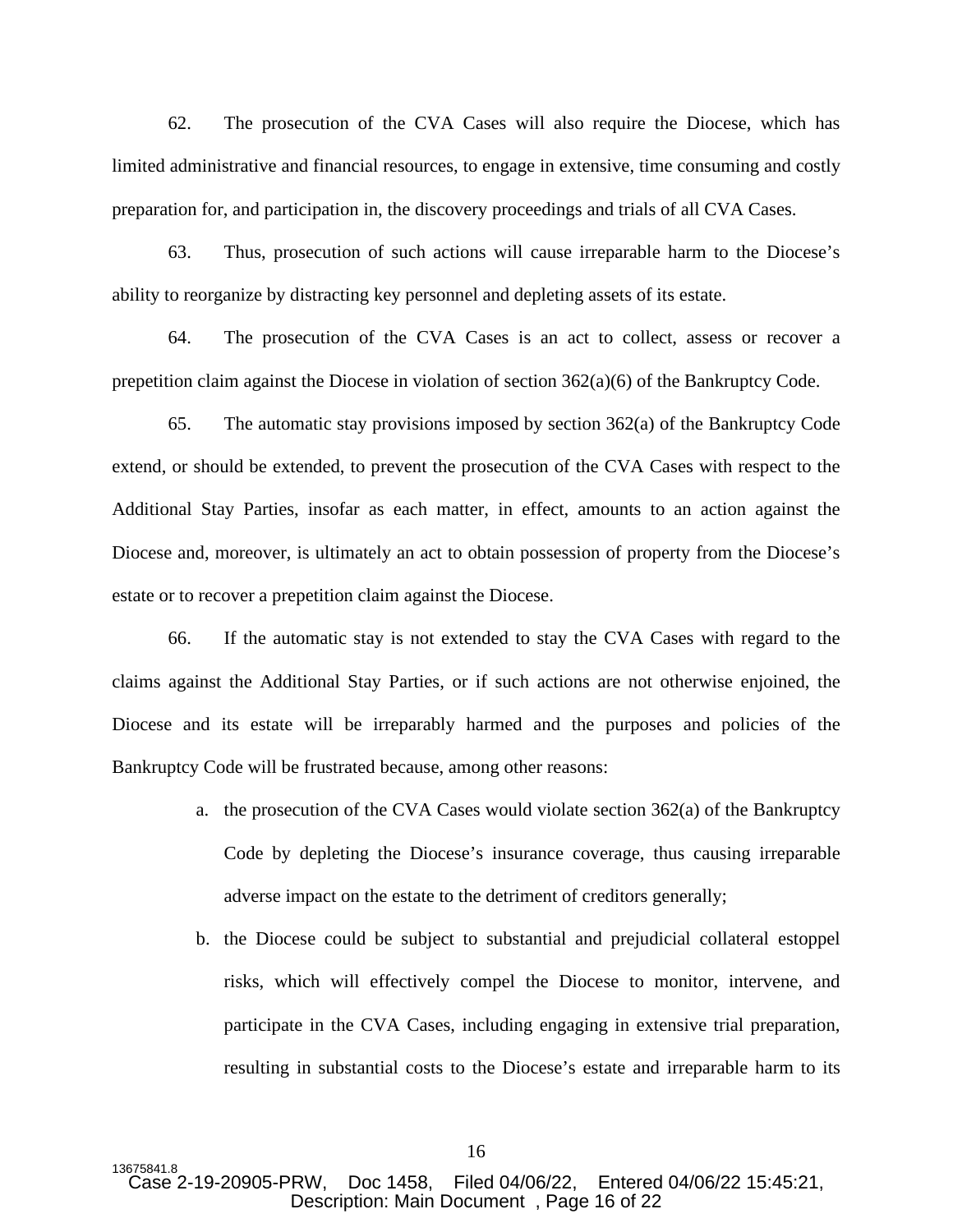62. The prosecution of the CVA Cases will also require the Diocese, which has limited administrative and financial resources, to engage in extensive, time consuming and costly preparation for, and participation in, the discovery proceedings and trials of all CVA Cases.

63. Thus, prosecution of such actions will cause irreparable harm to the Diocese's ability to reorganize by distracting key personnel and depleting assets of its estate.

64. The prosecution of the CVA Cases is an act to collect, assess or recover a prepetition claim against the Diocese in violation of section 362(a)(6) of the Bankruptcy Code.

65. The automatic stay provisions imposed by section 362(a) of the Bankruptcy Code extend, or should be extended, to prevent the prosecution of the CVA Cases with respect to the Additional Stay Parties, insofar as each matter, in effect, amounts to an action against the Diocese and, moreover, is ultimately an act to obtain possession of property from the Diocese's estate or to recover a prepetition claim against the Diocese.

66. If the automatic stay is not extended to stay the CVA Cases with regard to the claims against the Additional Stay Parties, or if such actions are not otherwise enjoined, the Diocese and its estate will be irreparably harmed and the purposes and policies of the Bankruptcy Code will be frustrated because, among other reasons:

a. the prosecution of the CVA Cases would violate section 362(a) of the Bankruptcy Code by depleting the Diocese's insurance coverage, thus causing irreparable adverse impact on the estate to the detriment of creditors generally;

b. the Diocese could be subject to substantial and prejudicial collateral estoppel risks, which will effectively compel the Diocese to monitor, intervene, and participate in the CVA Cases, including engaging in extensive trial preparation, resulting in substantial costs to the Diocese's estate and irreparable harm to its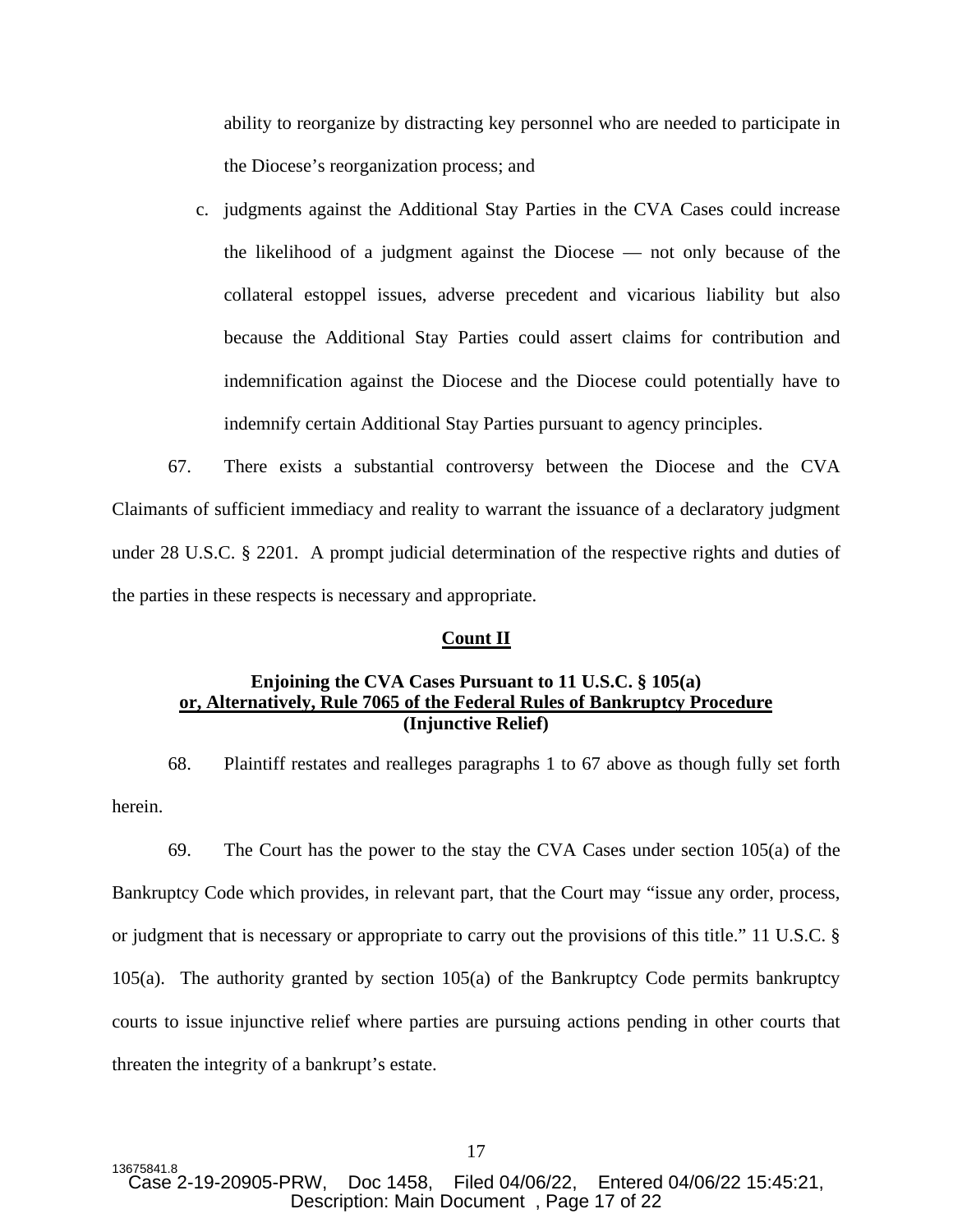ability to reorganize by distracting key personnel who are needed to participate in the Diocese's reorganization process; and

c. judgments against the Additional Stay Parties in the CVA Cases could increase the likelihood of a judgment against the Diocese — not only because of the collateral estoppel issues, adverse precedent and vicarious liability but also because the Additional Stay Parties could assert claims for contribution and indemnification against the Diocese and the Diocese could potentially have to indemnify certain Additional Stay Parties pursuant to agency principles.

67. There exists a substantial controversy between the Diocese and the CVA Claimants of sufficient immediacy and reality to warrant the issuance of a declaratory judgment under 28 U.S.C. § 2201. A prompt judicial determination of the respective rights and duties of the parties in these respects is necessary and appropriate.

**Count II**

**Enjoining the CVA Cases Pursuant to 11 U.S.C. § 105(a) or, Alternatively, Rule 7065 of the Federal Rules of Bankruptcy Procedure (Injunctive Relief)**

68. Plaintiff restates and realleges paragraphs 1 to 67 above as though fully set forth herein.

69. The Court has the power to the stay the CVA Cases under section 105(a) of the Bankruptcy Code which provides, in relevant part, that the Court may "issue any order, process, or judgment that is necessary or appropriate to carry out the provisions of this title." 11 U.S.C. § 105(a). The authority granted by section 105(a) of the Bankruptcy Code permits bankruptcy courts to issue injunctive relief where parties are pursuing actions pending in other courts that threaten the integrity of a bankrupt's estate.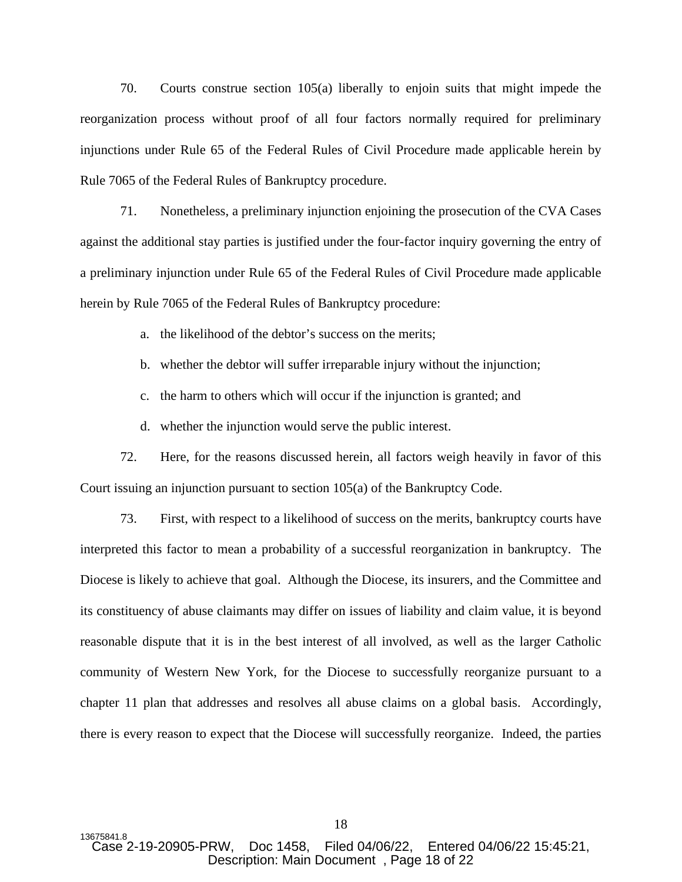70. Courts construe section 105(a) liberally to enjoin suits that might impede the reorganization process without proof of all four factors normally required for preliminary injunctions under Rule 65 of the Federal Rules of Civil Procedure made applicable herein by Rule 7065 of the Federal Rules of Bankruptcy procedure.

71. Nonetheless, a preliminary injunction enjoining the prosecution of the CVA Cases against the additional stay parties is justified under the four-factor inquiry governing the entry of a preliminary injunction under Rule 65 of the Federal Rules of Civil Procedure made applicable herein by Rule 7065 of the Federal Rules of Bankruptcy procedure:

a. the likelihood of the debtor's success on the merits;

b. whether the debtor will suffer irreparable injury without the injunction;

c. the harm to others which will occur if the injunction is granted; and

d. whether the injunction would serve the public interest.

72. Here, for the reasons discussed herein, all factors weigh heavily in favor of this Court issuing an injunction pursuant to section 105(a) of the Bankruptcy Code.

73. First, with respect to a likelihood of success on the merits, bankruptcy courts have interpreted this factor to mean a probability of a successful reorganization in bankruptcy. The Diocese is likely to achieve that goal. Although the Diocese, its insurers, and the Committee and its constituency of abuse claimants may differ on issues of liability and claim value, it is beyond reasonable dispute that it is in the best interest of all involved, as well as the larger Catholic community of Western New York, for the Diocese to successfully reorganize pursuant to a chapter 11 plan that addresses and resolves all abuse claims on a global basis. Accordingly, there is every reason to expect that the Diocese will successfully reorganize. Indeed, the parties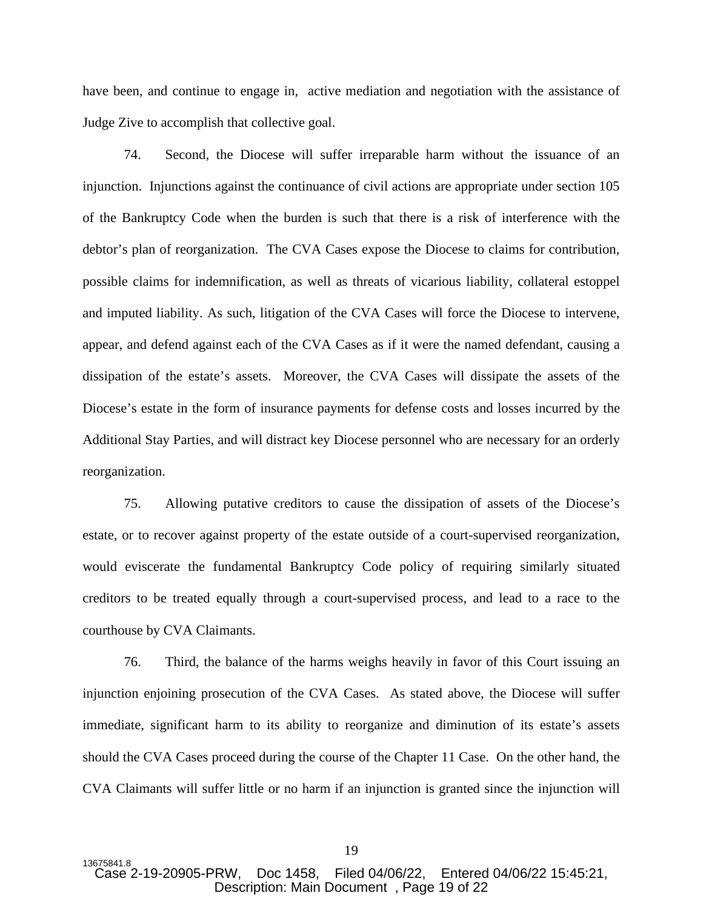have been, and continue to engage in, active mediation and negotiation with the assistance of Judge Zive to accomplish that collective goal.

74. Second, the Diocese will suffer irreparable harm without the issuance of an injunction. Injunctions against the continuance of civil actions are appropriate under section 105 of the Bankruptcy Code when the burden is such that there is a risk of interference with the debtor's plan of reorganization. The CVA Cases expose the Diocese to claims for contribution, possible claims for indemnification, as well as threats of vicarious liability, collateral estoppel and imputed liability. As such, litigation of the CVA Cases will force the Diocese to intervene, appear, and defend against each of the CVA Cases as if it were the named defendant, causing a dissipation of the estate's assets. Moreover, the CVA Cases will dissipate the assets of the Diocese's estate in the form of insurance payments for defense costs and losses incurred by the Additional Stay Parties, and will distract key Diocese personnel who are necessary for an orderly reorganization.

75. Allowing putative creditors to cause the dissipation of assets of the Diocese's estate, or to recover against property of the estate outside of a court-supervised reorganization, would eviscerate the fundamental Bankruptcy Code policy of requiring similarly situated creditors to be treated equally through a court-supervised process, and lead to a race to the courthouse by CVA Claimants.

76. Third, the balance of the harms weighs heavily in favor of this Court issuing an injunction enjoining prosecution of the CVA Cases. As stated above, the Diocese will suffer immediate, significant harm to its ability to reorganize and diminution of its estate's assets should the CVA Cases proceed during the course of the Chapter 11 Case. On the other hand, the CVA Claimants will suffer little or no harm if an injunction is granted since the injunction will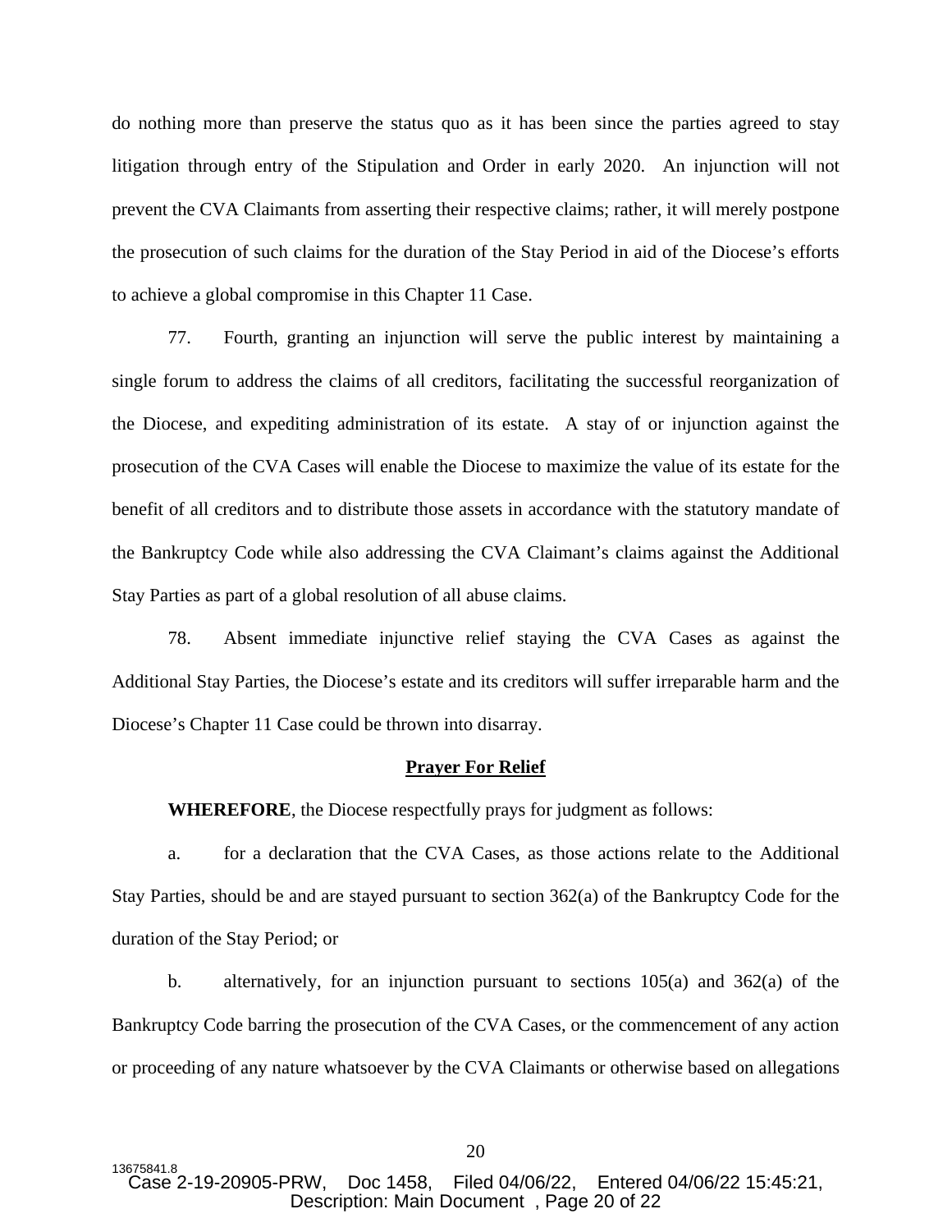do nothing more than preserve the status quo as it has been since the parties agreed to stay litigation through entry of the Stipulation and Order in early 2020. An injunction will not prevent the CVA Claimants from asserting their respective claims; rather, it will merely postpone the prosecution of such claims for the duration of the Stay Period in aid of the Diocese's efforts to achieve a global compromise in this Chapter 11 Case.

77. Fourth, granting an injunction will serve the public interest by maintaining a single forum to address the claims of all creditors, facilitating the successful reorganization of the Diocese, and expediting administration of its estate. A stay of or injunction against the prosecution of the CVA Cases will enable the Diocese to maximize the value of its estate for the benefit of all creditors and to distribute those assets in accordance with the statutory mandate of the Bankruptcy Code while also addressing the CVA Claimant's claims against the Additional Stay Parties as part of a global resolution of all abuse claims.

78. Absent immediate injunctive relief staying the CVA Cases as against the Additional Stay Parties, the Diocese's estate and its creditors will suffer irreparable harm and the Diocese's Chapter 11 Case could be thrown into disarray.

## Prayer For Relief

**WHEREFORE**, the Diocese respectfully prays for judgment as follows:

a. for a declaration that the CVA Cases, as those actions relate to the Additional Stay Parties, should be and are stayed pursuant to section 362(a) of the Bankruptcy Code for the duration of the Stay Period; or

b. alternatively, for an injunction pursuant to sections 105(a) and 362(a) of the Bankruptcy Code barring the prosecution of the CVA Cases, or the commencement of any action or proceeding of any nature whatsoever by the CVA Claimants or otherwise based on allegations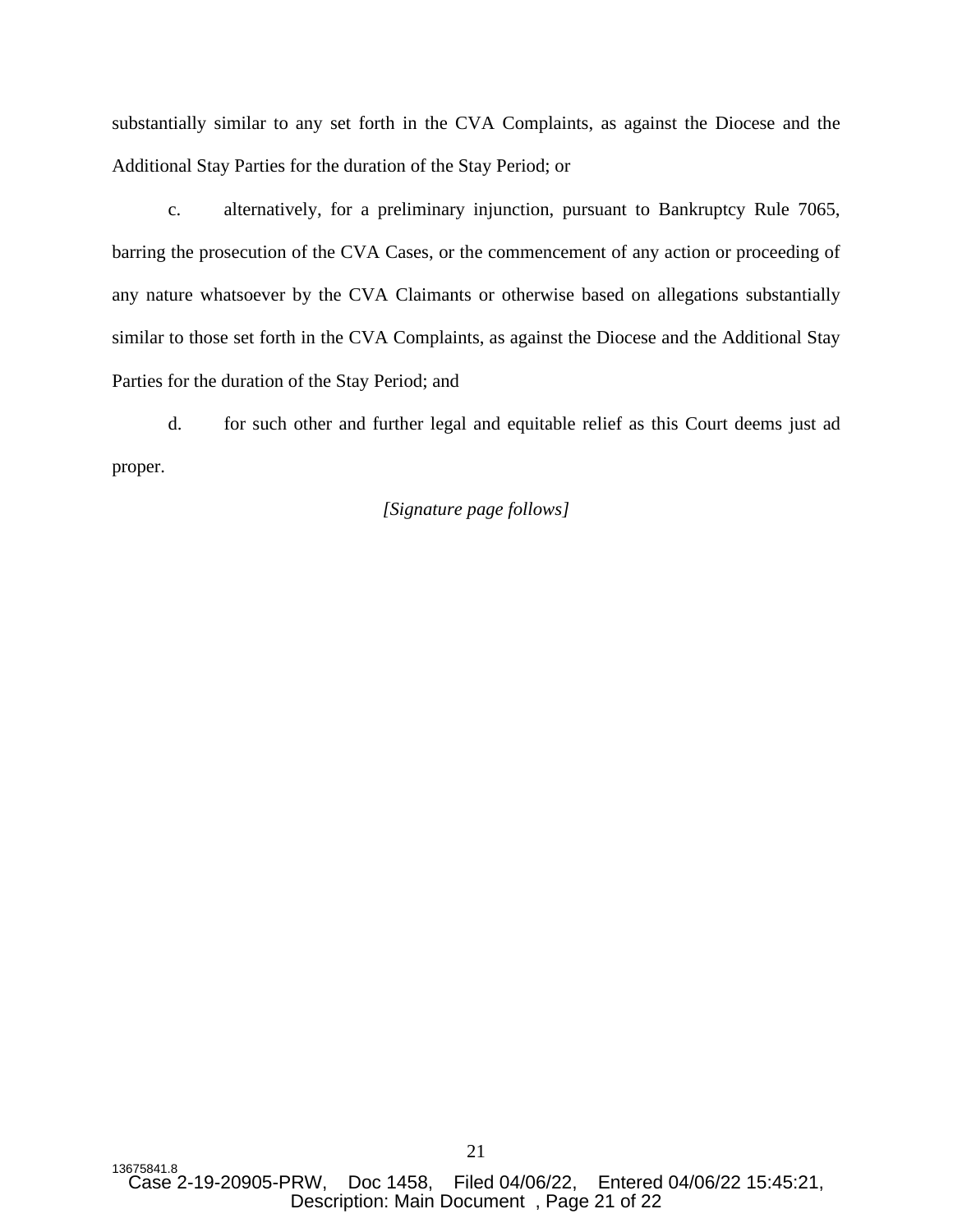substantially similar to any set forth in the CVA Complaints, as against the Diocese and the Additional Stay Parties for the duration of the Stay Period; or

c. alternatively, for a preliminary injunction, pursuant to Bankruptcy Rule 7065, barring the prosecution of the CVA Cases, or the commencement of any action or proceeding of any nature whatsoever by the CVA Claimants or otherwise based on allegations substantially similar to those set forth in the CVA Complaints, as against the Diocese and the Additional Stay Parties for the duration of the Stay Period; and

d. for such other and further legal and equitable relief as this Court deems just ad proper.

*[Signature page follows]*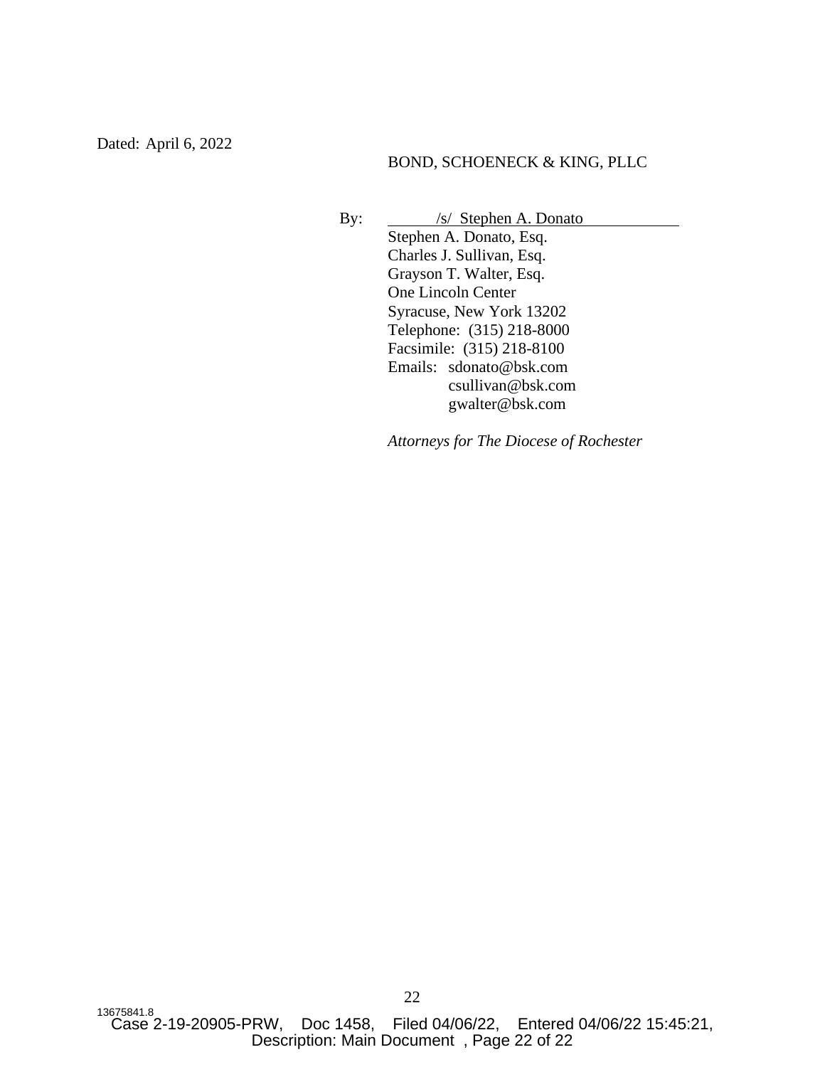Dated: April 6, 2022

BOND, SCHOENECK & KING, PLLC

By: /s/ Stephen A. Donato

Stephen A. Donato, Esq.
Charles J. Sullivan, Esq.
Grayson T. Walter, Esq.
One Lincoln Center
Syracuse, New York 13202
Telephone: (315) 218-8000
Facsimile: (315) 218-8100
Emails: sdonato@bsk.com
csullivan@bsk.com
gwalter@bsk.com

*Attorneys for The Diocese of Rochester*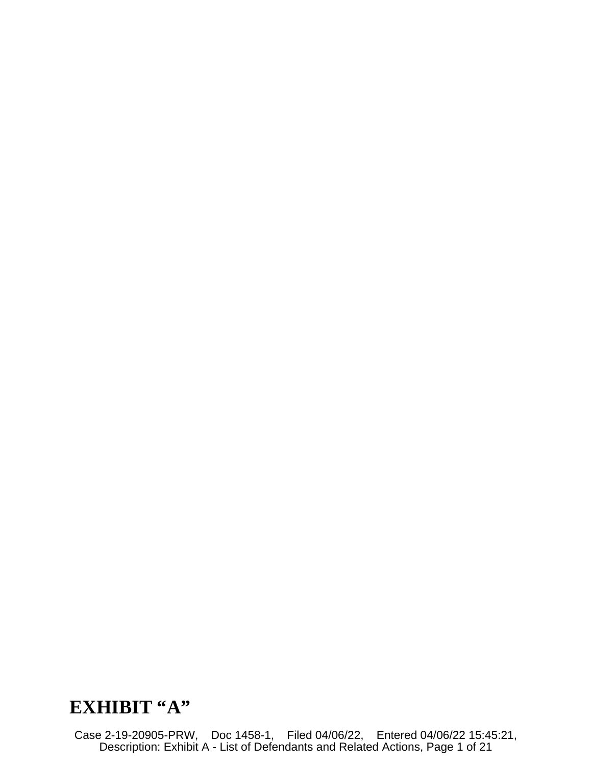# EXHIBIT "A"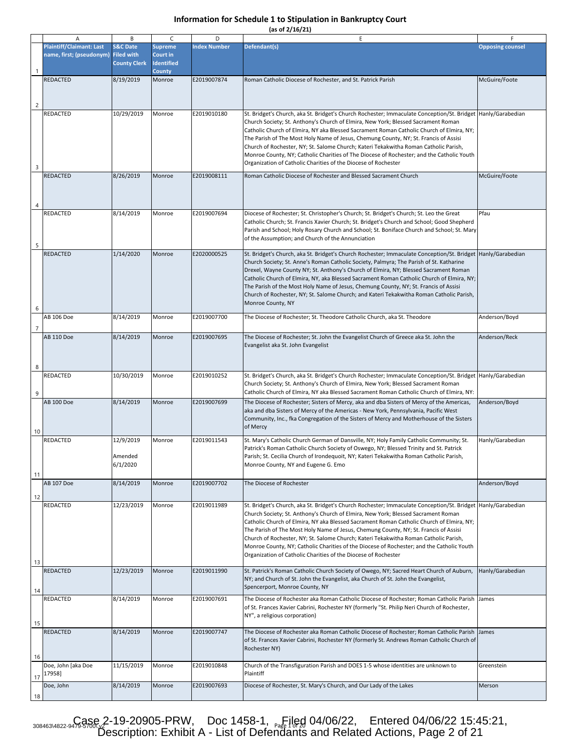# Information for Schedule 1 to Stipulation in Bankruptcy Court

**(as of 2/16/21)**

| | A | B | C | D | E | F |
|---|---|---|---|---|---|---|
| 1 | Plaintiff/Claimant: Last name, first; (pseudonym) | S&C Date Filed with County Clerk | Supreme Court in Identified County | Index Number | Defendant(s) | Opposing counsel |
| 2 | REDACTED | 8/19/2019 | Monroe | E2019007874 | Roman Catholic Diocese of Rochester, and St. Patrick Parish | McGuire/Foote |
| 3 | REDACTED | 10/29/2019 | Monroe | E2019010180 | St. Bridget's Church, aka St. Bridget's Church Rochester; Immaculate Conception/St. Bridget Church Society; St. Anthony's Church of Elmira, New York; Blessed Sacrament Roman Catholic Church of Elmira, NY aka Blessed Sacrament Roman Catholic Church of Elmira, NY; The Parish of The Most Holy Name of Jesus, Chemung County, NY; St. Francis of Assisi Church of Rochester, NY; St. Salome Church; Kateri Tekakwitha Roman Catholic Parish, Monroe County, NY; Catholic Charities of The Diocese of Rochester; and the Catholic Youth Organization of Catholic Charities of the Diocese of Rochester | Hanly/Garabedian |
| 4 | REDACTED | 8/26/2019 | Monroe | E2019008111 | Roman Catholic Diocese of Rochester and Blessed Sacrament Church | McGuire/Foote |
| 5 | REDACTED | 8/14/2019 | Monroe | E2019007694 | Diocese of Rochester; St. Christopher's Church; St. Bridget's Church; St. Leo the Great Catholic Church; St. Francis Xavier Church; St. Bridget's Church and School; Good Shepherd Parish and School; Holy Rosary Church and School; St. Boniface Church and School; St. Mary of the Assumption; and Church of the Annunciation | Pfau |
| 6 | REDACTED | 1/14/2020 | Monroe | E2020000525 | St. Bridget's Church, aka St. Bridget's Church Rochester; Immaculate Conception/St. Bridget Church Society; St. Anne's Roman Catholic Society, Palmyra; The Parish of St. Katharine Drexel, Wayne County NY; St. Anthony's Church of Elmira, NY; Blessed Sacrament Roman Catholic Church of Elmira, NY, aka Blessed Sacrament Roman Catholic Church of Elmira, NY; The Parish of the Most Holy Name of Jesus, Chemung County, NY; St. Francis of Assisi Church of Rochester, NY; St. Salome Church; and Kateri Tekakwitha Roman Catholic Parish, Monroe County, NY | Hanly/Garabedian |
| 7 | AB 106 Doe | 8/14/2019 | Monroe | E2019007700 | The Diocese of Rochester; St. Theodore Catholic Church, aka St. Theodore | Anderson/Boyd |
| 8 | AB 110 Doe | 8/14/2019 | Monroe | E2019007695 | The Diocese of Rochester; St. John the Evangelist Church of Greece aka St. John the Evangelist aka St. John Evangelist | Anderson/Reck |
| 9 | REDACTED | 10/30/2019 | Monroe | E2019010252 | St. Bridget's Church, aka St. Bridget's Church Rochester; Immaculate Conception/St. Bridget Church Society; St. Anthony's Church of Elmira, New York; Blessed Sacrament Roman Catholic Church of Elmira, NY aka Blessed Sacrament Roman Catholic Church of Elmira, NY: | Hanly/Garabedian |
| 10 | AB 100 Doe | 8/14/2019 | Monroe | E2019007699 | The Diocese of Rochester; Sisters of Mercy, aka and dba Sisters of Mercy of the Americas, aka and dba Sisters of Mercy of the Americas - New York, Pennsylvania, Pacific West Community, Inc., fka Congregation of the Sisters of Mercy and Motherhouse of the Sisters of Mercy | Anderson/Boyd |
| 11 | REDACTED | 12/9/2019<br><br>Amended 6/1/2020 | Monroe | E2019011543 | St. Mary's Catholic Church German of Dansville, NY; Holy Family Catholic Community; St. Patrick's Roman Catholic Church Society of Oswego, NY; Blessed Trinity and St. Patrick Parish; St. Cecilia Church of Irondequoit, NY; Kateri Tekakwitha Roman Catholic Parish, Monroe County, NY and Eugene G. Emo | Hanly/Garabedian |
| 12 | AB 107 Doe | 8/14/2019 | Monroe | E2019007702 | The Diocese of Rochester | Anderson/Boyd |
| 13 | REDACTED | 12/23/2019 | Monroe | E2019011989 | St. Bridget's Church, aka St. Bridget's Church Rochester; Immaculate Conception/St. Bridget Church Society; St. Anthony's Church of Elmira, New York; Blessed Sacrament Roman Catholic Church of Elmira, NY aka Blessed Sacrament Roman Catholic Church of Elmira, NY; The Parish of The Most Holy Name of Jesus, Chemung County, NY; St. Francis of Assisi Church of Rochester, NY; St. Salome Church; Kateri Tekakwitha Roman Catholic Parish, Monroe County, NY; Catholic Charities of the Diocese of Rochester; and the Catholic Youth Organization of Catholic Charities of the Diocese of Rochester | Hanly/Garabedian |
| 14 | REDACTED | 12/23/2019 | Monroe | E2019011990 | St. Patrick's Roman Catholic Church Society of Owego, NY; Sacred Heart Church of Auburn, NY; and Church of St. John the Evangelist, aka Church of St. John the Evangelist, Spencerport, Monroe County, NY | Hanly/Garabedian |
| 15 | REDACTED | 8/14/2019 | Monroe | E2019007691 | The Diocese of Rochester aka Roman Catholic Diocese of Rochester; Roman Catholic Parish of St. Frances Xavier Cabrini, Rochester NY (formerly "St. Philip Neri Church of Rochester, NY", a religious corporation) | James |
| 16 | REDACTED | 8/14/2019 | Monroe | E2019007747 | The Diocese of Rochester aka Roman Catholic Diocese of Rochester; Roman Catholic Parish of St. Frances Xavier Cabrini, Rochester NY (formerly St. Andrews Roman Catholic Church of Rochester NY) | James |
| 17 | Doe, John [aka Doe 17958] | 11/15/2019 | Monroe | E2019010848 | Church of the Transfiguration Parish and DOES 1-5 whose identities are unknown to Plaintiff | Greenstein |
| 18 | Doe, John | 8/14/2019 | Monroe | E2019007693 | Diocese of Rochester, St. Mary's Church, and Our Lady of the Lakes | Merson |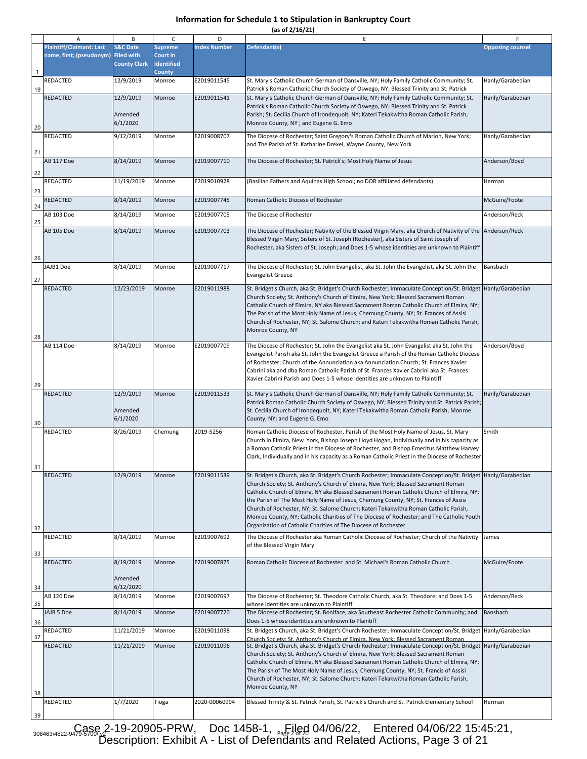## Information for Schedule 1 to Stipulation in Bankruptcy Court

**(as of 2/16/21)**

| | A | B | C | D | E | F |
|---|---|---|---|---|---|---|
| 1 | Plaintiff/Claimant: Last name, first; (pseudonym) | S&C Date Filed with County Clerk | Supreme Court in Identified County | Index Number | Defendant(s) | Opposing counsel |
| 19 | REDACTED | 12/9/2019 | Monroe | E2019011545 | St. Mary's Catholic Church German of Dansville, NY; Holy Family Catholic Community; St. Patrick's Roman Catholic Church Society of Oswego, NY; Blessed Trinity and St. Patrick | Hanly/Garabedian |
| 20 | REDACTED | 12/9/2019 Amended 6/1/2020 | Monroe | E2019011541 | St. Mary's Catholic Church German of Dansville, NY; Holy Family Catholic Community; St. Patrick's Roman Catholic Church Society of Oswego, NY; Blessed Trinity and St. Patrick Parish; St. Cecilia Church of Irondequoit, NY; Kateri Tekakwitha Roman Catholic Parish, Monroe County, NY ; and Eugene G. Emo | Hanly/Garabedian |
| 21 | REDACTED | 9/12/2019 | Monroe | E2019008707 | The Diocese of Rochester; Saint Gregory's Roman Catholic Church of Marion, New York; and The Parish of St. Katharine Drexel, Wayne County, New York | Hanly/Garabedian |
| 22 | AB 117 Doe | 8/14/2019 | Monroe | E2019007710 | The Diocese of Rochester; St. Patrick's; Most Holy Name of Jesus | Anderson/Boyd |
| 23 | REDACTED | 11/19/2019 | Monroe | E2019010928 | (Basilian Fathers and Aquinas High School; no DOR affiliated defendants) | Herman |
| 24 | REDACTED | 8/14/2019 | Monroe | E2019007745 | Roman Catholic Diocese of Rochester | McGuire/Foote |
| 25 | AB 103 Doe | 8/14/2019 | Monroe | E2019007705 | The Diocese of Rochester | Anderson/Reck |
| 26 | AB 105 Doe | 8/14/2019 | Monroe | E2019007703 | The Diocese of Rochester; Nativity of the Blessed Virgin Mary, aka Church of Nativity of the Blessed Virgin Mary; Sisters of St. Joseph (Rochester), aka Sisters of Saint Joseph of Rochester, aka Sisters of St. Joseph; and Does 1-5 whose identities are unknown to Plaintiff | Anderson/Reck |
| 27 | JAJB1 Doe | 8/14/2019 | Monroe | E2019007717 | The Diocese of Rochester; St. John Evangelist, aka St. John the Evangelist, aka St. John the Evangelist Greece | Bansbach |
| 28 | REDACTED | 12/23/2019 | Monroe | E2019011988 | St. Bridget's Church, aka St. Bridget's Church Rochester; Immaculate Conception/St. Bridget Church Society; St. Anthony's Church of Elmira, New York; Blessed Sacrament Roman Catholic Church of Elmira, NY aka Blessed Sacrament Roman Catholic Church of Elmira, NY; The Parish of the Most Holy Name of Jesus, Chemung County, NY; St. Frances of Assisi Church of Rochester, NY; St. Salome Church; and Kateri Tekakwitha Roman Catholic Parish, Monroe County, NY | Hanly/Garabedian |
| 29 | AB 114 Doe | 8/14/2019 | Monroe | E2019007709 | The Diocese of Rochester; St. John the Evangelist aka St. John Evangelist aka St. John the Evangelist Parish aka St. John the Evangelist Greece a Parish of the Roman Catholic Diocese of Rochester; Church of the Annunciation aka Annunciation Church; St. Frances Xavier Cabrini aka and dba Roman Catholic Parish of St. Frances Xavier Cabrini aka St. Frances Xavier Cabrini Parish and Does 1-5 whose identities are unknown to Plaintiff | Anderson/Boyd |
| 30 | REDACTED | 12/9/2019 Amended 6/1/2020 | Monroe | E2019011533 | St. Mary's Catholic Church German of Dansville, NY; Holy Family Catholic Community; St. Patrick Roman Catholic Church Society of Oswego, NY; Blessed Trinity and St. Patrick Parish; St. Cecilia Church of Irondequoit, NY; Kateri Tekakwitha Roman Catholic Parish, Monroe County, NY; and Eugene G. Emo | Hanly/Garabedian |
| 31 | REDACTED | 8/26/2019 | Chemung | 2019-5256 | Roman Catholic Diocese of Rochester, Parish of the Most Holy Name of Jesus, St. Mary Church in Elmira, New York, Bishop Joseph Lloyd Hogan, Individually and in his capacity as a Roman Catholic Priest in the Diocese of Rochester, and Bishop Emeritus Matthew Harvey Clark, Individually and in his capacity as a Roman Catholic Priest in the Diocese of Rochester | Smith |
| 32 | REDACTED | 12/9/2019 | Monroe | E2019011539 | St. Bridget's Church, aka St. Bridget's Church Rochester; Immaculate Conception/St. Bridget Church Society; St. Anthony's Church of Elmira, New York; Blessed Sacrament Roman Catholic Church of Elmira, NY aka Blessed Sacrament Roman Catholic Church of Elmira, NY; the Parish of The Most Holy Name of Jesus, Chemung County, NY; St. Frances of Assisi Church of Rochester, NY; St. Salome Church; Kateri Tekakwitha Roman Catholic Parish, Monroe County, NY; Catholic Charities of The Diocese of Rochester; and The Catholic Youth Organization of Catholic Charities of The Diocese of Rochester | Hanly/Garabedian |
| 33 | REDACTED | 8/14/2019 | Monroe | E2019007692 | The Diocese of Rochester aka Roman Catholic Diocese of Rochester; Church of the Nativity of the Blessed Virgin Mary | James |
| 34 | REDACTED | 8/19/2019 Amended 6/12/2020 | Monroe | E2019007875 | Roman Catholic Diocese of Rochester and St. Michael's Roman Catholic Church | McGuire/Foote |
| 35 | AB 120 Doe | 8/14/2019 | Monroe | E2019007697 | The Diocese of Rochester; St. Theodore Catholic Church, aka St. Theodore; and Does 1-5 whose identities are unknown to Plaintiff | Anderson/Reck |
| 36 | JAJB 5 Doe | 8/14/2019 | Monroe | E2019007720 | The Diocese of Rochester; St. Boniface, aka Southeast Rochester Catholic Community; and Does 1-5 whose identities are unknown to Plaintiff | Bansbach |
| 37 | REDACTED | 11/21/2019 | Monroe | E2019011098 | St. Bridget's Church, aka St. Bridget's Church Rochester; Immaculate Conception/St. Bridget Church Society; St. Anthony's Church of Elmira, New York; Blessed Sacrament Roman | Hanly/Garabedian |
| 38 | REDACTED | 11/21/2019 | Monroe | E2019011096 | St. Bridget's Church, aka St. Bridget's Church Rochester; Immaculate Conception/St. Bridget Church Society; St. Anthony's Church of Elmira, New York; Blessed Sacrament Roman Catholic Church of Elmira, NY aka Blessed Sacrament Roman Catholic Church of Elmira, NY; The Parish of The Most Holy Name of Jesus, Chemung County, NY; St. Francis of Assisi Church of Rochester, NY; St. Salome Church; Kateri Tekakwitha Roman Catholic Parish, Monroe County, NY | Hanly/Garabedian |
| 39 | REDACTED | 1/7/2020 | Tioga | 2020-00060994 | Blessed Trinity & St. Patrick Parish, St. Patrick's Church and St. Patrick Elementary School | Herman |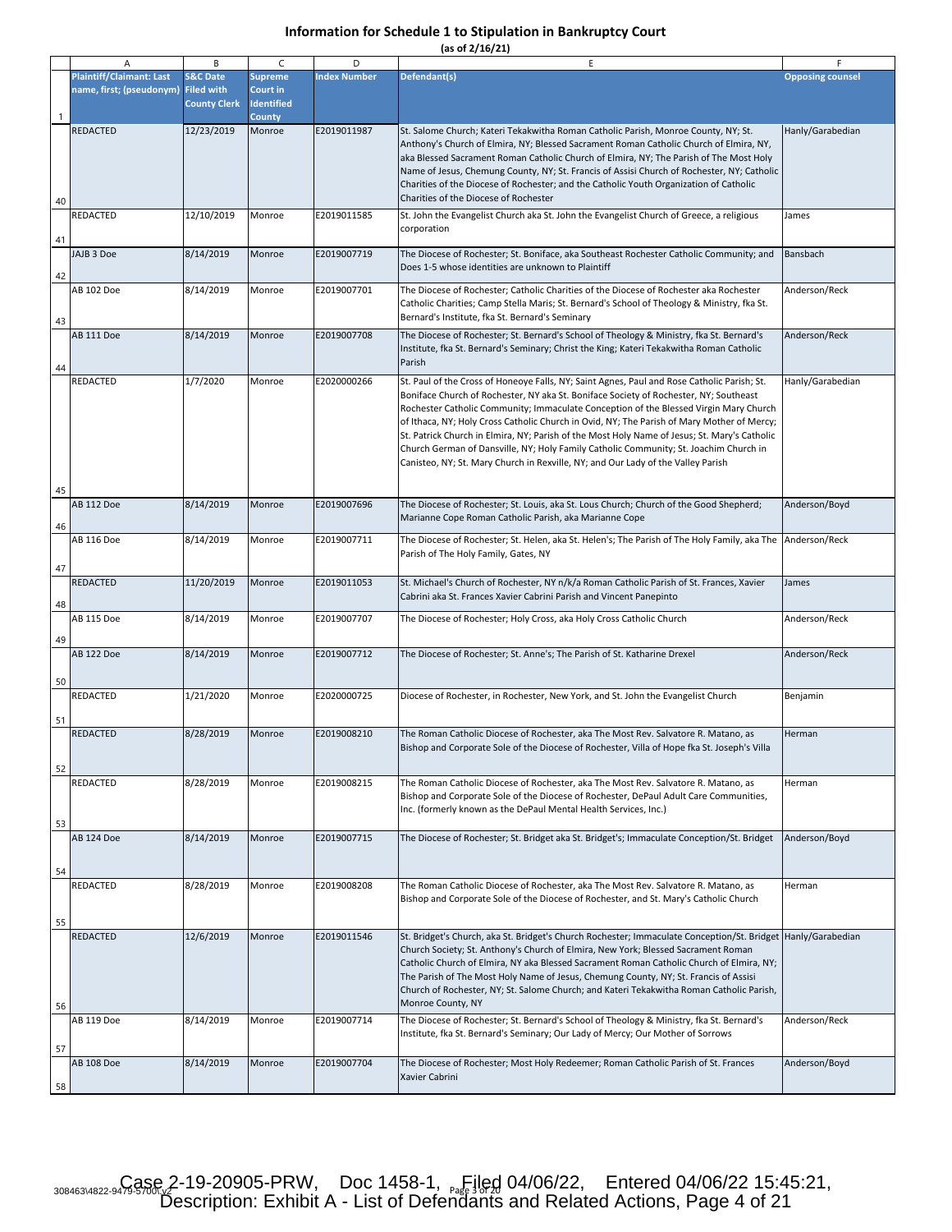## Information for Schedule 1 to Stipulation in Bankruptcy Court

(as of 2/16/21)

| | A | B | C | D | E | F |
|---|---|---|---|---|---|---|
| 1 | Plaintiff/Claimant: Last name, first; (pseudonym) | S&C Date Filed with County Clerk | Supreme Court in Identified County | Index Number | Defendant(s) | Opposing counsel |
| 40 | REDACTED | 12/23/2019 | Monroe | E2019011987 | St. Salome Church; Kateri Tekakwitha Roman Catholic Parish, Monroe County, NY; St. Anthony's Church of Elmira, NY; Blessed Sacrament Roman Catholic Church of Elmira, NY, aka Blessed Sacrament Roman Catholic Church of Elmira, NY; The Parish of The Most Holy Name of Jesus, Chemung County, NY; St. Francis of Assisi Church of Rochester, NY; Catholic Charities of the Diocese of Rochester; and the Catholic Youth Organization of Catholic Charities of the Diocese of Rochester | Hanly/Garabedian |
| 41 | REDACTED | 12/10/2019 | Monroe | E2019011585 | St. John the Evangelist Church aka St. John the Evangelist Church of Greece, a religious corporation | James |
| 42 | JAJB 3 Doe | 8/14/2019 | Monroe | E2019007719 | The Diocese of Rochester; St. Boniface, aka Southeast Rochester Catholic Community; and Does 1-5 whose identities are unknown to Plaintiff | Bansbach |
| 43 | AB 102 Doe | 8/14/2019 | Monroe | E2019007701 | The Diocese of Rochester; Catholic Charities of the Diocese of Rochester aka Rochester Catholic Charities; Camp Stella Maris; St. Bernard's School of Theology & Ministry, fka St. Bernard's Institute, fka St. Bernard's Seminary | Anderson/Reck |
| 44 | AB 111 Doe | 8/14/2019 | Monroe | E2019007708 | The Diocese of Rochester; St. Bernard's School of Theology & Ministry, fka St. Bernard's Institute, fka St. Bernard's Seminary; Christ the King; Kateri Tekakwitha Roman Catholic Parish | Anderson/Reck |
| 45 | REDACTED | 1/7/2020 | Monroe | E2020000266 | St. Paul of the Cross of Honeoye Falls, NY; Saint Agnes, Paul and Rose Catholic Parish; St. Boniface Church of Rochester, NY aka St. Boniface Society of Rochester, NY; Southeast Rochester Catholic Community; Immaculate Conception of the Blessed Virgin Mary Church of Ithaca, NY; Holy Cross Catholic Church in Ovid, NY; The Parish of Mary Mother of Mercy; St. Patrick Church in Elmira, NY; Parish of the Most Holy Name of Jesus; St. Mary's Catholic Church German of Dansville, NY; Holy Family Catholic Community; St. Joachim Church in Canisteo, NY; St. Mary Church in Rexville, NY; and Our Lady of the Valley Parish | Hanly/Garabedian |
| 46 | AB 112 Doe | 8/14/2019 | Monroe | E2019007696 | The Diocese of Rochester; St. Louis, aka St. Lous Church; Church of the Good Shepherd; Marianne Cope Roman Catholic Parish, aka Marianne Cope | Anderson/Boyd |
| 47 | AB 116 Doe | 8/14/2019 | Monroe | E2019007711 | The Diocese of Rochester; St. Helen, aka St. Helen's; The Parish of The Holy Family, aka The Parish of The Holy Family, Gates, NY | Anderson/Reck |
| 48 | REDACTED | 11/20/2019 | Monroe | E2019011053 | St. Michael's Church of Rochester, NY n/k/a Roman Catholic Parish of St. Frances, Xavier Cabrini aka St. Frances Xavier Cabrini Parish and Vincent Panepinto | James |
| 49 | AB 115 Doe | 8/14/2019 | Monroe | E2019007707 | The Diocese of Rochester; Holy Cross, aka Holy Cross Catholic Church | Anderson/Reck |
| 50 | AB 122 Doe | 8/14/2019 | Monroe | E2019007712 | The Diocese of Rochester; St. Anne's; The Parish of St. Katharine Drexel | Anderson/Reck |
| 51 | REDACTED | 1/21/2020 | Monroe | E2020000725 | Diocese of Rochester, in Rochester, New York, and St. John the Evangelist Church | Benjamin |
| 52 | REDACTED | 8/28/2019 | Monroe | E2019008210 | The Roman Catholic Diocese of Rochester, aka The Most Rev. Salvatore R. Matano, as Bishop and Corporate Sole of the Diocese of Rochester, Villa of Hope fka St. Joseph's Villa | Herman |
| 53 | REDACTED | 8/28/2019 | Monroe | E2019008215 | The Roman Catholic Diocese of Rochester, aka The Most Rev. Salvatore R. Matano, as Bishop and Corporate Sole of the Diocese of Rochester, DePaul Adult Care Communities, Inc. (formerly known as the DePaul Mental Health Services, Inc.) | Herman |
| 54 | AB 124 Doe | 8/14/2019 | Monroe | E2019007715 | The Diocese of Rochester; St. Bridget aka St. Bridget's; Immaculate Conception/St. Bridget | Anderson/Boyd |
| 55 | REDACTED | 8/28/2019 | Monroe | E2019008208 | The Roman Catholic Diocese of Rochester, aka The Most Rev. Salvatore R. Matano, as Bishop and Corporate Sole of the Diocese of Rochester, and St. Mary's Catholic Church | Herman |
| 56 | REDACTED | 12/6/2019 | Monroe | E2019011546 | St. Bridget's Church, aka St. Bridget's Church Rochester; Immaculate Conception/St. Bridget Church Society; St. Anthony's Church of Elmira, New York; Blessed Sacrament Roman Catholic Church of Elmira, NY aka Blessed Sacrament Roman Catholic Church of Elmira, NY; The Parish of The Most Holy Name of Jesus, Chemung County, NY; St. Francis of Assisi Church of Rochester, NY; St. Salome Church; and Kateri Tekakwitha Roman Catholic Parish, Monroe County, NY | Hanly/Garabedian |
| 57 | AB 119 Doe | 8/14/2019 | Monroe | E2019007714 | The Diocese of Rochester; St. Bernard's School of Theology & Ministry, fka St. Bernard's Institute, fka St. Bernard's Seminary; Our Lady of Mercy; Our Mother of Sorrows | Anderson/Reck |
| 58 | AB 108 Doe | 8/14/2019 | Monroe | E2019007704 | The Diocese of Rochester; Most Holy Redeemer; Roman Catholic Parish of St. Frances Xavier Cabrini | Anderson/Boyd |

Case 2-19-20905-PRW, Doc 1458-1, Filed 04/06/22, Entered 04/06/22 15:45:21, Description: Exhibit A - List of Defendants and Related Actions, Page 4 of 21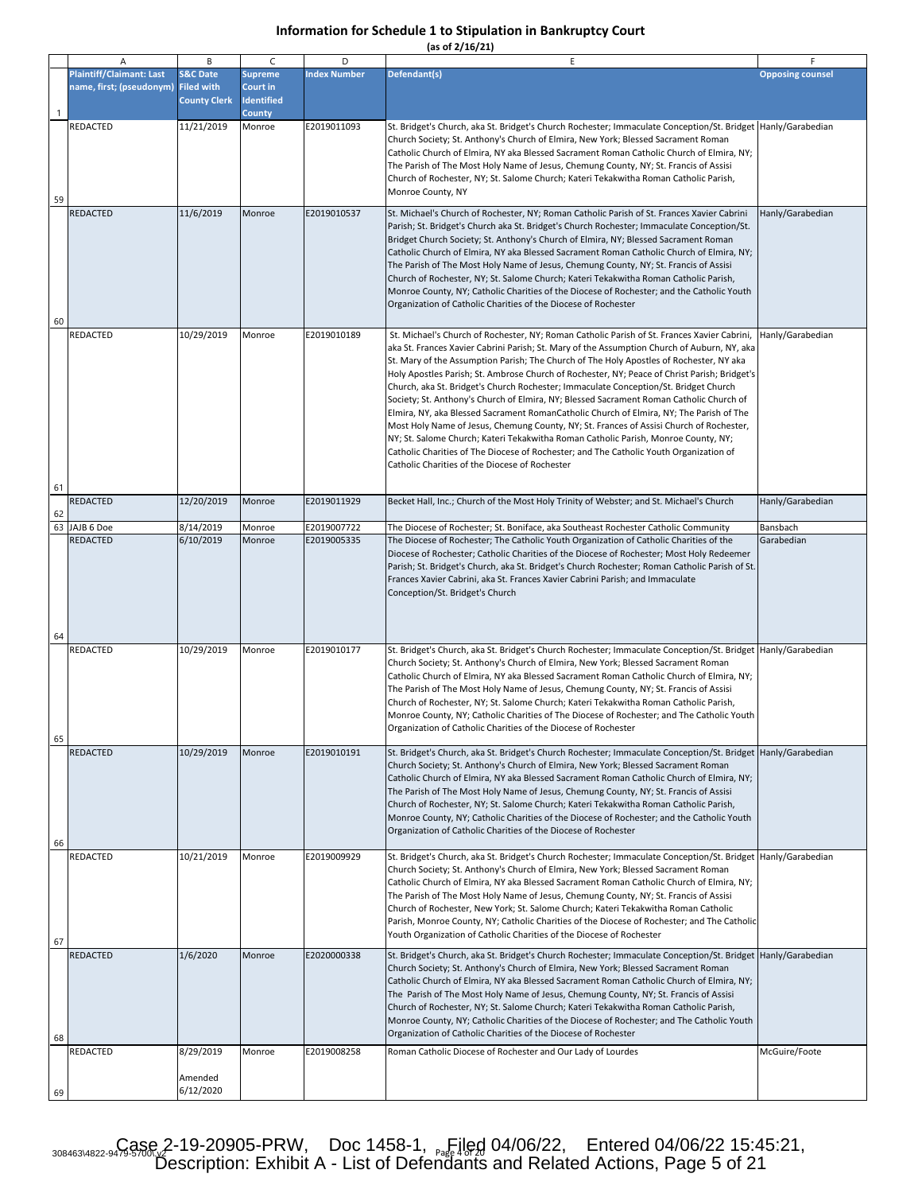# Information for Schedule 1 to Stipulation in Bankruptcy Court

**(as of 2/16/21)**

| | A | B | C | D | E | F |
|---|---|---|---|---|---|---|
| 1 | Plaintiff/Claimant: Last name, first; (pseudonym) | S&C Date Filed with County Clerk | Supreme Court in Identified County | Index Number | Defendant(s) | Opposing counsel |
| 59 | REDACTED | 11/21/2019 | Monroe | E2019011093 | St. Bridget's Church, aka St. Bridget's Church Rochester; Immaculate Conception/St. Bridget Church Society; St. Anthony's Church of Elmira, New York; Blessed Sacrament Roman Catholic Church of Elmira, NY aka Blessed Sacrament Roman Catholic Church of Elmira, NY; The Parish of The Most Holy Name of Jesus, Chemung County, NY; St. Francis of Assisi Church of Rochester, NY; St. Salome Church; Kateri Tekakwitha Roman Catholic Parish, Monroe County, NY | Hanly/Garabedian |
| 60 | REDACTED | 11/6/2019 | Monroe | E2019010537 | St. Michael's Church of Rochester, NY; Roman Catholic Parish of St. Frances Xavier Cabrini Parish; St. Bridget's Church aka St. Bridget's Church Rochester; Immaculate Conception/St. Bridget Church Society; St. Anthony's Church of Elmira, NY; Blessed Sacrament Roman Catholic Church of Elmira, NY aka Blessed Sacrament Roman Catholic Church of Elmira, NY; The Parish of The Most Holy Name of Jesus, Chemung County, NY; St. Francis of Assisi Church of Rochester, NY; St. Salome Church; Kateri Tekakwitha Roman Catholic Parish, Monroe County, NY; Catholic Charities of the Diocese of Rochester; and the Catholic Youth Organization of Catholic Charities of the Diocese of Rochester | Hanly/Garabedian |
| 61 | REDACTED | 10/29/2019 | Monroe | E2019010189 | St. Michael's Church of Rochester, NY; Roman Catholic Parish of St. Frances Xavier Cabrini, aka St. Frances Xavier Cabrini Parish; St. Mary of the Assumption Church of Auburn, NY, aka St. Mary of the Assumption Parish; The Church of The Holy Apostles of Rochester, NY aka Holy Apostles Parish; St. Ambrose Church of Rochester, NY; Peace of Christ Parish; Bridget's Church, aka St. Bridget's Church Rochester; Immaculate Conception/St. Bridget Church Society; St. Anthony's Church of Elmira, NY; Blessed Sacrament Roman Catholic Church of Elmira, NY, aka Blessed Sacrament RomanCatholic Church of Elmira, NY; The Parish of The Most Holy Name of Jesus, Chemung County, NY; St. Frances of Assisi Church of Rochester, NY; St. Salome Church; Kateri Tekakwitha Roman Catholic Parish, Monroe County, NY; Catholic Charities of The Diocese of Rochester; and The Catholic Youth Organization of Catholic Charities of the Diocese of Rochester | Hanly/Garabedian |
| 62 | REDACTED | 12/20/2019 | Monroe | E2019011929 | Becket Hall, Inc.; Church of the Most Holy Trinity of Webster; and St. Michael's Church | Hanly/Garabedian |
| 63 | JAJB 6 Doe | 8/14/2019 | Monroe | E2019007722 | The Diocese of Rochester; St. Boniface, aka Southeast Rochester Catholic Community | Bansbach |
| 64 | REDACTED | 6/10/2019 | Monroe | E2019005335 | The Diocese of Rochester; The Catholic Youth Organization of Catholic Charities of the Diocese of Rochester; Catholic Charities of the Diocese of Rochester; Most Holy Redeemer Parish; St. Bridget's Church, aka St. Bridget's Church Rochester; Roman Catholic Parish of St. Frances Xavier Cabrini, aka St. Frances Xavier Cabrini Parish; and Immaculate Conception/St. Bridget's Church | Garabedian |
| 65 | REDACTED | 10/29/2019 | Monroe | E2019010177 | St. Bridget's Church, aka St. Bridget's Church Rochester; Immaculate Conception/St. Bridget Church Society; St. Anthony's Church of Elmira, New York; Blessed Sacrament Roman Catholic Church of Elmira, NY aka Blessed Sacrament Roman Catholic Church of Elmira, NY; The Parish of The Most Holy Name of Jesus, Chemung County, NY; St. Francis of Assisi Church of Rochester, NY; St. Salome Church; Kateri Tekakwitha Roman Catholic Parish, Monroe County, NY; Catholic Charities of The Diocese of Rochester; and The Catholic Youth Organization of Catholic Charities of the Diocese of Rochester | Hanly/Garabedian |
| 66 | REDACTED | 10/29/2019 | Monroe | E2019010191 | St. Bridget's Church, aka St. Bridget's Church Rochester; Immaculate Conception/St. Bridget Church Society; St. Anthony's Church of Elmira, New York; Blessed Sacrament Roman Catholic Church of Elmira, NY aka Blessed Sacrament Roman Catholic Church of Elmira, NY; The Parish of The Most Holy Name of Jesus, Chemung County, NY; St. Francis of Assisi Church of Rochester, NY; St. Salome Church; Kateri Tekakwitha Roman Catholic Parish, Monroe County, NY; Catholic Charities of the Diocese of Rochester; and the Catholic Youth Organization of Catholic Charities of the Diocese of Rochester | Hanly/Garabedian |
| 67 | REDACTED | 10/21/2019 | Monroe | E2019009929 | St. Bridget's Church, aka St. Bridget's Church Rochester; Immaculate Conception/St. Bridget Church Society; St. Anthony's Church of Elmira, New York; Blessed Sacrament Roman Catholic Church of Elmira, NY aka Blessed Sacrament Roman Catholic Church of Elmira, NY; The Parish of The Most Holy Name of Jesus, Chemung County, NY; St. Francis of Assisi Church of Rochester, New York; St. Salome Church; Kateri Tekakwitha Roman Catholic Parish, Monroe County, NY; Catholic Charities of the Diocese of Rochester; and The Catholic Youth Organization of Catholic Charities of the Diocese of Rochester | Hanly/Garabedian |
| 68 | REDACTED | 1/6/2020 | Monroe | E2020000338 | St. Bridget's Church, aka St. Bridget's Church Rochester; Immaculate Conception/St. Bridget Church Society; St. Anthony's Church of Elmira, New York; Blessed Sacrament Roman Catholic Church of Elmira, NY aka Blessed Sacrament Roman Catholic Church of Elmira, NY; The Parish of The Most Holy Name of Jesus, Chemung County, NY; St. Francis of Assisi Church of Rochester, NY; St. Salome Church; Kateri Tekakwitha Roman Catholic Parish, Monroe County, NY; Catholic Charities of the Diocese of Rochester; and The Catholic Youth Organization of Catholic Charities of the Diocese of Rochester | Hanly/Garabedian |
| 69 | REDACTED | 8/29/2019<br><br>Amended 6/12/2020 | Monroe | E2019008258 | Roman Catholic Diocese of Rochester and Our Lady of Lourdes | McGuire/Foote |

Case 2-19-20905-PRW, Doc 1458-1, Filed 04/06/22, Entered 04/06/22 15:45:21, Description: Exhibit A - List of Defendants and Related Actions, Page 5 of 21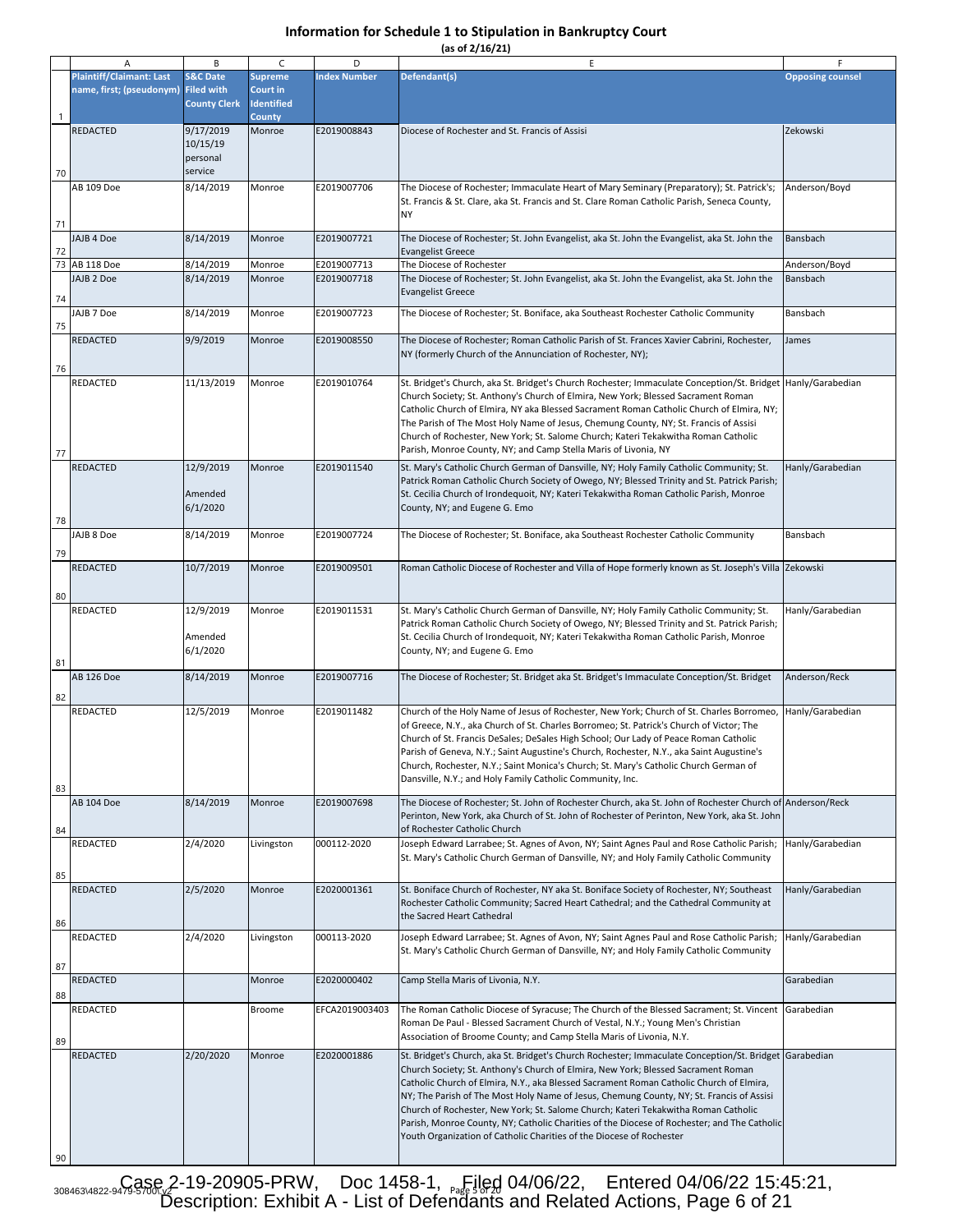# Information for Schedule 1 to Stipulation in Bankruptcy Court

(as of 2/16/21)

| | A | B | C | D | E | F |
|---|---|---|---|---|---|---|
| 1 | Plaintiff/Claimant: Last name, first; (pseudonym) | S&C Date Filed with County Clerk | Supreme Court in Identified County | Index Number | Defendant(s) | Opposing counsel |
| 70 | REDACTED | 9/17/2019 10/15/19 personal service | Monroe | E2019008843 | Diocese of Rochester and St. Francis of Assisi | Zekowski |
| 71 | AB 109 Doe | 8/14/2019 | Monroe | E2019007706 | The Diocese of Rochester; Immaculate Heart of Mary Seminary (Preparatory); St. Patrick's; St. Francis & St. Clare, aka St. Francis and St. Clare Roman Catholic Parish, Seneca County, NY | Anderson/Boyd |
| 72 | JAJB 4 Doe | 8/14/2019 | Monroe | E2019007721 | The Diocese of Rochester; St. John Evangelist, aka St. John the Evangelist, aka St. John the Evangelist Greece | Bansbach |
| 73 | AB 118 Doe | 8/14/2019 | Monroe | E2019007713 | The Diocese of Rochester | Anderson/Boyd |
| 74 | JAJB 2 Doe | 8/14/2019 | Monroe | E2019007718 | The Diocese of Rochester; St. John Evangelist, aka St. John the Evangelist, aka St. John the Evangelist Greece | Bansbach |
| 75 | JAJB 7 Doe | 8/14/2019 | Monroe | E2019007723 | The Diocese of Rochester; St. Boniface, aka Southeast Rochester Catholic Community | Bansbach |
| 76 | REDACTED | 9/9/2019 | Monroe | E2019008550 | The Diocese of Rochester; Roman Catholic Parish of St. Frances Xavier Cabrini, Rochester, NY (formerly Church of the Annunciation of Rochester, NY); | James |
| 77 | REDACTED | 11/13/2019 | Monroe | E2019010764 | St. Bridget's Church, aka St. Bridget's Church Rochester; Immaculate Conception/St. Bridget Church Society; St. Anthony's Church of Elmira, New York; Blessed Sacrament Roman Catholic Church of Elmira, NY aka Blessed Sacrament Roman Catholic Church of Elmira, NY; The Parish of The Most Holy Name of Jesus, Chemung County, NY; St. Francis of Assisi Church of Rochester, New York; St. Salome Church; Kateri Tekakwitha Roman Catholic Parish, Monroe County, NY; and Camp Stella Maris of Livonia, NY | Hanly/Garabedian |
| 78 | REDACTED | 12/9/2019 Amended 6/1/2020 | Monroe | E2019011540 | St. Mary's Catholic Church German of Dansville, NY; Holy Family Catholic Community; St. Patrick Roman Catholic Church Society of Owego, NY; Blessed Trinity and St. Patrick Parish; St. Cecilia Church of Irondequoit, NY; Kateri Tekakwitha Roman Catholic Parish, Monroe County, NY; and Eugene G. Emo | Hanly/Garabedian |
| 79 | JAJB 8 Doe | 8/14/2019 | Monroe | E2019007724 | The Diocese of Rochester; St. Boniface, aka Southeast Rochester Catholic Community | Bansbach |
| 80 | REDACTED | 10/7/2019 | Monroe | E2019009501 | Roman Catholic Diocese of Rochester and Villa of Hope formerly known as St. Joseph's Villa | Zekowski |
| 81 | REDACTED | 12/9/2019 Amended 6/1/2020 | Monroe | E2019011531 | St. Mary's Catholic Church German of Dansville, NY; Holy Family Catholic Community; St. Patrick Roman Catholic Church Society of Owego, NY; Blessed Trinity and St. Patrick Parish; St. Cecilia Church of Irondequoit, NY; Kateri Tekakwitha Roman Catholic Parish, Monroe County, NY; and Eugene G. Emo | Hanly/Garabedian |
| 82 | AB 126 Doe | 8/14/2019 | Monroe | E2019007716 | The Diocese of Rochester; St. Bridget aka St. Bridget's Immaculate Conception/St. Bridget | Anderson/Reck |
| 83 | REDACTED | 12/5/2019 | Monroe | E2019011482 | Church of the Holy Name of Jesus of Rochester, New York; Church of St. Charles Borromeo, of Greece, N.Y., aka Church of St. Charles Borromeo; St. Patrick's Church of Victor; The Church of St. Francis DeSales; DeSales High School; Our Lady of Peace Roman Catholic Parish of Geneva, N.Y.; Saint Augustine's Church, Rochester, N.Y., aka Saint Augustine's Church, Rochester, N.Y.; Saint Monica's Church; St. Mary's Catholic Church German of Dansville, N.Y.; and Holy Family Catholic Community, Inc. | Hanly/Garabedian |
| 84 | AB 104 Doe | 8/14/2019 | Monroe | E2019007698 | The Diocese of Rochester; St. John of Rochester Church, aka St. John of Rochester Church of Perinton, New York, aka Church of St. John of Rochester of Perinton, New York, aka St. John of Rochester Catholic Church | Anderson/Reck |
| 85 | REDACTED | 2/4/2020 | Livingston | 000112-2020 | Joseph Edward Larrabee; St. Agnes of Avon, NY; Saint Agnes Paul and Rose Catholic Parish; St. Mary's Catholic Church German of Dansville, NY; and Holy Family Catholic Community | Hanly/Garabedian |
| 86 | REDACTED | 2/5/2020 | Monroe | E2020001361 | St. Boniface Church of Rochester, NY aka St. Boniface Society of Rochester, NY; Southeast Rochester Catholic Community; Sacred Heart Cathedral; and the Cathedral Community at the Sacred Heart Cathedral | Hanly/Garabedian |
| 87 | REDACTED | 2/4/2020 | Livingston | 000113-2020 | Joseph Edward Larrabee; St. Agnes of Avon, NY; Saint Agnes Paul and Rose Catholic Parish; St. Mary's Catholic Church German of Dansville, NY; and Holy Family Catholic Community | Hanly/Garabedian |
| 88 | REDACTED | | Monroe | E2020000402 | Camp Stella Maris of Livonia, N.Y. | Garabedian |
| 89 | REDACTED | | Broome | EFCA2019003403 | The Roman Catholic Diocese of Syracuse; The Church of the Blessed Sacrament; St. Vincent Roman De Paul - Blessed Sacrament Church of Vestal, N.Y.; Young Men's Christian Association of Broome County; and Camp Stella Maris of Livonia, N.Y. | Garabedian |
| 90 | REDACTED | 2/20/2020 | Monroe | E2020001886 | St. Bridget's Church, aka St. Bridget's Church Rochester; Immaculate Conception/St. Bridget Church Society; St. Anthony's Church of Elmira, New York; Blessed Sacrament Roman Catholic Church of Elmira, N.Y., aka Blessed Sacrament Roman Catholic Church of Elmira, NY; The Parish of The Most Holy Name of Jesus, Chemung County, NY; St. Francis of Assisi Church of Rochester, New York; St. Salome Church; Kateri Tekakwitha Roman Catholic Parish, Monroe County, NY; Catholic Charities of the Diocese of Rochester; and The Catholic Youth Organization of Catholic Charities of the Diocese of Rochester | Garabedian |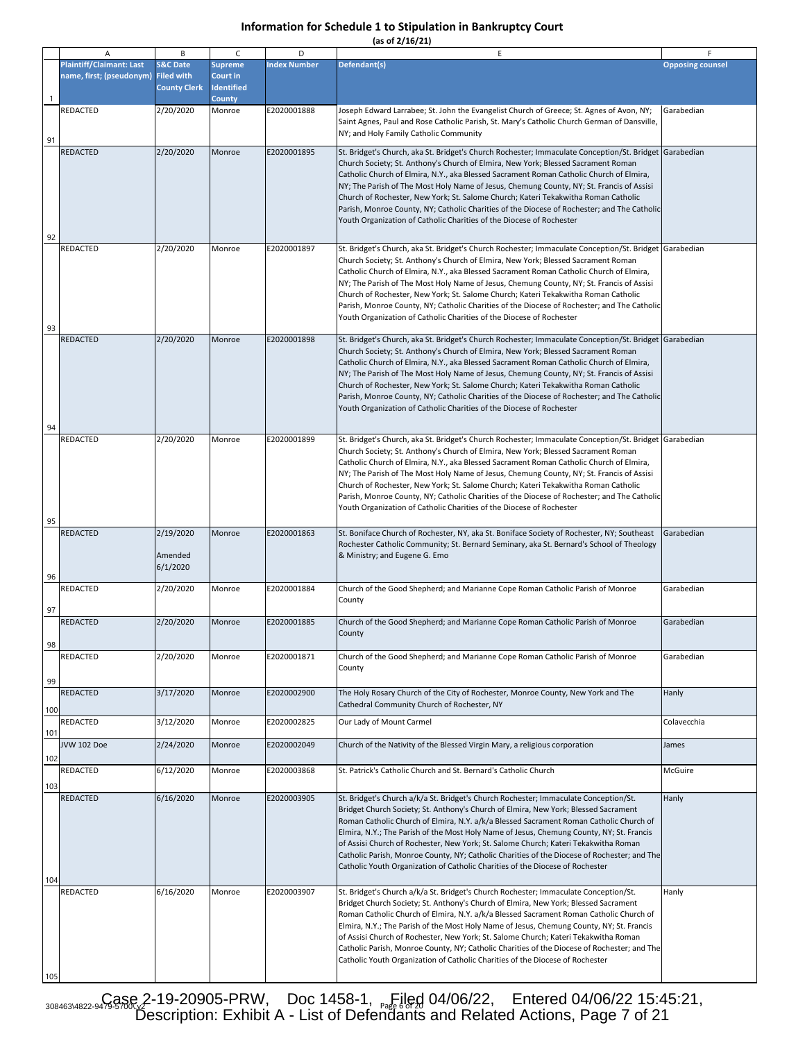# Information for Schedule 1 to Stipulation in Bankruptcy Court

(as of 2/16/21)

| | A | B | C | D | E | F |
|---|---|---|---|---|---|---|
| 1 | Plaintiff/Claimant: Last name, first; (pseudonym) | S&C Date Filed with County Clerk | Supreme Court in Identified County | Index Number | Defendant(s) | Opposing counsel |
| 91 | REDACTED | 2/20/2020 | Monroe | E2020001888 | Joseph Edward Larrabee; St. John the Evangelist Church of Greece; St. Agnes of Avon, NY; Saint Agnes, Paul and Rose Catholic Parish, St. Mary's Catholic Church German of Dansville, NY; and Holy Family Catholic Community | Garabedian |
| 92 | REDACTED | 2/20/2020 | Monroe | E2020001895 | St. Bridget's Church, aka St. Bridget's Church Rochester; Immaculate Conception/St. Bridget Church Society; St. Anthony's Church of Elmira, New York; Blessed Sacrament Roman Catholic Church of Elmira, N.Y., aka Blessed Sacrament Roman Catholic Church of Elmira, NY; The Parish of The Most Holy Name of Jesus, Chemung County, NY; St. Francis of Assisi Church of Rochester, New York; St. Salome Church; Kateri Tekakwitha Roman Catholic Parish, Monroe County, NY; Catholic Charities of the Diocese of Rochester; and The Catholic Youth Organization of Catholic Charities of the Diocese of Rochester | Garabedian |
| 93 | REDACTED | 2/20/2020 | Monroe | E2020001897 | St. Bridget's Church, aka St. Bridget's Church Rochester; Immaculate Conception/St. Bridget Church Society; St. Anthony's Church of Elmira, New York; Blessed Sacrament Roman Catholic Church of Elmira, N.Y., aka Blessed Sacrament Roman Catholic Church of Elmira, NY; The Parish of The Most Holy Name of Jesus, Chemung County, NY; St. Francis of Assisi Church of Rochester, New York; St. Salome Church; Kateri Tekakwitha Roman Catholic Parish, Monroe County, NY; Catholic Charities of the Diocese of Rochester; and The Catholic Youth Organization of Catholic Charities of the Diocese of Rochester | Garabedian |
| 94 | REDACTED | 2/20/2020 | Monroe | E2020001898 | St. Bridget's Church, aka St. Bridget's Church Rochester; Immaculate Conception/St. Bridget Church Society; St. Anthony's Church of Elmira, New York; Blessed Sacrament Roman Catholic Church of Elmira, N.Y., aka Blessed Sacrament Roman Catholic Church of Elmira, NY; The Parish of The Most Holy Name of Jesus, Chemung County, NY; St. Francis of Assisi Church of Rochester, New York; St. Salome Church; Kateri Tekakwitha Roman Catholic Parish, Monroe County, NY; Catholic Charities of the Diocese of Rochester; and The Catholic Youth Organization of Catholic Charities of the Diocese of Rochester | Garabedian |
| 95 | REDACTED | 2/20/2020 | Monroe | E2020001899 | St. Bridget's Church, aka St. Bridget's Church Rochester; Immaculate Conception/St. Bridget Church Society; St. Anthony's Church of Elmira, New York; Blessed Sacrament Roman Catholic Church of Elmira, N.Y., aka Blessed Sacrament Roman Catholic Church of Elmira, NY; The Parish of The Most Holy Name of Jesus, Chemung County, NY; St. Francis of Assisi Church of Rochester, New York; St. Salome Church; Kateri Tekakwitha Roman Catholic Parish, Monroe County, NY; Catholic Charities of the Diocese of Rochester; and The Catholic Youth Organization of Catholic Charities of the Diocese of Rochester | Garabedian |
| 96 | REDACTED | 2/19/2020 Amended 6/1/2020 | Monroe | E2020001863 | St. Boniface Church of Rochester, NY, aka St. Boniface Society of Rochester, NY; Southeast Rochester Catholic Community; St. Bernard Seminary, aka St. Bernard's School of Theology & Ministry; and Eugene G. Emo | Garabedian |
| 97 | REDACTED | 2/20/2020 | Monroe | E2020001884 | Church of the Good Shepherd; and Marianne Cope Roman Catholic Parish of Monroe County | Garabedian |
| 98 | REDACTED | 2/20/2020 | Monroe | E2020001885 | Church of the Good Shepherd; and Marianne Cope Roman Catholic Parish of Monroe County | Garabedian |
| 99 | REDACTED | 2/20/2020 | Monroe | E2020001871 | Church of the Good Shepherd; and Marianne Cope Roman Catholic Parish of Monroe County | Garabedian |
| 100 | REDACTED | 3/17/2020 | Monroe | E2020002900 | The Holy Rosary Church of the City of Rochester, Monroe County, New York and The Cathedral Community Church of Rochester, NY | Hanly |
| 101 | REDACTED | 3/12/2020 | Monroe | E2020002825 | Our Lady of Mount Carmel | Colavecchia |
| 102 | JVW 102 Doe | 2/24/2020 | Monroe | E2020002049 | Church of the Nativity of the Blessed Virgin Mary, a religious corporation | James |
| 103 | REDACTED | 6/12/2020 | Monroe | E2020003868 | St. Patrick's Catholic Church and St. Bernard's Catholic Church | McGuire |
| 104 | REDACTED | 6/16/2020 | Monroe | E2020003905 | St. Bridget's Church a/k/a St. Bridget's Church Rochester; Immaculate Conception/St. Bridget Church Society; St. Anthony's Church of Elmira, New York; Blessed Sacrament Roman Catholic Church of Elmira, N.Y. a/k/a Blessed Sacrament Roman Catholic Church of Elmira, N.Y.; The Parish of the Most Holy Name of Jesus, Chemung County, NY; St. Francis of Assisi Church of Rochester, New York; St. Salome Church; Kateri Tekakwitha Roman Catholic Parish, Monroe County, NY; Catholic Charities of the Diocese of Rochester; and The Catholic Youth Organization of Catholic Charities of the Diocese of Rochester | Hanly |
| 105 | REDACTED | 6/16/2020 | Monroe | E2020003907 | St. Bridget's Church a/k/a St. Bridget's Church Rochester; Immaculate Conception/St. Bridget Church Society; St. Anthony's Church of Elmira, New York; Blessed Sacrament Roman Catholic Church of Elmira, N.Y. a/k/a Blessed Sacrament Roman Catholic Church of Elmira, N.Y.; The Parish of the Most Holy Name of Jesus, Chemung County, NY; St. Francis of Assisi Church of Rochester, New York; St. Salome Church; Kateri Tekakwitha Roman Catholic Parish, Monroe County, NY; Catholic Charities of the Diocese of Rochester; and The Catholic Youth Organization of Catholic Charities of the Diocese of Rochester | Hanly |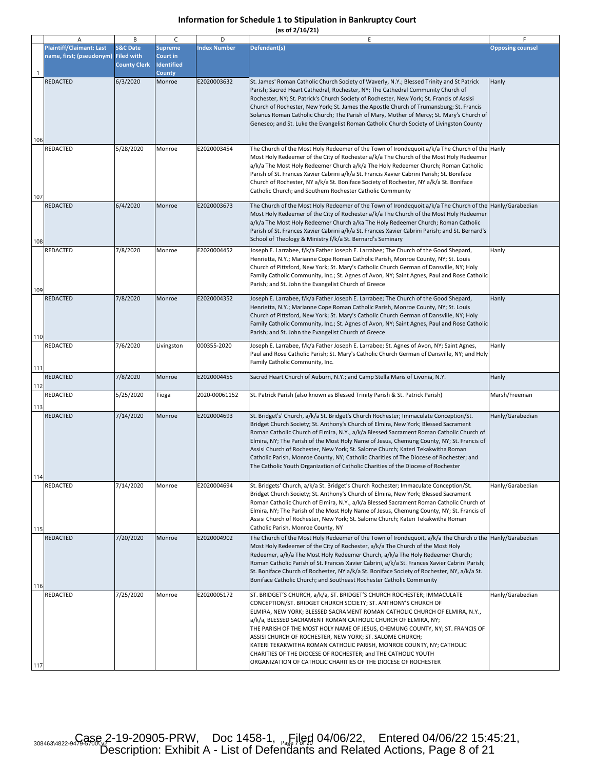# Information for Schedule 1 to Stipulation in Bankruptcy Court

(as of 2/16/21)

| | A | B | C | D | E | F |
|---|---|---|---|---|---|---|
| 1 | Plaintiff/Claimant: Last name, first; (pseudonym) | S&C Date Filed with County Clerk | Supreme Court in Identified County | Index Number | Defendant(s) | Opposing counsel |
| 106 | REDACTED | 6/3/2020 | Monroe | E2020003632 | St. James' Roman Catholic Church Society of Waverly, N.Y.; Blessed Trinity and St Patrick Parish; Sacred Heart Cathedral, Rochester, NY; The Cathedral Community Church of Rochester, NY; St. Patrick's Church Society of Rochester, New York; St. Francis of Assisi Church of Rochester, New York; St. James the Apostle Church of Trumansburg; St. Francis Solanus Roman Catholic Church; The Parish of Mary, Mother of Mercy; St. Mary's Church of Geneseo; and St. Luke the Evangelist Roman Catholic Church Society of Livingston County | Hanly |
| 107 | REDACTED | 5/28/2020 | Monroe | E2020003454 | The Church of the Most Holy Redeemer of the Town of Irondequoit a/k/a The Church of the Most Holy Redeemer of the City of Rochester a/k/a The Church of the Most Holy Redeemer a/k/a The Most Holy Redeemer Church a/k/a The Holy Redeemer Church; Roman Catholic Parish of St. Frances Xavier Cabrini a/k/a St. Francis Xavier Cabrini Parish; St. Boniface Church of Rochester, NY a/k/a St. Boniface Society of Rochester, NY a/k/a St. Boniface Catholic Church; and Southern Rochester Catholic Community | Hanly |
| 108 | REDACTED | 6/4/2020 | Monroe | E2020003673 | The Church of the Most Holy Redeemer of the Town of Irondequoit a/k/a The Church of the Most Holy Redeemer of the City of Rochester a/k/a The Church of the Most Holy Redeemer a/k/a The Most Holy Redeemer Church a/ka The Holy Redeemer Church; Roman Catholic Parish of St. Frances Xavier Cabrini a/k/a St. Frances Xavier Cabrini Parish; and St. Bernard's School of Theology & Ministry f/k/a St. Bernard's Seminary | Hanly/Garabedian |
| 109 | REDACTED | 7/8/2020 | Monroe | E2020004452 | Joseph E. Larrabee, f/k/a Father Joseph E. Larrabee; The Church of the Good Shepard, Henrietta, N.Y.; Marianne Cope Roman Catholic Parish, Monroe County, NY; St. Louis Church of Pittsford, New York; St. Mary's Catholic Church German of Dansville, NY; Holy Family Catholic Community, Inc.; St. Agnes of Avon, NY; Saint Agnes, Paul and Rose Catholic Parish; and St. John the Evangelist Church of Greece | Hanly |
| 110 | REDACTED | 7/8/2020 | Monroe | E2020004352 | Joseph E. Larrabee, f/k/a Father Joseph E. Larrabee; The Church of the Good Shepard, Henrietta, N.Y.; Marianne Cope Roman Catholic Parish, Monroe County, NY; St. Louis Church of Pittsford, New York; St. Mary's Catholic Church German of Dansville, NY; Holy Family Catholic Community, Inc.; St. Agnes of Avon, NY; Saint Agnes, Paul and Rose Catholic Parish; and St. John the Evangelist Church of Greece | Hanly |
| 111 | REDACTED | 7/6/2020 | Livingston | 000355-2020 | Joseph E. Larrabee, f/k/a Father Joseph E. Larrabee; St. Agnes of Avon, NY; Saint Agnes, Paul and Rose Catholic Parish; St. Mary's Catholic Church German of Dansville, NY; and Holy Family Catholic Community, Inc. | Hanly |
| 112 | REDACTED | 7/8/2020 | Monroe | E2020004455 | Sacred Heart Church of Auburn, N.Y.; and Camp Stella Maris of Livonia, N.Y. | Hanly |
| 113 | REDACTED | 5/25/2020 | Tioga | 2020-00061152 | St. Patrick Parish (also known as Blessed Trinity Parish & St. Patrick Parish) | Marsh/Freeman |
| 114 | REDACTED | 7/14/2020 | Monroe | E2020004693 | St. Bridget's' Church, a/k/a St. Bridget's Church Rochester; Immaculate Conception/St. Bridget Church Society; St. Anthony's Church of Elmira, New York; Blessed Sacrament Roman Catholic Church of Elmira, N.Y., a/k/a Blessed Sacrament Roman Catholic Church of Elmira, NY; The Parish of the Most Holy Name of Jesus, Chemung County, NY; St. Francis of Assisi Church of Rochester, New York; St. Salome Church; Kateri Tekakwitha Roman Catholic Parish, Monroe County, NY; Catholic Charities of The Diocese of Rochester; and The Catholic Youth Organization of Catholic Charities of the Diocese of Rochester | Hanly/Garabedian |
| 115 | REDACTED | 7/14/2020 | Monroe | E2020004694 | St. Bridgets' Church, a/k/a St. Bridget's Church Rochester; Immaculate Conception/St. Bridget Church Society; St. Anthony's Church of Elmira, New York; Blessed Sacrament Roman Catholic Church of Elmira, N.Y., a/k/a Blessed Sacrament Roman Catholic Church of Elmira, NY; The Parish of the Most Holy Name of Jesus, Chemung County, NY; St. Francis of Assisi Church of Rochester, New York; St. Salome Church; Kateri Tekakwitha Roman Catholic Parish, Monroe County, NY | Hanly/Garabedian |
| 116 | REDACTED | 7/20/2020 | Monroe | E2020004902 | The Church of the Most Holy Redeemer of the Town of Irondequoit, a/k/a The Church o the Most Holy Redeemer of the City of Rochester, a/k/a The Church of the Most Holy Redeemer, a/k/a The Most Holy Redeemer Church, a/k/a The Holy Redeemer Church; Roman Catholic Parish of St. Frances Xavier Cabrini, a/k/a St. Frances Xavier Cabrini Parish; St. Boniface Church of Rochester, NY a/k/a St. Boniface Society of Rochester, NY, a/k/a St. Boniface Catholic Church; and Southeast Rochester Catholic Community | Hanly/Garabedian |
| 117 | REDACTED | 7/25/2020 | Monroe | E2020005172 | ST. BRIDGET'S CHURCH, a/k/a, ST. BRIDGET'S CHURCH ROCHESTER; IMMACULATE CONCEPTION/ST. BRIDGET CHURCH SOCIETY; ST. ANTHONY'S CHURCH OF ELMIRA, NEW YORK; BLESSED SACRAMENT ROMAN CATHOLIC CHURCH OF ELMIRA, N.Y., a/k/a, BLESSED SACRAMENT ROMAN CATHOLIC CHURCH OF ELMIRA, NY; THE PARISH OF THE MOST HOLY NAME OF JESUS, CHEMUNG COUNTY, NY; ST. FRANCIS OF ASSISI CHURCH OF ROCHESTER, NEW YORK; ST. SALOME CHURCH; KATERI TEKAKWITHA ROMAN CATHOLIC PARISH, MONROE COUNTY, NY; CATHOLIC CHARITIES OF THE DIOCESE OF ROCHESTER; and THE CATHOLIC YOUTH ORGANIZATION OF CATHOLIC CHARITIES OF THE DIOCESE OF ROCHESTER | Hanly/Garabedian |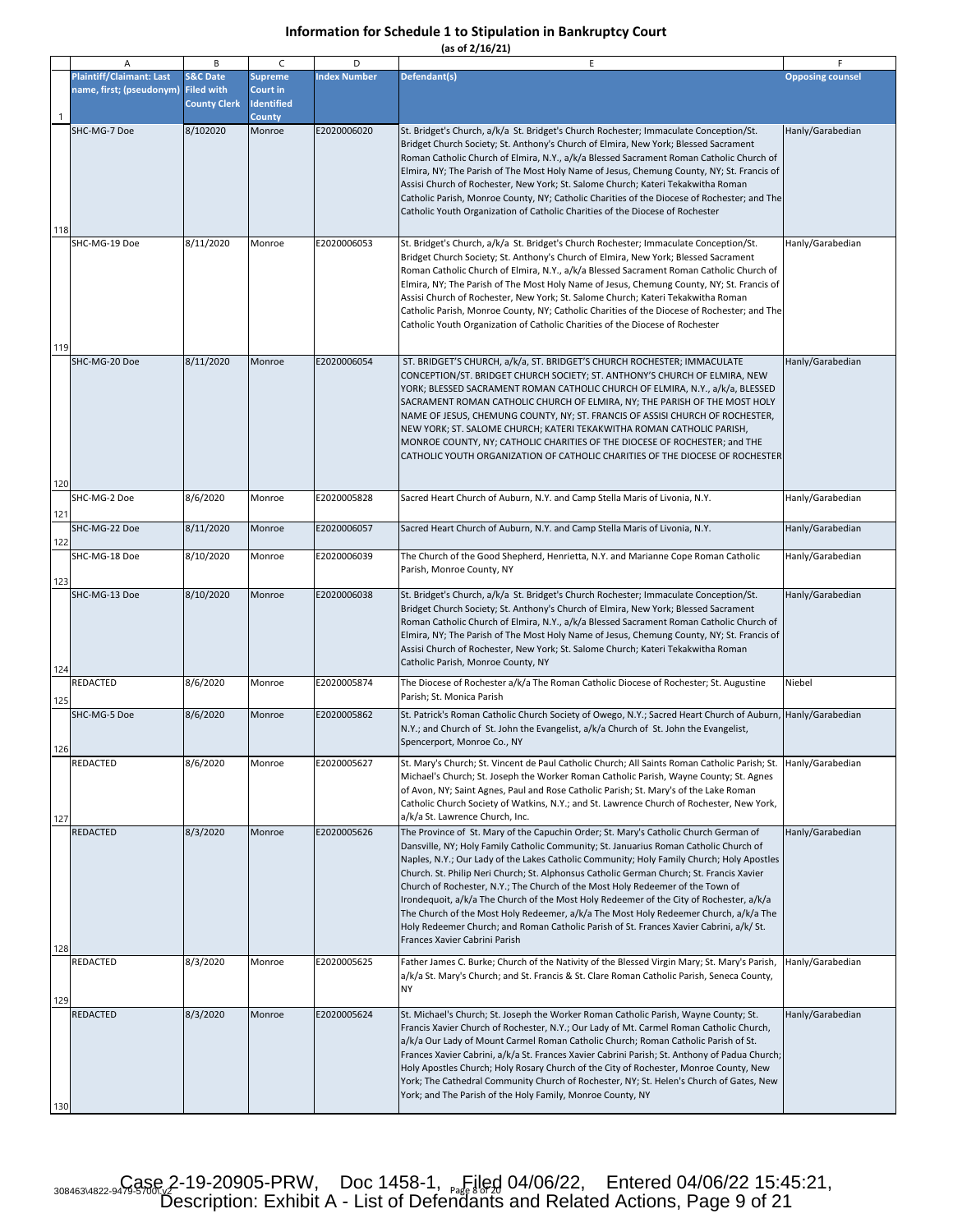# Information for Schedule 1 to Stipulation in Bankruptcy Court

(as of 2/16/21)

| | A | B | C | D | E | F |
|---|---|---|---|---|---|---|
| 1 | Plaintiff/Claimant: Last name, first; (pseudonym) | S&C Date Filed with County Clerk | Supreme Court in Identified County | Index Number | Defendant(s) | Opposing counsel |
| 118 | SHC-MG-7 Doe | 8/102020 | Monroe | E2020006020 | St. Bridget's Church, a/k/a St. Bridget's Church Rochester; Immaculate Conception/St. Bridget Church Society; St. Anthony's Church of Elmira, New York; Blessed Sacrament Roman Catholic Church of Elmira, N.Y., a/k/a Blessed Sacrament Roman Catholic Church of Elmira, NY; The Parish of The Most Holy Name of Jesus, Chemung County, NY; St. Francis of Assisi Church of Rochester, New York; St. Salome Church; Kateri Tekakwitha Roman Catholic Parish, Monroe County, NY; Catholic Charities of the Diocese of Rochester; and The Catholic Youth Organization of Catholic Charities of the Diocese of Rochester | Hanly/Garabedian |
| 119 | SHC-MG-19 Doe | 8/11/2020 | Monroe | E2020006053 | St. Bridget's Church, a/k/a St. Bridget's Church Rochester; Immaculate Conception/St. Bridget Church Society; St. Anthony's Church of Elmira, New York; Blessed Sacrament Roman Catholic Church of Elmira, N.Y., a/k/a Blessed Sacrament Roman Catholic Church of Elmira, NY; The Parish of The Most Holy Name of Jesus, Chemung County, NY; St. Francis of Assisi Church of Rochester, New York; St. Salome Church; Kateri Tekakwitha Roman Catholic Parish, Monroe County, NY; Catholic Charities of the Diocese of Rochester; and The Catholic Youth Organization of Catholic Charities of the Diocese of Rochester | Hanly/Garabedian |
| 120 | SHC-MG-20 Doe | 8/11/2020 | Monroe | E2020006054 | ST. BRIDGET'S CHURCH, a/k/a, ST. BRIDGET'S CHURCH ROCHESTER; IMMACULATE CONCEPTION/ST. BRIDGET CHURCH SOCIETY; ST. ANTHONY'S CHURCH OF ELMIRA, NEW YORK; BLESSED SACRAMENT ROMAN CATHOLIC CHURCH OF ELMIRA, N.Y., a/k/a, BLESSED SACRAMENT ROMAN CATHOLIC CHURCH OF ELMIRA, NY; THE PARISH OF THE MOST HOLY NAME OF JESUS, CHEMUNG COUNTY, NY; ST. FRANCIS OF ASSISI CHURCH OF ROCHESTER, NEW YORK; ST. SALOME CHURCH; KATERI TEKAKWITHA ROMAN CATHOLIC PARISH, MONROE COUNTY, NY; CATHOLIC CHARITIES OF THE DIOCESE OF ROCHESTER; and THE CATHOLIC YOUTH ORGANIZATION OF CATHOLIC CHARITIES OF THE DIOCESE OF ROCHESTER | Hanly/Garabedian |
| 121 | SHC-MG-2 Doe | 8/6/2020 | Monroe | E2020005828 | Sacred Heart Church of Auburn, N.Y. and Camp Stella Maris of Livonia, N.Y. | Hanly/Garabedian |
| 122 | SHC-MG-22 Doe | 8/11/2020 | Monroe | E2020006057 | Sacred Heart Church of Auburn, N.Y. and Camp Stella Maris of Livonia, N.Y. | Hanly/Garabedian |
| 123 | SHC-MG-18 Doe | 8/10/2020 | Monroe | E2020006039 | The Church of the Good Shepherd, Henrietta, N.Y. and Marianne Cope Roman Catholic Parish, Monroe County, NY | Hanly/Garabedian |
| 124 | SHC-MG-13 Doe | 8/10/2020 | Monroe | E2020006038 | St. Bridget's Church, a/k/a St. Bridget's Church Rochester; Immaculate Conception/St. Bridget Church Society; St. Anthony's Church of Elmira, New York; Blessed Sacrament Roman Catholic Church of Elmira, N.Y., a/k/a Blessed Sacrament Roman Catholic Church of Elmira, NY; The Parish of The Most Holy Name of Jesus, Chemung County, NY; St. Francis of Assisi Church of Rochester, New York; St. Salome Church; Kateri Tekakwitha Roman Catholic Parish, Monroe County, NY | Hanly/Garabedian |
| 125 | REDACTED | 8/6/2020 | Monroe | E2020005874 | The Diocese of Rochester a/k/a The Roman Catholic Diocese of Rochester; St. Augustine Parish; St. Monica Parish | Niebel |
| 126 | SHC-MG-5 Doe | 8/6/2020 | Monroe | E2020005862 | St. Patrick's Roman Catholic Church Society of Owego, N.Y.; Sacred Heart Church of Auburn, N.Y.; and Church of St. John the Evangelist, a/k/a Church of St. John the Evangelist, Spencerport, Monroe Co., NY | Hanly/Garabedian |
| 127 | REDACTED | 8/6/2020 | Monroe | E2020005627 | St. Mary's Church; St. Vincent de Paul Catholic Church; All Saints Roman Catholic Parish; St. Michael's Church; St. Joseph the Worker Roman Catholic Parish, Wayne County; St. Agnes of Avon, NY; Saint Agnes, Paul and Rose Catholic Parish; St. Mary's of the Lake Roman Catholic Church Society of Watkins, N.Y.; and St. Lawrence Church of Rochester, New York, a/k/a St. Lawrence Church, Inc. | Hanly/Garabedian |
| 128 | REDACTED | 8/3/2020 | Monroe | E2020005626 | The Province of St. Mary of the Capuchin Order; St. Mary's Catholic Church German of Dansville, NY; Holy Family Catholic Community; St. Januarius Roman Catholic Church of Naples, N.Y.; Our Lady of the Lakes Catholic Community; Holy Family Church; Holy Apostles Church. St. Philip Neri Church; St. Alphonsus Catholic German Church; St. Francis Xavier Church of Rochester, N.Y.; The Church of the Most Holy Redeemer of the Town of Irondequoit, a/k/a The Church of the Most Holy Redeemer of the City of Rochester, a/k/a The Church of the Most Holy Redeemer, a/k/a The Most Holy Redeemer Church, a/k/a The Holy Redeemer Church; and Roman Catholic Parish of St. Frances Xavier Cabrini, a/k/ St. Frances Xavier Cabrini Parish | Hanly/Garabedian |
| 129 | REDACTED | 8/3/2020 | Monroe | E2020005625 | Father James C. Burke; Church of the Nativity of the Blessed Virgin Mary; St. Mary's Parish, a/k/a St. Mary's Church; and St. Francis & St. Clare Roman Catholic Parish, Seneca County, NY | Hanly/Garabedian |
| 130 | REDACTED | 8/3/2020 | Monroe | E2020005624 | St. Michael's Church; St. Joseph the Worker Roman Catholic Parish, Wayne County; St. Francis Xavier Church of Rochester, N.Y.; Our Lady of Mt. Carmel Roman Catholic Church, a/k/a Our Lady of Mount Carmel Roman Catholic Church; Roman Catholic Parish of St. Frances Xavier Cabrini, a/k/a St. Frances Xavier Cabrini Parish; St. Anthony of Padua Church; Holy Apostles Church; Holy Rosary Church of the City of Rochester, Monroe County, New York; The Cathedral Community Church of Rochester, NY; St. Helen's Church of Gates, New York; and The Parish of the Holy Family, Monroe County, NY | Hanly/Garabedian |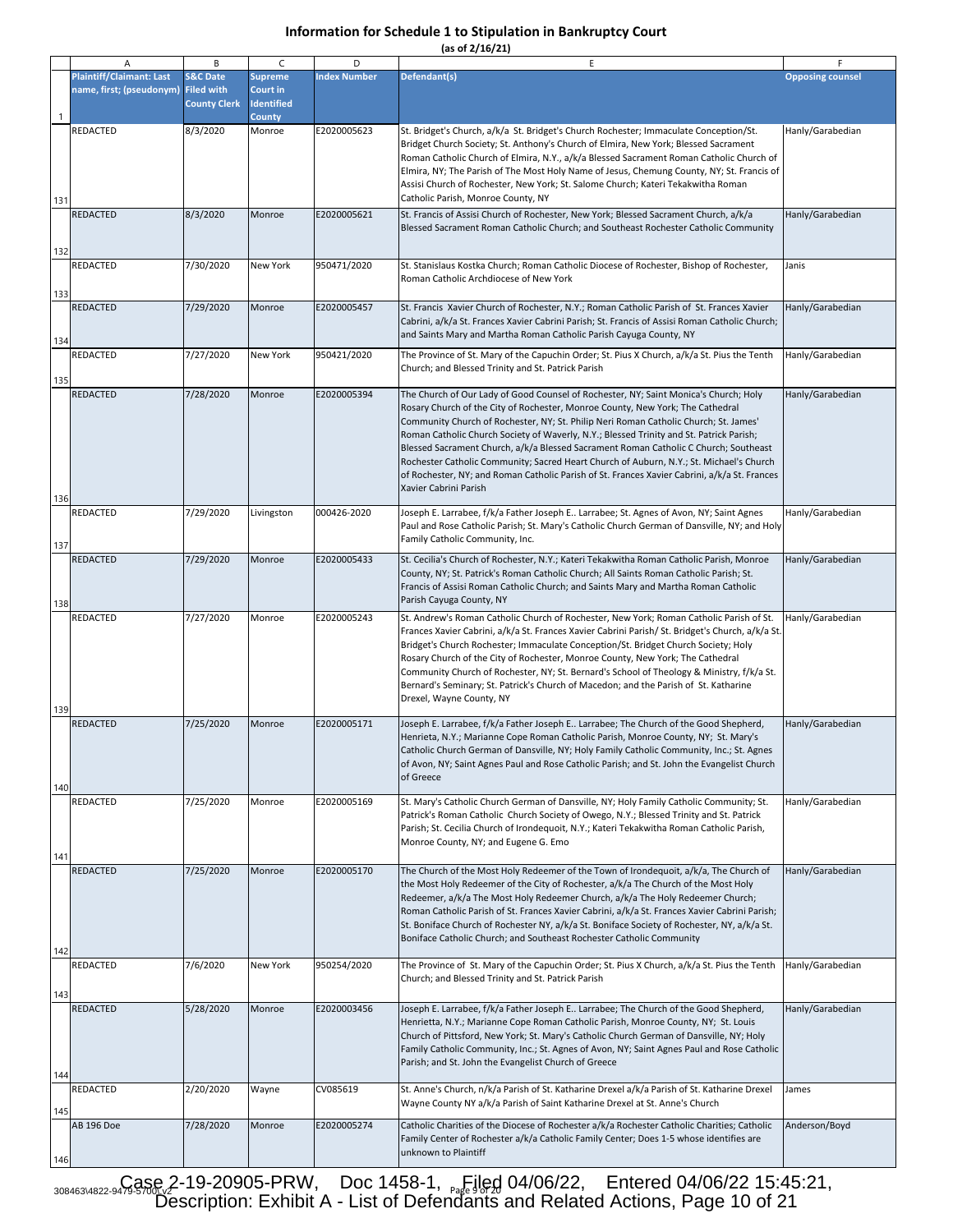# Information for Schedule 1 to Stipulation in Bankruptcy Court

(as of 2/16/21)

| | A | B | C | D | E | F |
|---|---|---|---|---|---|---|
| 1 | Plaintiff/Claimant: Last name, first; (pseudonym) | S&C Date Filed with County Clerk | Supreme Court in Identified County | Index Number | Defendant(s) | Opposing counsel |
| 131 | REDACTED | 8/3/2020 | Monroe | E2020005623 | St. Bridget's Church, a/k/a St. Bridget's Church Rochester; Immaculate Conception/St. Bridget Church Society; St. Anthony's Church of Elmira, New York; Blessed Sacrament Roman Catholic Church of Elmira, N.Y., a/k/a Blessed Sacrament Roman Catholic Church of Elmira, NY; The Parish of The Most Holy Name of Jesus, Chemung County, NY; St. Francis of Assisi Church of Rochester, New York; St. Salome Church; Kateri Tekakwitha Roman Catholic Parish, Monroe County, NY | Hanly/Garabedian |
| 132 | REDACTED | 8/3/2020 | Monroe | E2020005621 | St. Francis of Assisi Church of Rochester, New York; Blessed Sacrament Church, a/k/a Blessed Sacrament Roman Catholic Church; and Southeast Rochester Catholic Community | Hanly/Garabedian |
| 133 | REDACTED | 7/30/2020 | New York | 950471/2020 | St. Stanislaus Kostka Church; Roman Catholic Diocese of Rochester, Bishop of Rochester, Roman Catholic Archdiocese of New York | Janis |
| 134 | REDACTED | 7/29/2020 | Monroe | E2020005457 | St. Francis Xavier Church of Rochester, N.Y.; Roman Catholic Parish of St. Frances Xavier Cabrini, a/k/a St. Frances Xavier Cabrini Parish; St. Francis of Assisi Roman Catholic Church; and Saints Mary and Martha Roman Catholic Parish Cayuga County, NY | Hanly/Garabedian |
| 135 | REDACTED | 7/27/2020 | New York | 950421/2020 | The Province of St. Mary of the Capuchin Order; St. Pius X Church, a/k/a St. Pius the Tenth Church; and Blessed Trinity and St. Patrick Parish | Hanly/Garabedian |
| 136 | REDACTED | 7/28/2020 | Monroe | E2020005394 | The Church of Our Lady of Good Counsel of Rochester, NY; Saint Monica's Church; Holy Rosary Church of the City of Rochester, Monroe County, New York; The Cathedral Community Church of Rochester, NY; St. Philip Neri Roman Catholic Church; St. James' Roman Catholic Church Society of Waverly, N.Y.; Blessed Trinity and St. Patrick Parish; Blessed Sacrament Church, a/k/a Blessed Sacrament Roman Catholic C Church; Southeast Rochester Catholic Community; Sacred Heart Church of Auburn, N.Y.; St. Michael's Church of Rochester, NY; and Roman Catholic Parish of St. Frances Xavier Cabrini, a/k/a St. Frances Xavier Cabrini Parish | Hanly/Garabedian |
| 137 | REDACTED | 7/29/2020 | Livingston | 000426-2020 | Joseph E. Larrabee, f/k/a Father Joseph E.. Larrabee; St. Agnes of Avon, NY; Saint Agnes Paul and Rose Catholic Parish; St. Mary's Catholic Church German of Dansville, NY; and Holy Family Catholic Community, Inc. | Hanly/Garabedian |
| 138 | REDACTED | 7/29/2020 | Monroe | E2020005433 | St. Cecilia's Church of Rochester, N.Y.; Kateri Tekakwitha Roman Catholic Parish, Monroe County, NY; St. Patrick's Roman Catholic Church; All Saints Roman Catholic Parish; St. Francis of Assisi Roman Catholic Church; and Saints Mary and Martha Roman Catholic Parish Cayuga County, NY | Hanly/Garabedian |
| 139 | REDACTED | 7/27/2020 | Monroe | E2020005243 | St. Andrew's Roman Catholic Church of Rochester, New York; Roman Catholic Parish of St. Frances Xavier Cabrini, a/k/a St. Frances Xavier Cabrini Parish/ St. Bridget's Church, a/k/a St. Bridget's Church Rochester; Immaculate Conception/St. Bridget Church Society; Holy Rosary Church of the City of Rochester, Monroe County, New York; The Cathedral Community Church of Rochester, NY; St. Bernard's School of Theology & Ministry, f/k/a St. Bernard's Seminary; St. Patrick's Church of Macedon; and the Parish of St. Katharine Drexel, Wayne County, NY | Hanly/Garabedian |
| 140 | REDACTED | 7/25/2020 | Monroe | E2020005171 | Joseph E. Larrabee, f/k/a Father Joseph E.. Larrabee; The Church of the Good Shepherd, Henrieta, N.Y.; Marianne Cope Roman Catholic Parish, Monroe County, NY; St. Mary's Catholic Church German of Dansville, NY; Holy Family Catholic Community, Inc.; St. Agnes of Avon, NY; Saint Agnes Paul and Rose Catholic Parish; and St. John the Evangelist Church of Greece | Hanly/Garabedian |
| 141 | REDACTED | 7/25/2020 | Monroe | E2020005169 | St. Mary's Catholic Church German of Dansville, NY; Holy Family Catholic Community; St. Patrick's Roman Catholic Church Society of Owego, N.Y.; Blessed Trinity and St. Patrick Parish; St. Cecilia Church of Irondequoit, N.Y.; Kateri Tekakwitha Roman Catholic Parish, Monroe County, NY; and Eugene G. Emo | Hanly/Garabedian |
| 142 | REDACTED | 7/25/2020 | Monroe | E2020005170 | The Church of the Most Holy Redeemer of the Town of Irondequoit, a/k/a, The Church of the Most Holy Redeemer of the City of Rochester, a/k/a The Church of the Most Holy Redeemer, a/k/a The Most Holy Redeemer Church, a/k/a The Holy Redeemer Church; Roman Catholic Parish of St. Frances Xavier Cabrini, a/k/a St. Frances Xavier Cabrini Parish; St. Boniface Church of Rochester NY, a/k/a St. Boniface Society of Rochester, NY, a/k/a St. Boniface Catholic Church; and Southeast Rochester Catholic Community | Hanly/Garabedian |
| 143 | REDACTED | 7/6/2020 | New York | 950254/2020 | The Province of St. Mary of the Capuchin Order; St. Pius X Church, a/k/a St. Pius the Tenth Church; and Blessed Trinity and St. Patrick Parish | Hanly/Garabedian |
| 144 | REDACTED | 5/28/2020 | Monroe | E2020003456 | Joseph E. Larrabee, f/k/a Father Joseph E.. Larrabee; The Church of the Good Shepherd, Henrietta, N.Y.; Marianne Cope Roman Catholic Parish, Monroe County, NY; St. Louis Church of Pittsford, New York; St. Mary's Catholic Church German of Dansville, NY; Holy Family Catholic Community, Inc.; St. Agnes of Avon, NY; Saint Agnes Paul and Rose Catholic Parish; and St. John the Evangelist Church of Greece | Hanly/Garabedian |
| 145 | REDACTED | 2/20/2020 | Wayne | CV085619 | St. Anne's Church, n/k/a Parish of St. Katharine Drexel a/k/a Parish of St. Katharine Drexel Wayne County NY a/k/a Parish of Saint Katharine Drexel at St. Anne's Church | James |
| 146 | AB 196 Doe | 7/28/2020 | Monroe | E2020005274 | Catholic Charities of the Diocese of Rochester a/k/a Rochester Catholic Charities; Catholic Family Center of Rochester a/k/a Catholic Family Center; Does 1-5 whose identifies are unknown to Plaintiff | Anderson/Boyd |

Case 2-19-20905-PRW, Doc 1458-1, Filed 04/06/22, Entered 04/06/22 15:45:21, Description: Exhibit A - List of Defendants and Related Actions, Page 10 of 21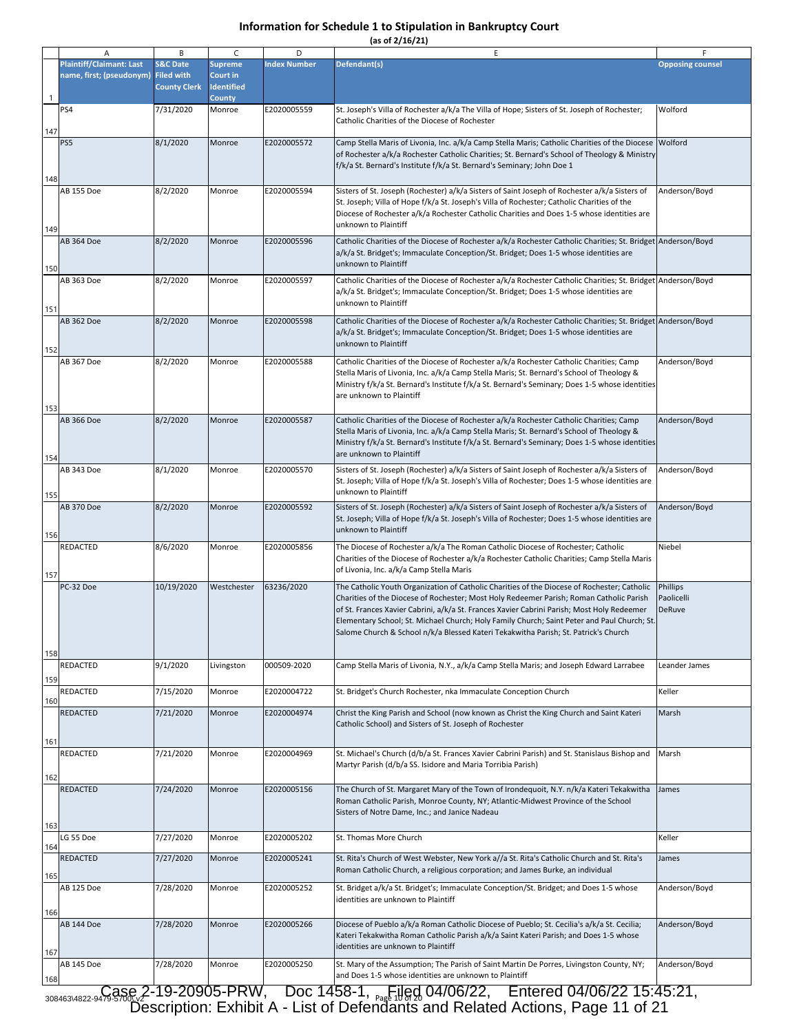# Information for Schedule 1 to Stipulation in Bankruptcy Court

(as of 2/16/21)

| | A | B | C | D | E | F |
|---|---|---|---|---|---|---|
| 1 | Plaintiff/Claimant: Last name, first; (pseudonym) | S&C Date Filed with County Clerk | Supreme Court in Identified County | Index Number | Defendant(s) | Opposing counsel |
| 147 | PS4 | 7/31/2020 | Monroe | E2020005559 | St. Joseph's Villa of Rochester a/k/a The Villa of Hope; Sisters of St. Joseph of Rochester; Catholic Charities of the Diocese of Rochester | Wolford |
| 148 | PS5 | 8/1/2020 | Monroe | E2020005572 | Camp Stella Maris of Livonia, Inc. a/k/a Camp Stella Maris; Catholic Charities of the Diocese of Rochester a/k/a Rochester Catholic Charities; St. Bernard's School of Theology & Ministry f/k/a St. Bernard's Institute f/k/a St. Bernard's Seminary; John Doe 1 | Wolford |
| 149 | AB 155 Doe | 8/2/2020 | Monroe | E2020005594 | Sisters of St. Joseph (Rochester) a/k/a Sisters of Saint Joseph of Rochester a/k/a Sisters of St. Joseph; Villa of Hope f/k/a St. Joseph's Villa of Rochester; Catholic Charities of the Diocese of Rochester a/k/a Rochester Catholic Charities and Does 1-5 whose identities are unknown to Plaintiff | Anderson/Boyd |
| 150 | AB 364 Doe | 8/2/2020 | Monroe | E2020005596 | Catholic Charities of the Diocese of Rochester a/k/a Rochester Catholic Charities; St. Bridget a/k/a St. Bridget's; Immaculate Conception/St. Bridget; Does 1-5 whose identities are unknown to Plaintiff | Anderson/Boyd |
| 151 | AB 363 Doe | 8/2/2020 | Monroe | E2020005597 | Catholic Charities of the Diocese of Rochester a/k/a Rochester Catholic Charities; St. Bridget a/k/a St. Bridget's; Immaculate Conception/St. Bridget; Does 1-5 whose identities are unknown to Plaintiff | Anderson/Boyd |
| 152 | AB 362 Doe | 8/2/2020 | Monroe | E2020005598 | Catholic Charities of the Diocese of Rochester a/k/a Rochester Catholic Charities; St. Bridget a/k/a St. Bridget's; Immaculate Conception/St. Bridget; Does 1-5 whose identities are unknown to Plaintiff | Anderson/Boyd |
| 153 | AB 367 Doe | 8/2/2020 | Monroe | E2020005588 | Catholic Charities of the Diocese of Rochester a/k/a Rochester Catholic Charities; Camp Stella Maris of Livonia, Inc. a/k/a Camp Stella Maris; St. Bernard's School of Theology & Ministry f/k/a St. Bernard's Institute f/k/a St. Bernard's Seminary; Does 1-5 whose identities are unknown to Plaintiff | Anderson/Boyd |
| 154 | AB 366 Doe | 8/2/2020 | Monroe | E2020005587 | Catholic Charities of the Diocese of Rochester a/k/a Rochester Catholic Charities; Camp Stella Maris of Livonia, Inc. a/k/a Camp Stella Maris; St. Bernard's School of Theology & Ministry f/k/a St. Bernard's Institute f/k/a St. Bernard's Seminary; Does 1-5 whose identities are unknown to Plaintiff | Anderson/Boyd |
| 155 | AB 343 Doe | 8/1/2020 | Monroe | E2020005570 | Sisters of St. Joseph (Rochester) a/k/a Sisters of Saint Joseph of Rochester a/k/a Sisters of St. Joseph; Villa of Hope f/k/a St. Joseph's Villa of Rochester; Does 1-5 whose identities are unknown to Plaintiff | Anderson/Boyd |
| 156 | AB 370 Doe | 8/2/2020 | Monroe | E2020005592 | Sisters of St. Joseph (Rochester) a/k/a Sisters of Saint Joseph of Rochester a/k/a Sisters of St. Joseph; Villa of Hope f/k/a St. Joseph's Villa of Rochester; Does 1-5 whose identities are unknown to Plaintiff | Anderson/Boyd |
| 157 | REDACTED | 8/6/2020 | Monroe | E2020005856 | The Diocese of Rochester a/k/a The Roman Catholic Diocese of Rochester; Catholic Charities of the Diocese of Rochester a/k/a Rochester Catholic Charities; Camp Stella Maris of Livonia, Inc. a/k/a Camp Stella Maris | Niebel |
| 158 | PC-32 Doe | 10/19/2020 | Westchester | 63236/2020 | The Catholic Youth Organization of Catholic Charities of the Diocese of Rochester; Catholic Charities of the Diocese of Rochester; Most Holy Redeemer Parish; Roman Catholic Parish of St. Frances Xavier Cabrini, a/k/a St. Frances Xavier Cabrini Parish; Most Holy Redeemer Elementary School; St. Michael Church; Holy Family Church; Saint Peter and Paul Church; St. Salome Church & School n/k/a Blessed Kateri Tekakwitha Parish; St. Patrick's Church | Phillips Paolicelli DeRuve |
| 159 | REDACTED | 9/1/2020 | Livingston | 000509-2020 | Camp Stella Maris of Livonia, N.Y., a/k/a Camp Stella Maris; and Joseph Edward Larrabee | Leander James |
| 160 | REDACTED | 7/15/2020 | Monroe | E2020004722 | St. Bridget's Church Rochester, nka Immaculate Conception Church | Keller |
| 161 | REDACTED | 7/21/2020 | Monroe | E2020004974 | Christ the King Parish and School (now known as Christ the King Church and Saint Kateri Catholic School) and Sisters of St. Joseph of Rochester | Marsh |
| 162 | REDACTED | 7/21/2020 | Monroe | E2020004969 | St. Michael's Church (d/b/a St. Frances Xavier Cabrini Parish) and St. Stanislaus Bishop and Martyr Parish (d/b/a SS. Isidore and Maria Torribia Parish) | Marsh |
| 163 | REDACTED | 7/24/2020 | Monroe | E2020005156 | The Church of St. Margaret Mary of the Town of Irondequoit, N.Y. n/k/a Kateri Tekakwitha Roman Catholic Parish, Monroe County, NY; Atlantic-Midwest Province of the School Sisters of Notre Dame, Inc.; and Janice Nadeau | James |
| 164 | LG 55 Doe | 7/27/2020 | Monroe | E2020005202 | St. Thomas More Church | Keller |
| 165 | REDACTED | 7/27/2020 | Monroe | E2020005241 | St. Rita's Church of West Webster, New York a//a St. Rita's Catholic Church and St. Rita's Roman Catholic Church, a religious corporation; and James Burke, an individual | James |
| 166 | AB 125 Doe | 7/28/2020 | Monroe | E2020005252 | St. Bridget a/k/a St. Bridget's; Immaculate Conception/St. Bridget; and Does 1-5 whose identities are unknown to Plaintiff | Anderson/Boyd |
| 167 | AB 144 Doe | 7/28/2020 | Monroe | E2020005266 | Diocese of Pueblo a/k/a Roman Catholic Diocese of Pueblo; St. Cecilia's a/k/a St. Cecilia; Kateri Tekakwitha Roman Catholic Parish a/k/a Saint Kateri Parish; and Does 1-5 whose identities are unknown to Plaintiff | Anderson/Boyd |
| 168 | AB 145 Doe | 7/28/2020 | Monroe | E2020005250 | St. Mary of the Assumption; The Parish of Saint Martin De Porres, Livingston County, NY; and Does 1-5 whose identities are unknown to Plaintiff | Anderson/Boyd |

Case 2-19-20905-PRW, Doc 1458-1, Filed 04/06/22, Entered 04/06/22 15:45:21, Description: Exhibit A - List of Defendants and Related Actions, Page 11 of 21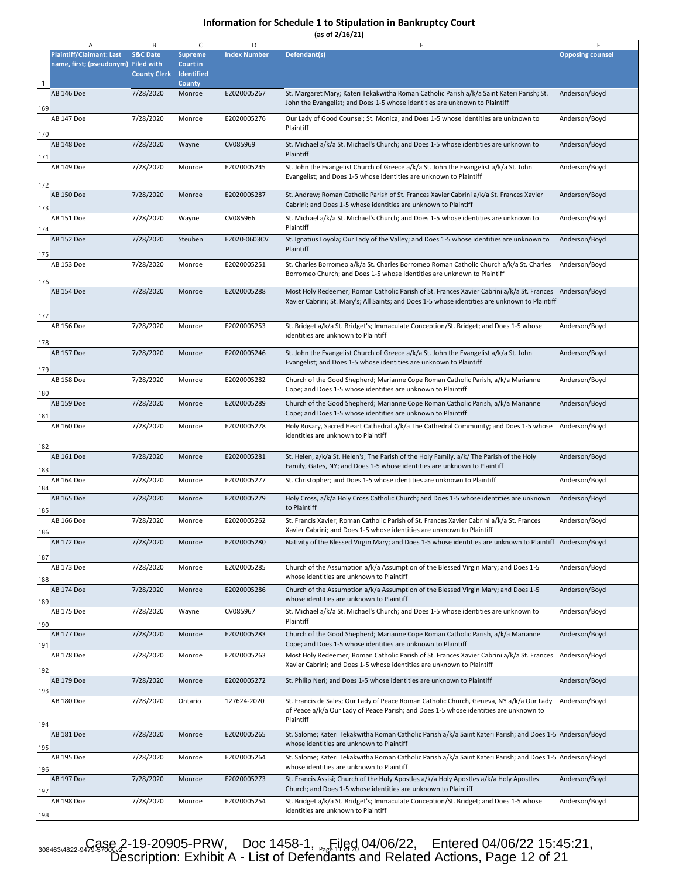# Information for Schedule 1 to Stipulation in Bankruptcy Court

(as of 2/16/21)

| | A | B | C | D | E | F |
|---|---|---|---|---|---|---|
| 1 | Plaintiff/Claimant: Last name, first; (pseudonym) | S&C Date Filed with County Clerk | Supreme Court in Identified County | Index Number | Defendant(s) | Opposing counsel |
| 169 | AB 146 Doe | 7/28/2020 | Monroe | E2020005267 | St. Margaret Mary; Kateri Tekakwitha Roman Catholic Parish a/k/a Saint Kateri Parish; St. John the Evangelist; and Does 1-5 whose identities are unknown to Plaintiff | Anderson/Boyd |
| 170 | AB 147 Doe | 7/28/2020 | Monroe | E2020005276 | Our Lady of Good Counsel; St. Monica; and Does 1-5 whose identities are unknown to Plaintiff | Anderson/Boyd |
| 171 | AB 148 Doe | 7/28/2020 | Wayne | CV085969 | St. Michael a/k/a St. Michael's Church; and Does 1-5 whose identities are unknown to Plaintiff | Anderson/Boyd |
| 172 | AB 149 Doe | 7/28/2020 | Monroe | E2020005245 | St. John the Evangelist Church of Greece a/k/a St. John the Evangelist a/k/a St. John Evangelist; and Does 1-5 whose identities are unknown to Plaintiff | Anderson/Boyd |
| 173 | AB 150 Doe | 7/28/2020 | Monroe | E2020005287 | St. Andrew; Roman Catholic Parish of St. Frances Xavier Cabrini a/k/a St. Frances Xavier Cabrini; and Does 1-5 whose identities are unknown to Plaintiff | Anderson/Boyd |
| 174 | AB 151 Doe | 7/28/2020 | Wayne | CV085966 | St. Michael a/k/a St. Michael's Church; and Does 1-5 whose identities are unknown to Plaintiff | Anderson/Boyd |
| 175 | AB 152 Doe | 7/28/2020 | Steuben | E2020-0603CV | St. Ignatius Loyola; Our Lady of the Valley; and Does 1-5 whose identities are unknown to Plaintiff | Anderson/Boyd |
| 176 | AB 153 Doe | 7/28/2020 | Monroe | E2020005251 | St. Charles Borromeo a/k/a St. Charles Borromeo Roman Catholic Church a/k/a St. Charles Borromeo Church; and Does 1-5 whose identities are unknown to Plaintiff | Anderson/Boyd |
| 177 | AB 154 Doe | 7/28/2020 | Monroe | E2020005288 | Most Holy Redeemer; Roman Catholic Parish of St. Frances Xavier Cabrini a/k/a St. Frances Xavier Cabrini; St. Mary's; All Saints; and Does 1-5 whose identities are unknown to Plaintiff | Anderson/Boyd |
| 178 | AB 156 Doe | 7/28/2020 | Monroe | E2020005253 | St. Bridget a/k/a St. Bridget's; Immaculate Conception/St. Bridget; and Does 1-5 whose identities are unknown to Plaintiff | Anderson/Boyd |
| 179 | AB 157 Doe | 7/28/2020 | Monroe | E2020005246 | St. John the Evangelist Church of Greece a/k/a St. John the Evangelist a/k/a St. John Evangelist; and Does 1-5 whose identities are unknown to Plaintiff | Anderson/Boyd |
| 180 | AB 158 Doe | 7/28/2020 | Monroe | E2020005282 | Church of the Good Shepherd; Marianne Cope Roman Catholic Parish, a/k/a Marianne Cope; and Does 1-5 whose identities are unknown to Plaintiff | Anderson/Boyd |
| 181 | AB 159 Doe | 7/28/2020 | Monroe | E2020005289 | Church of the Good Shepherd; Marianne Cope Roman Catholic Parish, a/k/a Marianne Cope; and Does 1-5 whose identities are unknown to Plaintiff | Anderson/Boyd |
| 182 | AB 160 Doe | 7/28/2020 | Monroe | E2020005278 | Holy Rosary, Sacred Heart Cathedral a/k/a The Cathedral Community; and Does 1-5 whose identities are unknown to Plaintiff | Anderson/Boyd |
| 183 | AB 161 Doe | 7/28/2020 | Monroe | E2020005281 | St. Helen, a/k/a St. Helen's; The Parish of the Holy Family, a/k/ The Parish of the Holy Family, Gates, NY; and Does 1-5 whose identities are unknown to Plaintiff | Anderson/Boyd |
| 184 | AB 164 Doe | 7/28/2020 | Monroe | E2020005277 | St. Christopher; and Does 1-5 whose identities are unknown to Plaintiff | Anderson/Boyd |
| 185 | AB 165 Doe | 7/28/2020 | Monroe | E2020005279 | Holy Cross, a/k/a Holy Cross Catholic Church; and Does 1-5 whose identities are unknown to Plaintiff | Anderson/Boyd |
| 186 | AB 166 Doe | 7/28/2020 | Monroe | E2020005262 | St. Francis Xavier; Roman Catholic Parish of St. Frances Xavier Cabrini a/k/a St. Frances Xavier Cabrini; and Does 1-5 whose identities are unknown to Plaintiff | Anderson/Boyd |
| 187 | AB 172 Doe | 7/28/2020 | Monroe | E2020005280 | Nativity of the Blessed Virgin Mary; and Does 1-5 whose identities are unknown to Plaintiff | Anderson/Boyd |
| 188 | AB 173 Doe | 7/28/2020 | Monroe | E2020005285 | Church of the Assumption a/k/a Assumption of the Blessed Virgin Mary; and Does 1-5 whose identities are unknown to Plaintiff | Anderson/Boyd |
| 189 | AB 174 Doe | 7/28/2020 | Monroe | E2020005286 | Church of the Assumption a/k/a Assumption of the Blessed Virgin Mary; and Does 1-5 whose identities are unknown to Plaintiff | Anderson/Boyd |
| 190 | AB 175 Doe | 7/28/2020 | Wayne | CV085967 | St. Michael a/k/a St. Michael's Church; and Does 1-5 whose identities are unknown to Plaintiff | Anderson/Boyd |
| 191 | AB 177 Doe | 7/28/2020 | Monroe | E2020005283 | Church of the Good Shepherd; Marianne Cope Roman Catholic Parish, a/k/a Marianne Cope; and Does 1-5 whose identities are unknown to Plaintiff | Anderson/Boyd |
| 192 | AB 178 Doe | 7/28/2020 | Monroe | E2020005263 | Most Holy Redeemer; Roman Catholic Parish of St. Frances Xavier Cabrini a/k/a St. Frances Xavier Cabrini; and Does 1-5 whose identities are unknown to Plaintiff | Anderson/Boyd |
| 193 | AB 179 Doe | 7/28/2020 | Monroe | E2020005272 | St. Philip Neri; and Does 1-5 whose identities are unknown to Plaintiff | Anderson/Boyd |
| 194 | AB 180 Doe | 7/28/2020 | Ontario | 127624-2020 | St. Francis de Sales; Our Lady of Peace Roman Catholic Church, Geneva, NY a/k/a Our Lady of Peace a/k/a Our Lady of Peace Parish; and Does 1-5 whose identities are unknown to Plaintiff | Anderson/Boyd |
| 195 | AB 181 Doe | 7/28/2020 | Monroe | E2020005265 | St. Salome; Kateri Tekakwitha Roman Catholic Parish a/k/a Saint Kateri Parish; and Does 1-5 whose identities are unknown to Plaintiff | Anderson/Boyd |
| 196 | AB 195 Doe | 7/28/2020 | Monroe | E2020005264 | St. Salome; Kateri Tekakwitha Roman Catholic Parish a/k/a Saint Kateri Parish; and Does 1-5 whose identities are unknown to Plaintiff | Anderson/Boyd |
| 197 | AB 197 Doe | 7/28/2020 | Monroe | E2020005273 | St. Francis Assisi; Church of the Holy Apostles a/k/a Holy Apostles a/k/a Holy Apostles Church; and Does 1-5 whose identities are unknown to Plaintiff | Anderson/Boyd |
| 198 | AB 198 Doe | 7/28/2020 | Monroe | E2020005254 | St. Bridget a/k/a St. Bridget's; Immaculate Conception/St. Bridget; and Does 1-5 whose identities are unknown to Plaintiff | Anderson/Boyd |

Case 2-19-20905-PRW, Doc 1458-1, Filed 04/06/22, Entered 04/06/22 15:45:21, Description: Exhibit A - List of Defendants and Related Actions, Page 12 of 21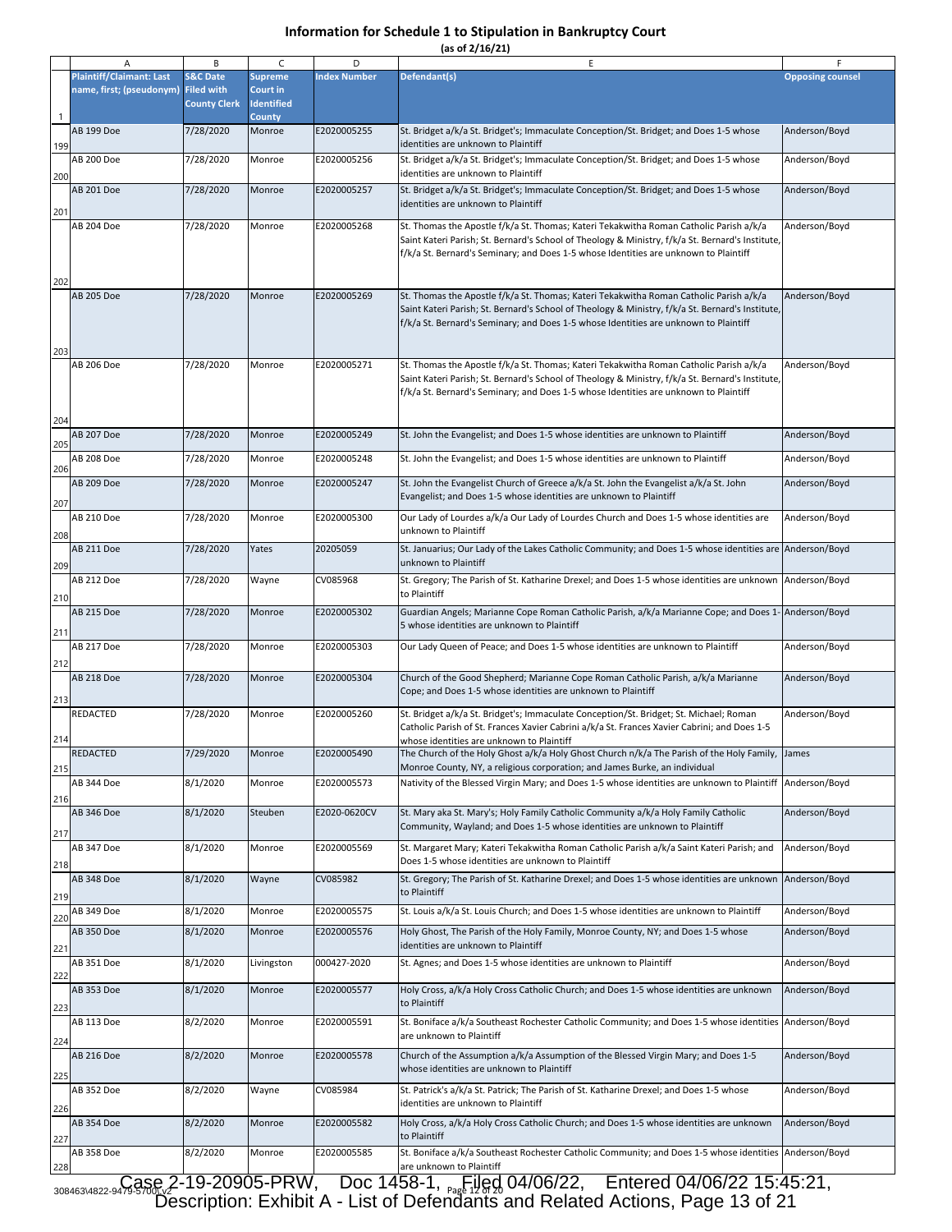# Information for Schedule 1 to Stipulation in Bankruptcy Court

**(as of 2/16/21)**

| | A | B | C | D | E | F |
|---|---|---|---|---|---|---|
| 1 | Plaintiff/Claimant: Last name, first; (pseudonym) | S&C Date Filed with County Clerk | Supreme Court in Identified County | Index Number | Defendant(s) | Opposing counsel |
| 199 | AB 199 Doe | 7/28/2020 | Monroe | E2020005255 | St. Bridget a/k/a St. Bridget's; Immaculate Conception/St. Bridget; and Does 1-5 whose identities are unknown to Plaintiff | Anderson/Boyd |
| 200 | AB 200 Doe | 7/28/2020 | Monroe | E2020005256 | St. Bridget a/k/a St. Bridget's; Immaculate Conception/St. Bridget; and Does 1-5 whose identities are unknown to Plaintiff | Anderson/Boyd |
| 201 | AB 201 Doe | 7/28/2020 | Monroe | E2020005257 | St. Bridget a/k/a St. Bridget's; Immaculate Conception/St. Bridget; and Does 1-5 whose identities are unknown to Plaintiff | Anderson/Boyd |
| 202 | AB 204 Doe | 7/28/2020 | Monroe | E2020005268 | St. Thomas the Apostle f/k/a St. Thomas; Kateri Tekakwitha Roman Catholic Parish a/k/a Saint Kateri Parish; St. Bernard's School of Theology & Ministry, f/k/a St. Bernard's Institute, f/k/a St. Bernard's Seminary; and Does 1-5 whose Identities are unknown to Plaintiff | Anderson/Boyd |
| 203 | AB 205 Doe | 7/28/2020 | Monroe | E2020005269 | St. Thomas the Apostle f/k/a St. Thomas; Kateri Tekakwitha Roman Catholic Parish a/k/a Saint Kateri Parish; St. Bernard's School of Theology & Ministry, f/k/a St. Bernard's Institute, f/k/a St. Bernard's Seminary; and Does 1-5 whose Identities are unknown to Plaintiff | Anderson/Boyd |
| 204 | AB 206 Doe | 7/28/2020 | Monroe | E2020005271 | St. Thomas the Apostle f/k/a St. Thomas; Kateri Tekakwitha Roman Catholic Parish a/k/a Saint Kateri Parish; St. Bernard's School of Theology & Ministry, f/k/a St. Bernard's Institute, f/k/a St. Bernard's Seminary; and Does 1-5 whose Identities are unknown to Plaintiff | Anderson/Boyd |
| 205 | AB 207 Doe | 7/28/2020 | Monroe | E2020005249 | St. John the Evangelist; and Does 1-5 whose identities are unknown to Plaintiff | Anderson/Boyd |
| 206 | AB 208 Doe | 7/28/2020 | Monroe | E2020005248 | St. John the Evangelist; and Does 1-5 whose identities are unknown to Plaintiff | Anderson/Boyd |
| 207 | AB 209 Doe | 7/28/2020 | Monroe | E2020005247 | St. John the Evangelist Church of Greece a/k/a St. John the Evangelist a/k/a St. John Evangelist; and Does 1-5 whose identities are unknown to Plaintiff | Anderson/Boyd |
| 208 | AB 210 Doe | 7/28/2020 | Monroe | E2020005300 | Our Lady of Lourdes a/k/a Our Lady of Lourdes Church and Does 1-5 whose identities are unknown to Plaintiff | Anderson/Boyd |
| 209 | AB 211 Doe | 7/28/2020 | Yates | 20205059 | St. Januarius; Our Lady of the Lakes Catholic Community; and Does 1-5 whose identities are unknown to Plaintiff | Anderson/Boyd |
| 210 | AB 212 Doe | 7/28/2020 | Wayne | CV085968 | St. Gregory; The Parish of St. Katharine Drexel; and Does 1-5 whose identities are unknown to Plaintiff | Anderson/Boyd |
| 211 | AB 215 Doe | 7/28/2020 | Monroe | E2020005302 | Guardian Angels; Marianne Cope Roman Catholic Parish, a/k/a Marianne Cope; and Does 1-5 whose identities are unknown to Plaintiff | Anderson/Boyd |
| 212 | AB 217 Doe | 7/28/2020 | Monroe | E2020005303 | Our Lady Queen of Peace; and Does 1-5 whose identities are unknown to Plaintiff | Anderson/Boyd |
| 213 | AB 218 Doe | 7/28/2020 | Monroe | E2020005304 | Church of the Good Shepherd; Marianne Cope Roman Catholic Parish, a/k/a Marianne Cope; and Does 1-5 whose identities are unknown to Plaintiff | Anderson/Boyd |
| 214 | REDACTED | 7/28/2020 | Monroe | E2020005260 | St. Bridget a/k/a St. Bridget's; Immaculate Conception/St. Bridget; St. Michael; Roman Catholic Parish of St. Frances Xavier Cabrini a/k/a St. Frances Xavier Cabrini; and Does 1-5 whose identities are unknown to Plaintiff | Anderson/Boyd |
| 215 | REDACTED | 7/29/2020 | Monroe | E2020005490 | The Church of the Holy Ghost a/k/a Holy Ghost Church n/k/a The Parish of the Holy Family, Monroe County, NY, a religious corporation; and James Burke, an individual | James |
| 216 | AB 344 Doe | 8/1/2020 | Monroe | E2020005573 | Nativity of the Blessed Virgin Mary; and Does 1-5 whose identities are unknown to Plaintiff | Anderson/Boyd |
| 217 | AB 346 Doe | 8/1/2020 | Steuben | E2020-0620CV | St. Mary aka St. Mary's; Holy Family Catholic Community a/k/a Holy Family Catholic Community, Wayland; and Does 1-5 whose identities are unknown to Plaintiff | Anderson/Boyd |
| 218 | AB 347 Doe | 8/1/2020 | Monroe | E2020005569 | St. Margaret Mary; Kateri Tekakwitha Roman Catholic Parish a/k/a Saint Kateri Parish; and Does 1-5 whose identities are unknown to Plaintiff | Anderson/Boyd |
| 219 | AB 348 Doe | 8/1/2020 | Wayne | CV085982 | St. Gregory; The Parish of St. Katharine Drexel; and Does 1-5 whose identities are unknown to Plaintiff | Anderson/Boyd |
| 220 | AB 349 Doe | 8/1/2020 | Monroe | E2020005575 | St. Louis a/k/a St. Louis Church; and Does 1-5 whose identities are unknown to Plaintiff | Anderson/Boyd |
| 221 | AB 350 Doe | 8/1/2020 | Monroe | E2020005576 | Holy Ghost, The Parish of the Holy Family, Monroe County, NY; and Does 1-5 whose identities are unknown to Plaintiff | Anderson/Boyd |
| 222 | AB 351 Doe | 8/1/2020 | Livingston | 000427-2020 | St. Agnes; and Does 1-5 whose identities are unknown to Plaintiff | Anderson/Boyd |
| 223 | AB 353 Doe | 8/1/2020 | Monroe | E2020005577 | Holy Cross, a/k/a Holy Cross Catholic Church; and Does 1-5 whose identities are unknown to Plaintiff | Anderson/Boyd |
| 224 | AB 113 Doe | 8/2/2020 | Monroe | E2020005591 | St. Boniface a/k/a Southeast Rochester Catholic Community; and Does 1-5 whose identities are unknown to Plaintiff | Anderson/Boyd |
| 225 | AB 216 Doe | 8/2/2020 | Monroe | E2020005578 | Church of the Assumption a/k/a Assumption of the Blessed Virgin Mary; and Does 1-5 whose identities are unknown to Plaintiff | Anderson/Boyd |
| 226 | AB 352 Doe | 8/2/2020 | Wayne | CV085984 | St. Patrick's a/k/a St. Patrick; The Parish of St. Katharine Drexel; and Does 1-5 whose identities are unknown to Plaintiff | Anderson/Boyd |
| 227 | AB 354 Doe | 8/2/2020 | Monroe | E2020005582 | Holy Cross, a/k/a Holy Cross Catholic Church; and Does 1-5 whose identities are unknown to Plaintiff | Anderson/Boyd |
| 228 | AB 358 Doe | 8/2/2020 | Monroe | E2020005585 | St. Boniface a/k/a Southeast Rochester Catholic Community; and Does 1-5 whose identities are unknown to Plaintiff | Anderson/Boyd |

Case 2-19-20905-PRW, Doc 1458-1, Filed 04/06/22, Entered 04/06/22 15:45:21, Description: Exhibit A - List of Defendants and Related Actions, Page 13 of 21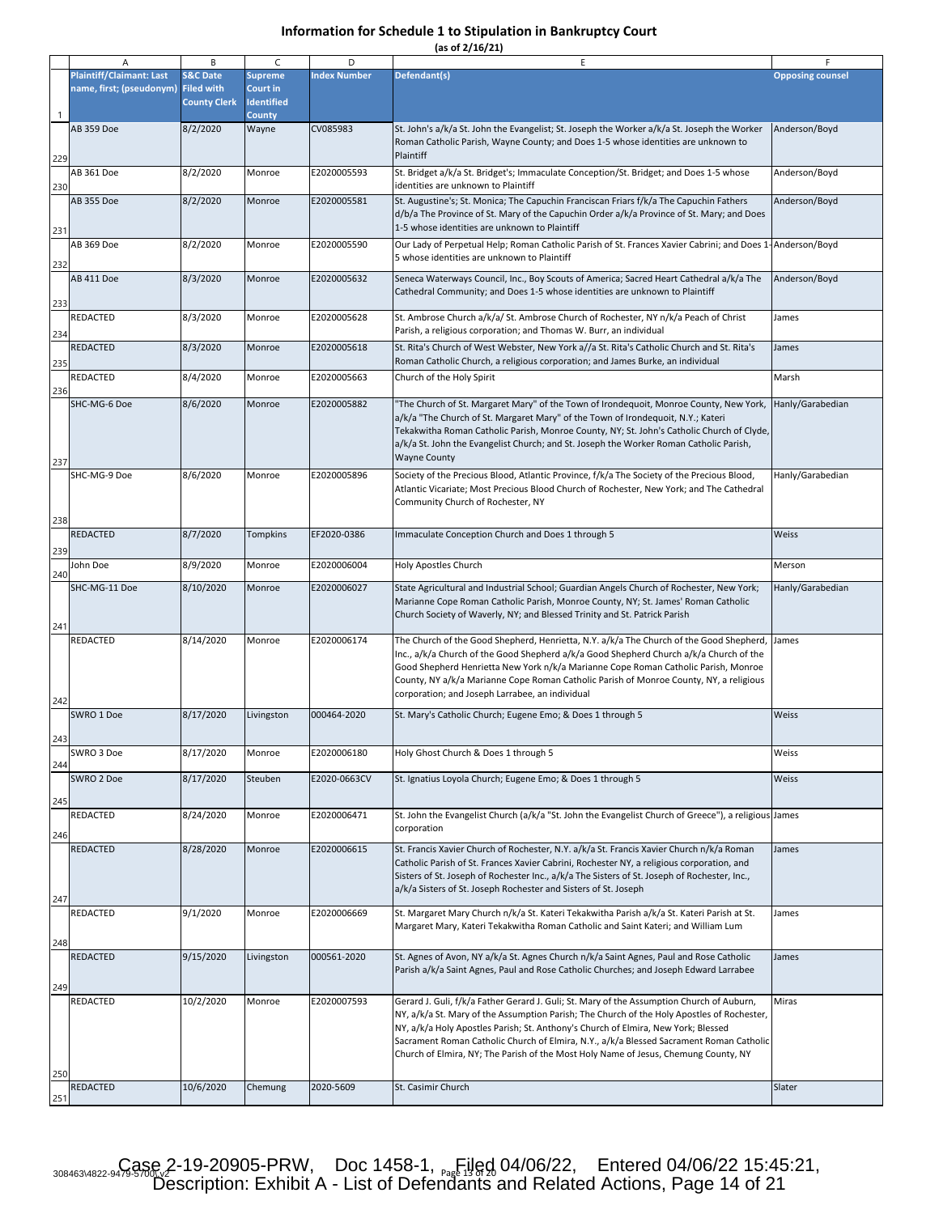# Information for Schedule 1 to Stipulation in Bankruptcy Court

(as of 2/16/21)

| | A | B | C | D | E | F |
|---|---|---|---|---|---|---|
| 1 | Plaintiff/Claimant: Last name, first; (pseudonym) | S&C Date Filed with County Clerk | Supreme Court in Identified County | Index Number | Defendant(s) | Opposing counsel |
| 229 | AB 359 Doe | 8/2/2020 | Wayne | CV085983 | St. John's a/k/a St. John the Evangelist; St. Joseph the Worker a/k/a St. Joseph the Worker Roman Catholic Parish, Wayne County; and Does 1-5 whose identities are unknown to Plaintiff | Anderson/Boyd |
| 230 | AB 361 Doe | 8/2/2020 | Monroe | E2020005593 | St. Bridget a/k/a St. Bridget's; Immaculate Conception/St. Bridget; and Does 1-5 whose identities are unknown to Plaintiff | Anderson/Boyd |
| 231 | AB 355 Doe | 8/2/2020 | Monroe | E2020005581 | St. Augustine's; St. Monica; The Capuchin Franciscan Friars f/k/a The Capuchin Fathers d/b/a The Province of St. Mary of the Capuchin Order a/k/a Province of St. Mary; and Does 1-5 whose identities are unknown to Plaintiff | Anderson/Boyd |
| 232 | AB 369 Doe | 8/2/2020 | Monroe | E2020005590 | Our Lady of Perpetual Help; Roman Catholic Parish of St. Frances Xavier Cabrini; and Does 1-5 whose identities are unknown to Plaintiff | Anderson/Boyd |
| 233 | AB 411 Doe | 8/3/2020 | Monroe | E2020005632 | Seneca Waterways Council, Inc., Boy Scouts of America; Sacred Heart Cathedral a/k/a The Cathedral Community; and Does 1-5 whose identities are unknown to Plaintiff | Anderson/Boyd |
| 234 | REDACTED | 8/3/2020 | Monroe | E2020005628 | St. Ambrose Church a/k/a/ St. Ambrose Church of Rochester, NY n/k/a Peach of Christ Parish, a religious corporation; and Thomas W. Burr, an individual | James |
| 235 | REDACTED | 8/3/2020 | Monroe | E2020005618 | St. Rita's Church of West Webster, New York a//a St. Rita's Catholic Church and St. Rita's Roman Catholic Church, a religious corporation; and James Burke, an individual | James |
| 236 | REDACTED | 8/4/2020 | Monroe | E2020005663 | Church of the Holy Spirit | Marsh |
| 237 | SHC-MG-6 Doe | 8/6/2020 | Monroe | E2020005882 | "The Church of St. Margaret Mary" of the Town of Irondequoit, Monroe County, New York, a/k/a "The Church of St. Margaret Mary" of the Town of Irondequoit, N.Y.; Kateri Tekakwitha Roman Catholic Parish, Monroe County, NY; St. John's Catholic Church of Clyde, a/k/a St. John the Evangelist Church; and St. Joseph the Worker Roman Catholic Parish, Wayne County | Hanly/Garabedian |
| 238 | SHC-MG-9 Doe | 8/6/2020 | Monroe | E2020005896 | Society of the Precious Blood, Atlantic Province, f/k/a The Society of the Precious Blood, Atlantic Vicariate; Most Precious Blood Church of Rochester, New York; and The Cathedral Community Church of Rochester, NY | Hanly/Garabedian |
| 239 | REDACTED | 8/7/2020 | Tompkins | EF2020-0386 | Immaculate Conception Church and Does 1 through 5 | Weiss |
| 240 | John Doe | 8/9/2020 | Monroe | E2020006004 | Holy Apostles Church | Merson |
| 241 | SHC-MG-11 Doe | 8/10/2020 | Monroe | E2020006027 | State Agricultural and Industrial School; Guardian Angels Church of Rochester, New York; Marianne Cope Roman Catholic Parish, Monroe County, NY; St. James' Roman Catholic Church Society of Waverly, NY; and Blessed Trinity and St. Patrick Parish | Hanly/Garabedian |
| 242 | REDACTED | 8/14/2020 | Monroe | E2020006174 | The Church of the Good Shepherd, Henrietta, N.Y. a/k/a The Church of the Good Shepherd, Inc., a/k/a Church of the Good Shepherd a/k/a Good Shepherd Church a/k/a Church of the Good Shepherd Henrietta New York n/k/a Marianne Cope Roman Catholic Parish, Monroe County, NY a/k/a Marianne Cope Roman Catholic Parish of Monroe County, NY, a religious corporation; and Joseph Larrabee, an individual | James |
| 243 | SWRO 1 Doe | 8/17/2020 | Livingston | 000464-2020 | St. Mary's Catholic Church; Eugene Emo; & Does 1 through 5 | Weiss |
| 244 | SWRO 3 Doe | 8/17/2020 | Monroe | E2020006180 | Holy Ghost Church & Does 1 through 5 | Weiss |
| 245 | SWRO 2 Doe | 8/17/2020 | Steuben | E2020-0663CV | St. Ignatius Loyola Church; Eugene Emo; & Does 1 through 5 | Weiss |
| 246 | REDACTED | 8/24/2020 | Monroe | E2020006471 | St. John the Evangelist Church (a/k/a "St. John the Evangelist Church of Greece"), a religious corporation | James |
| 247 | REDACTED | 8/28/2020 | Monroe | E2020006615 | St. Francis Xavier Church of Rochester, N.Y. a/k/a St. Francis Xavier Church n/k/a Roman Catholic Parish of St. Frances Xavier Cabrini, Rochester NY, a religious corporation, and Sisters of St. Joseph of Rochester Inc., a/k/a The Sisters of St. Joseph of Rochester, Inc., a/k/a Sisters of St. Joseph Rochester and Sisters of St. Joseph | James |
| 248 | REDACTED | 9/1/2020 | Monroe | E2020006669 | St. Margaret Mary Church n/k/a St. Kateri Tekakwitha Parish a/k/a St. Kateri Parish at St. Margaret Mary, Kateri Tekakwitha Roman Catholic and Saint Kateri; and William Lum | James |
| 249 | REDACTED | 9/15/2020 | Livingston | 000561-2020 | St. Agnes of Avon, NY a/k/a St. Agnes Church n/k/a Saint Agnes, Paul and Rose Catholic Parish a/k/a Saint Agnes, Paul and Rose Catholic Churches; and Joseph Edward Larrabee | James |
| 250 | REDACTED | 10/2/2020 | Monroe | E2020007593 | Gerard J. Guli, f/k/a Father Gerard J. Guli; St. Mary of the Assumption Church of Auburn, NY, a/k/a St. Mary of the Assumption Parish; The Church of the Holy Apostles of Rochester, NY, a/k/a Holy Apostles Parish; St. Anthony's Church of Elmira, New York; Blessed Sacrament Roman Catholic Church of Elmira, N.Y., a/k/a Blessed Sacrament Roman Catholic Church of Elmira, NY; The Parish of the Most Holy Name of Jesus, Chemung County, NY | Miras |
| 251 | REDACTED | 10/6/2020 | Chemung | 2020-5609 | St. Casimir Church | Slater |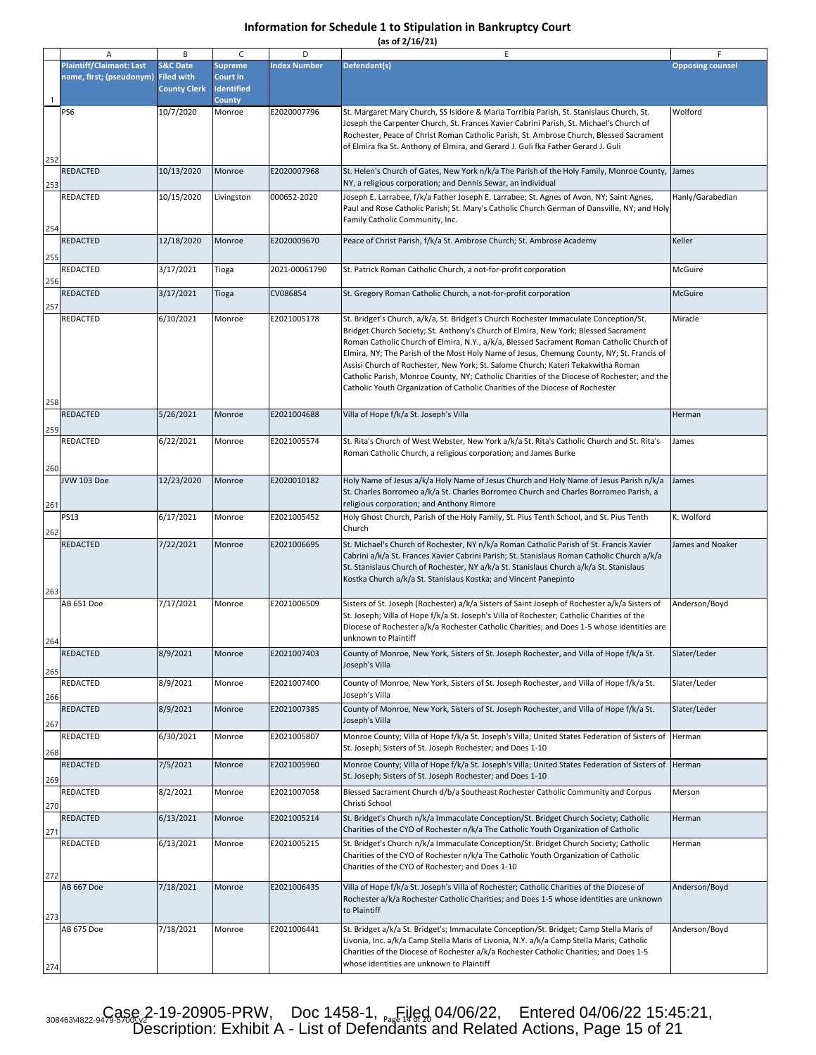# Information for Schedule 1 to Stipulation in Bankruptcy Court

(as of 2/16/21)

| | A | B | C | D | E | F |
|---|---|---|---|---|---|---|
| 1 | Plaintiff/Claimant: Last name, first; (pseudonym) | S&C Date Filed with County Clerk | Supreme Court in Identified County | Index Number | Defendant(s) | Opposing counsel |
| 252 | PS6 | 10/7/2020 | Monroe | E2020007796 | St. Margaret Mary Church, SS Isidore & Maria Torribia Parish, St. Stanislaus Church, St. Joseph the Carpenter Church, St. Frances Xavier Cabrini Parish, St. Michael's Church of Rochester, Peace of Christ Roman Catholic Parish, St. Ambrose Church, Blessed Sacrament of Elmira fka St. Anthony of Elmira, and Gerard J. Guli fka Father Gerard J. Guli | Wolford |
| 253 | REDACTED | 10/13/2020 | Monroe | E2020007968 | St. Helen's Church of Gates, New York n/k/a The Parish of the Holy Family, Monroe County, NY, a religious corporation; and Dennis Sewar, an individual | James |
| 254 | REDACTED | 10/15/2020 | Livingston | 000652-2020 | Joseph E. Larrabee, f/k/a Father Joseph E. Larrabee; St. Agnes of Avon, NY; Saint Agnes, Paul and Rose Catholic Parish; St. Mary's Catholic Church German of Dansville, NY; and Holy Family Catholic Community, Inc. | Hanly/Garabedian |
| 255 | REDACTED | 12/18/2020 | Monroe | E2020009670 | Peace of Christ Parish, f/k/a St. Ambrose Church; St. Ambrose Academy | Keller |
| 256 | REDACTED | 3/17/2021 | Tioga | 2021-00061790 | St. Patrick Roman Catholic Church, a not-for-profit corporation | McGuire |
| 257 | REDACTED | 3/17/2021 | Tioga | CV086854 | St. Gregory Roman Catholic Church, a not-for-profit corporation | McGuire |
| 258 | REDACTED | 6/10/2021 | Monroe | E2021005178 | St. Bridget's Church, a/k/a, St. Bridget's Church Rochester Immaculate Conception/St. Bridget Church Society; St. Anthony's Church of Elmira, New York; Blessed Sacrament Roman Catholic Church of Elmira, N.Y., a/k/a, Blessed Sacrament Roman Catholic Church of Elmira, NY; The Parish of the Most Holy Name of Jesus, Chemung County, NY; St. Francis of Assisi Church of Rochester, New York; St. Salome Church; Kateri Tekakwitha Roman Catholic Parish, Monroe County, NY; Catholic Charities of the Diocese of Rochester; and the Catholic Youth Organization of Catholic Charities of the Diocese of Rochester | Miracle |
| 259 | REDACTED | 5/26/2021 | Monroe | E2021004688 | Villa of Hope f/k/a St. Joseph's Villa | Herman |
| 260 | REDACTED | 6/22/2021 | Monroe | E2021005574 | St. Rita's Church of West Webster, New York a/k/a St. Rita's Catholic Church and St. Rita's Roman Catholic Church, a religious corporation; and James Burke | James |
| 261 | JVW 103 Doe | 12/23/2020 | Monroe | E2020010182 | Holy Name of Jesus a/k/a Holy Name of Jesus Church and Holy Name of Jesus Parish n/k/a St. Charles Borromeo a/k/a St. Charles Borromeo Church and Charles Borromeo Parish, a religious corporation; and Anthony Rimore | James |
| 262 | PS13 | 6/17/2021 | Monroe | E2021005452 | Holy Ghost Church, Parish of the Holy Family, St. Pius Tenth School, and St. Pius Tenth Church | K. Wolford |
| 263 | REDACTED | 7/22/2021 | Monroe | E2021006695 | St. Michael's Church of Rochester, NY n/k/a Roman Catholic Parish of St. Francis Xavier Cabrini a/k/a St. Frances Xavier Cabrini Parish; St. Stanislaus Roman Catholic Church a/k/a St. Stanislaus Church of Rochester, NY a/k/a St. Stanislaus Church a/k/a St. Stanislaus Kostka Church a/k/a St. Stanislaus Kostka; and Vincent Panepinto | James and Noaker |
| 264 | AB 651 Doe | 7/17/2021 | Monroe | E2021006509 | Sisters of St. Joseph (Rochester) a/k/a Sisters of Saint Joseph of Rochester a/k/a Sisters of St. Joseph; Villa of Hope f/k/a St. Joseph's Villa of Rochester; Catholic Charities of the Diocese of Rochester a/k/a Rochester Catholic Charities; and Does 1-5 whose identities are unknown to Plaintiff | Anderson/Boyd |
| 265 | REDACTED | 8/9/2021 | Monroe | E2021007403 | County of Monroe, New York, Sisters of St. Joseph Rochester, and Villa of Hope f/k/a St. Joseph's Villa | Slater/Leder |
| 266 | REDACTED | 8/9/2021 | Monroe | E2021007400 | County of Monroe, New York, Sisters of St. Joseph Rochester, and Villa of Hope f/k/a St. Joseph's Villa | Slater/Leder |
| 267 | REDACTED | 8/9/2021 | Monroe | E2021007385 | County of Monroe, New York, Sisters of St. Joseph Rochester, and Villa of Hope f/k/a St. Joseph's Villa | Slater/Leder |
| 268 | REDACTED | 6/30/2021 | Monroe | E2021005807 | Monroe County; Villa of Hope f/k/a St. Joseph's Villa; United States Federation of Sisters of St. Joseph; Sisters of St. Joseph Rochester; and Does 1-10 | Herman |
| 269 | REDACTED | 7/5/2021 | Monroe | E2021005960 | Monroe County; Villa of Hope f/k/a St. Joseph's Villa; United States Federation of Sisters of St. Joseph; Sisters of St. Joseph Rochester; and Does 1-10 | Herman |
| 270 | REDACTED | 8/2/2021 | Monroe | E2021007058 | Blessed Sacrament Church d/b/a Southeast Rochester Catholic Community and Corpus Christi School | Merson |
| 271 | REDACTED | 6/13/2021 | Monroe | E2021005214 | St. Bridget's Church n/k/a Immaculate Conception/St. Bridget Church Society; Catholic Charities of the CYO of Rochester n/k/a The Catholic Youth Organization of Catholic | Herman |
| 272 | REDACTED | 6/13/2021 | Monroe | E2021005215 | St. Bridget's Church n/k/a Immaculate Conception/St. Bridget Church Society; Catholic Charities of the CYO of Rochester n/k/a The Catholic Youth Organization of Catholic Charities of the CYO of Rochester; and Does 1-10 | Herman |
| 273 | AB 667 Doe | 7/18/2021 | Monroe | E2021006435 | Villa of Hope f/k/a St. Joseph's Villa of Rochester; Catholic Charities of the Diocese of Rochester a/k/a Rochester Catholic Charities; and Does 1-5 whose identities are unknown to Plaintiff | Anderson/Boyd |
| 274 | AB 675 Doe | 7/18/2021 | Monroe | E2021006441 | St. Bridget a/k/a St. Bridget's; Immaculate Conception/St. Bridget; Camp Stella Maris of Livonia, Inc. a/k/a Camp Stella Maris of Livonia, N.Y. a/k/a Camp Stella Maris; Catholic Charities of the Diocese of Rochester a/k/a Rochester Catholic Charities; and Does 1-5 whose identities are unknown to Plaintiff | Anderson/Boyd |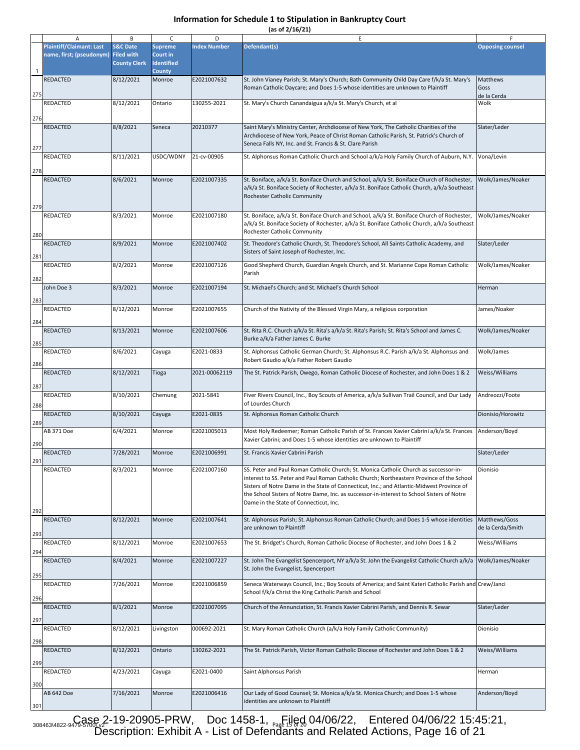# Information for Schedule 1 to Stipulation in Bankruptcy Court

(as of 2/16/21)

| | A | B | C | D | E | F |
|---|---|---|---|---|---|---|
| 1 | Plaintiff/Claimant: Last name, first; (pseudonym) | S&C Date Filed with County Clerk | Supreme Court in Identified County | Index Number | Defendant(s) | Opposing counsel |
| 275 | REDACTED | 8/12/2021 | Monroe | E2021007632 | St. John Vianey Parish; St. Mary's Church; Bath Community Child Day Care f/k/a St. Mary's Roman Catholic Daycare; and Does 1-5 whose identities are unknown to Plaintiff | Matthews Goss de la Cerda |
| 276 | REDACTED | 8/12/2021 | Ontario | 130255-2021 | St. Mary's Church Canandaigua a/k/a St. Mary's Church, et al | Wolk |
| 277 | REDACTED | 8/8/2021 | Seneca | 20210377 | Saint Mary's Ministry Center, Archdiocese of New York, The Catholic Charities of the Archdiocese of New York, Peace of Christ Roman Catholic Parish, St. Patrick's Church of Seneca Falls NY, Inc. and St. Francis & St. Clare Parish | Slater/Leder |
| 278 | REDACTED | 8/11/2021 | USDC/WDNY | 21-cv-00905 | St. Alphonsus Roman Catholic Church and School a/k/a Holy Family Church of Auburn, N.Y. | Vona/Levin |
| 279 | REDACTED | 8/6/2021 | Monroe | E2021007335 | St. Boniface, a/k/a St. Boniface Church and School, a/k/a St. Boniface Church of Rochester, a/k/a St. Boniface Society of Rochester, a/k/a St. Boniface Catholic Church, a/k/a Southeast Rochester Catholic Community | Wolk/James/Noaker |
| 280 | REDACTED | 8/3/2021 | Monroe | E2021007180 | St. Boniface, a/k/a St. Boniface Church and School, a/k/a St. Boniface Church of Rochester, a/k/a St. Boniface Society of Rochester, a/k/a St. Boniface Catholic Church, a/k/a Southeast Rochester Catholic Community | Wolk/James/Noaker |
| 281 | REDACTED | 8/9/2021 | Monroe | E2021007402 | St. Theodore's Catholic Church, St. Theodore's School, All Saints Catholic Academy, and Sisters of Saint Joseph of Rochester, Inc. | Slater/Leder |
| 282 | REDACTED | 8/2/2021 | Monroe | E2021007126 | Good Shepherd Church, Guardian Angels Church, and St. Marianne Cope Roman Catholic Parish | Wolk/James/Noaker |
| 283 | John Doe 3 | 8/3/2021 | Monroe | E2021007194 | St. Michael's Church; and St. Michael's Church School | Herman |
| 284 | REDACTED | 8/12/2021 | Monroe | E2021007655 | Church of the Nativity of the Blessed Virgin Mary, a religious corporation | James/Noaker |
| 285 | REDACTED | 8/13/2021 | Monroe | E2021007606 | St. Rita R.C. Church a/k/a St. Rita's a/k/a St. Rita's Parish; St. Rita's School and James C. Burke a/k/a Father James C. Burke | Wolk/James/Noaker |
| 286 | REDACTED | 8/6/2021 | Cayuga | E2021-0833 | St. Alphonsus Catholic German Church; St. Alphonsus R.C. Parish a/k/a St. Alphonsus and Robert Gaudio a/k/a Father Robert Gaudio | Wolk/James |
| 287 | REDACTED | 8/12/2021 | Tioga | 2021-00062119 | The St. Patrick Parish, Owego, Roman Catholic Diocese of Rochester, and John Does 1 & 2 | Weiss/Williams |
| 288 | REDACTED | 8/10/2021 | Chemung | 2021-5841 | Fiver Rivers Council, Inc., Boy Scouts of America, a/k/a Sullivan Trail Council, and Our Lady of Lourdes Church | Andreozzi/Foote |
| 289 | REDACTED | 8/10/2021 | Cayuga | E2021-0835 | St. Alphonsus Roman Catholic Church | Dionisio/Horowitz |
| 290 | AB 371 Doe | 6/4/2021 | Monroe | E2021005013 | Most Holy Redeemer; Roman Catholic Parish of St. Frances Xavier Cabrini a/k/a St. Frances Xavier Cabrini; and Does 1-5 whose identities are unknown to Plaintiff | Anderson/Boyd |
| 291 | REDACTED | 7/28/2021 | Monroe | E2021006991 | St. Francis Xavier Cabrini Parish | Slater/Leder |
| 292 | REDACTED | 8/3/2021 | Monroe | E2021007160 | SS. Peter and Paul Roman Catholic Church; St. Monica Catholic Church as successor-in-interest to SS. Peter and Paul Roman Catholic Church; Northeastern Province of the School Sisters of Notre Dame in the State of Connecticut, Inc.; and Atlantic-Midwest Province of the School Sisters of Notre Dame, Inc. as successor-in-interest to School Sisters of Notre Dame in the State of Connecticut, Inc. | Dionisio |
| 293 | REDACTED | 8/12/2021 | Monroe | E2021007641 | St. Alphonsus Parish; St. Alphonsus Roman Catholic Church; and Does 1-5 whose identities are unknown to Plaintiff | Matthews/Goss de la Cerda/Smith |
| 294 | REDACTED | 8/12/2021 | Monroe | E2021007653 | The St. Bridget's Church, Roman Catholic Diocese of Rochester, and John Does 1 & 2 | Weiss/Williams |
| 295 | REDACTED | 8/4/2021 | Monroe | E2021007227 | St. John The Evangelist Spencerport, NY a/k/a St. John the Evangelist Catholic Church a/k/a St. John the Evangelist, Spencerport | Wolk/James/Noaker |
| 296 | REDACTED | 7/26/2021 | Monroe | E2021006859 | Seneca Waterways Council, Inc.; Boy Scouts of America; and Saint Kateri Catholic Parish and School f/k/a Christ the King Catholic Parish and School | Crew/Janci |
| 297 | REDACTED | 8/1/2021 | Monroe | E2021007095 | Church of the Annunciation, St. Francis Xavier Cabrini Parish, and Dennis R. Sewar | Slater/Leder |
| 298 | REDACTED | 8/12/2021 | Livingston | 000692-2021 | St. Mary Roman Catholic Church (a/k/a Holy Family Catholic Community) | Dionisio |
| 299 | REDACTED | 8/12/2021 | Ontario | 130262-2021 | The St. Patrick Parish, Victor Roman Catholic Diocese of Rochester and John Does 1 & 2 | Weiss/Williams |
| 300 | REDACTED | 4/23/2021 | Cayuga | E2021-0400 | Saint Alphonsus Parish | Herman |
| 301 | AB 642 Doe | 7/16/2021 | Monroe | E2021006416 | Our Lady of Good Counsel; St. Monica a/k/a St. Monica Church; and Does 1-5 whose identities are unknown to Plaintiff | Anderson/Boyd |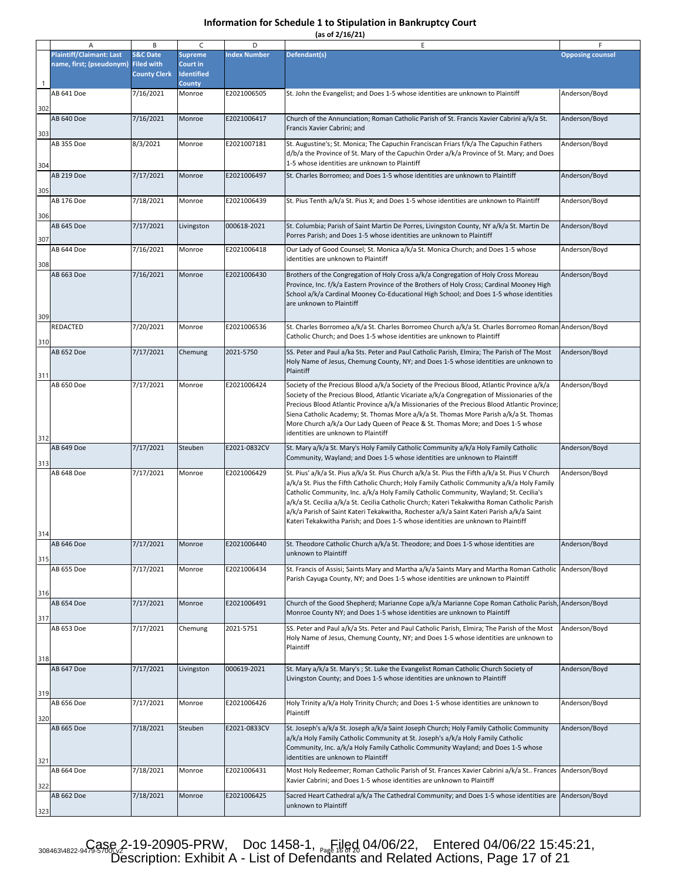# Information for Schedule 1 to Stipulation in Bankruptcy Court

(as of 2/16/21)

| | A | B | C | D | E | F |
|---|---|---|---|---|---|---|
| 1 | Plaintiff/Claimant: Last name, first; (pseudonym) | S&C Date Filed with County Clerk | Supreme Court in Identified County | Index Number | Defendant(s) | Opposing counsel |
| 302 | AB 641 Doe | 7/16/2021 | Monroe | E2021006505 | St. John the Evangelist; and Does 1-5 whose identities are unknown to Plaintiff | Anderson/Boyd |
| 303 | AB 640 Doe | 7/16/2021 | Monroe | E2021006417 | Church of the Annunciation; Roman Catholic Parish of St. Francis Xavier Cabrini a/k/a St. Francis Xavier Cabrini; and | Anderson/Boyd |
| 304 | AB 355 Doe | 8/3/2021 | Monroe | E2021007181 | St. Augustine's; St. Monica; The Capuchin Franciscan Friars f/k/a The Capuchin Fathers d/b/a the Province of St. Mary of the Capuchin Order a/k/a Province of St. Mary; and Does 1-5 whose identities are unknown to Plaintiff | Anderson/Boyd |
| 305 | AB 219 Doe | 7/17/2021 | Monroe | E2021006497 | St. Charles Borromeo; and Does 1-5 whose identities are unknown to Plaintiff | Anderson/Boyd |
| 306 | AB 176 Doe | 7/18/2021 | Monroe | E2021006439 | St. Pius Tenth a/k/a St. Pius X; and Does 1-5 whose identities are unknown to Plaintiff | Anderson/Boyd |
| 307 | AB 645 Doe | 7/17/2021 | Livingston | 000618-2021 | St. Columbia; Parish of Saint Martin De Porres, Livingston County, NY a/k/a St. Martin De Porres Parish; and Does 1-5 whose identities are unknown to Plaintiff | Anderson/Boyd |
| 308 | AB 644 Doe | 7/16/2021 | Monroe | E2021006418 | Our Lady of Good Counsel; St. Monica a/k/a St. Monica Church; and Does 1-5 whose identities are unknown to Plaintiff | Anderson/Boyd |
| 309 | AB 663 Doe | 7/16/2021 | Monroe | E2021006430 | Brothers of the Congregation of Holy Cross a/k/a Congregation of Holy Cross Moreau Province, Inc. f/k/a Eastern Province of the Brothers of Holy Cross; Cardinal Mooney High School a/k/a Cardinal Mooney Co-Educational High School; and Does 1-5 whose identities are unknown to Plaintiff | Anderson/Boyd |
| 310 | REDACTED | 7/20/2021 | Monroe | E2021006536 | St. Charles Borromeo a/k/a St. Charles Borromeo Church a/k/a St. Charles Borromeo Roman Catholic Church; and Does 1-5 whose identities are unknown to Plaintiff | Anderson/Boyd |
| 311 | AB 652 Doe | 7/17/2021 | Chemung | 2021-5750 | SS. Peter and Paul a/ka Sts. Peter and Paul Catholic Parish, Elmira; The Parish of The Most Holy Name of Jesus, Chemung County, NY; and Does 1-5 whose identities are unknown to Plaintiff | Anderson/Boyd |
| 312 | AB 650 Doe | 7/17/2021 | Monroe | E2021006424 | Society of the Precious Blood a/k/a Society of the Precious Blood, Atlantic Province a/k/a Society of the Precious Blood, Atlantic Vicariate a/k/a Congregation of Missionaries of the Precious Blood Atlantic Province a/k/a Missionaries of the Precious Blood Atlantic Province; Siena Catholic Academy; St. Thomas More a/k/a St. Thomas More Parish a/k/a St. Thomas More Church a/k/a Our Lady Queen of Peace & St. Thomas More; and Does 1-5 whose identities are unknown to Plaintiff | Anderson/Boyd |
| 313 | AB 649 Doe | 7/17/2021 | Steuben | E2021-0832CV | St. Mary a/k/a St. Mary's Holy Family Catholic Community a/k/a Holy Family Catholic Community, Wayland; and Does 1-5 whose identities are unknown to Plaintiff | Anderson/Boyd |
| 314 | AB 648 Doe | 7/17/2021 | Monroe | E2021006429 | St. Pius' a/k/a St. Pius a/k/a St. Pius Church a/k/a St. Pius the Fifth a/k/a St. Pius V Church a/k/a St. Pius the Fifth Catholic Church; Holy Family Catholic Community a/k/a Holy Family Catholic Community, Inc. a/k/a Holy Family Catholic Community, Wayland; St. Cecilia's a/k/a St. Cecilia a/k/a St. Cecilia Catholic Church; Kateri Tekakwitha Roman Catholic Parish a/k/a Parish of Saint Kateri Tekakwitha, Rochester a/k/a Saint Kateri Parish a/k/a Saint Kateri Tekakwitha Parish; and Does 1-5 whose identities are unknown to Plaintiff | Anderson/Boyd |
| 315 | AB 646 Doe | 7/17/2021 | Monroe | E2021006440 | St. Theodore Catholic Church a/k/a St. Theodore; and Does 1-5 whose identities are unknown to Plaintiff | Anderson/Boyd |
| 316 | AB 655 Doe | 7/17/2021 | Monroe | E2021006434 | St. Francis of Assisi; Saints Mary and Martha a/k/a Saints Mary and Martha Roman Catholic Parish Cayuga County, NY; and Does 1-5 whose identities are unknown to Plaintiff | Anderson/Boyd |
| 317 | AB 654 Doe | 7/17/2021 | Monroe | E2021006491 | Church of the Good Shepherd; Marianne Cope a/k/a Marianne Cope Roman Catholic Parish, Monroe County NY; and Does 1-5 whose identities are unknown to Plaintiff | Anderson/Boyd |
| 318 | AB 653 Doe | 7/17/2021 | Chemung | 2021-5751 | SS. Peter and Paul a/k/a Sts. Peter and Paul Catholic Parish, Elmira; The Parish of the Most Holy Name of Jesus, Chemung County, NY; and Does 1-5 whose identities are unknown to Plaintiff | Anderson/Boyd |
| 319 | AB 647 Doe | 7/17/2021 | Livingston | 000619-2021 | St. Mary a/k/a St. Mary's ; St. Luke the Evangelist Roman Catholic Church Society of Livingston County; and Does 1-5 whose identities are unknown to Plaintiff | Anderson/Boyd |
| 320 | AB 656 Doe | 7/17/2021 | Monroe | E2021006426 | Holy Trinity a/k/a Holy Trinity Church; and Does 1-5 whose identities are unknown to Plaintiff | Anderson/Boyd |
| 321 | AB 665 Doe | 7/18/2021 | Steuben | E2021-0833CV | St. Joseph's a/k/a St. Joseph a/k/a Saint Joseph Church; Holy Family Catholic Community a/k/a Holy Family Catholic Community at St. Joseph's a/k/a Holy Family Catholic Community, Inc. a/k/a Holy Family Catholic Community Wayland; and Does 1-5 whose identities are unknown to Plaintiff | Anderson/Boyd |
| 322 | AB 664 Doe | 7/18/2021 | Monroe | E2021006431 | Most Holy Redeemer; Roman Catholic Parish of St. Frances Xavier Cabrini a/k/a St.. Frances Xavier Cabrini; and Does 1-5 whose identities are unknown to Plaintiff | Anderson/Boyd |
| 323 | AB 662 Doe | 7/18/2021 | Monroe | E2021006425 | Sacred Heart Cathedral a/k/a The Cathedral Community; and Does 1-5 whose identities are unknown to Plaintiff | Anderson/Boyd |

Case 2-19-20905-PRW, Doc 1458-1, Filed 04/06/22, Entered 04/06/22 15:45:21, Description: Exhibit A - List of Defendants and Related Actions, Page 17 of 21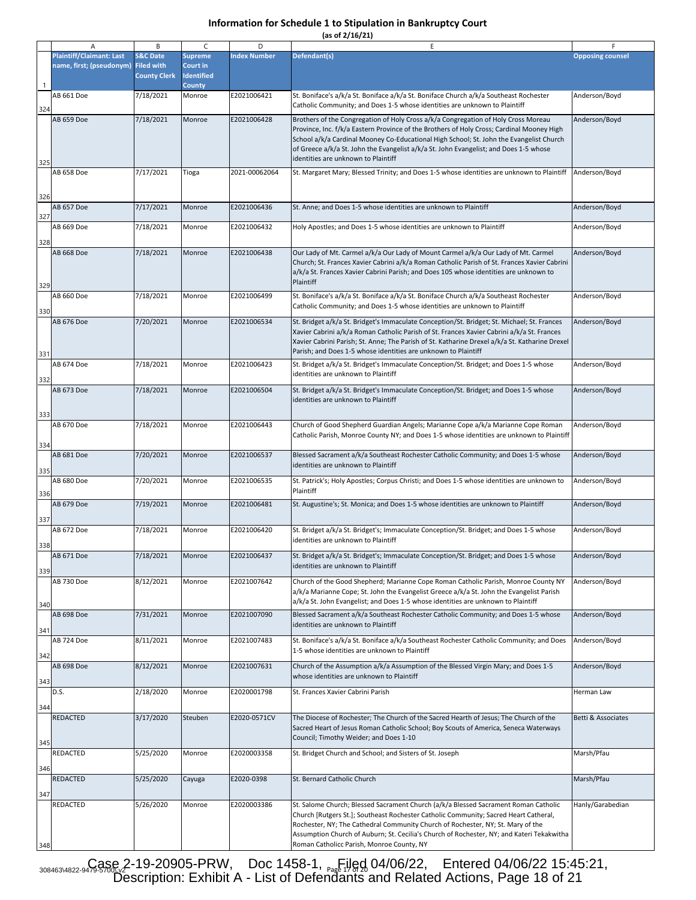# Information for Schedule 1 to Stipulation in Bankruptcy Court

(as of 2/16/21)

| | A | B | C | D | E | F |
|---|---|---|---|---|---|---|
| 1 | Plaintiff/Claimant: Last name, first; (pseudonym) | S&C Date Filed with County Clerk | Supreme Court in Identified County | Index Number | Defendant(s) | Opposing counsel |
| 324 | AB 661 Doe | 7/18/2021 | Monroe | E2021006421 | St. Boniface's a/k/a St. Boniface a/k/a St. Boniface Church a/k/a Southeast Rochester Catholic Community; and Does 1-5 whose identities are unknown to Plaintiff | Anderson/Boyd |
| 325 | AB 659 Doe | 7/18/2021 | Monroe | E2021006428 | Brothers of the Congregation of Holy Cross a/k/a Congregation of Holy Cross Moreau Province, Inc. f/k/a Eastern Province of the Brothers of Holy Cross; Cardinal Mooney High School a/k/a Cardinal Mooney Co-Educational High School; St. John the Evangelist Church of Greece a/k/a St. John the Evangelist a/k/a St. John Evangelist; and Does 1-5 whose identities are unknown to Plaintiff | Anderson/Boyd |
| 326 | AB 658 Doe | 7/17/2021 | Tioga | 2021-00062064 | St. Margaret Mary; Blessed Trinity; and Does 1-5 whose identities are unknown to Plaintiff | Anderson/Boyd |
| 327 | AB 657 Doe | 7/17/2021 | Monroe | E2021006436 | St. Anne; and Does 1-5 whose identities are unknown to Plaintiff | Anderson/Boyd |
| 328 | AB 669 Doe | 7/18/2021 | Monroe | E2021006432 | Holy Apostles; and Does 1-5 whose identities are unknown to Plaintiff | Anderson/Boyd |
| 329 | AB 668 Doe | 7/18/2021 | Monroe | E2021006438 | Our Lady of Mt. Carmel a/k/a Our Lady of Mount Carmel a/k/a Our Lady of Mt. Carmel Church; St. Frances Xavier Cabrini a/k/a Roman Catholic Parish of St. Frances Xavier Cabrini a/k/a St. Frances Xavier Cabrini Parish; and Does 105 whose identities are unknown to Plaintiff | Anderson/Boyd |
| 330 | AB 660 Doe | 7/18/2021 | Monroe | E2021006499 | St. Boniface's a/k/a St. Boniface a/k/a St. Boniface Church a/k/a Southeast Rochester Catholic Community; and Does 1-5 whose identities are unknown to Plaintiff | Anderson/Boyd |
| 331 | AB 676 Doe | 7/20/2021 | Monroe | E2021006534 | St. Bridget a/k/a St. Bridget's Immaculate Conception/St. Bridget; St. Michael; St. Frances Xavier Cabrini a/k/a Roman Catholic Parish of St. Frances Xavier Cabrini a/k/a St. Frances Xavier Cabrini Parish; St. Anne; The Parish of St. Katharine Drexel a/k/a St. Katharine Drexel Parish; and Does 1-5 whose identities are unknown to Plaintiff | Anderson/Boyd |
| 332 | AB 674 Doe | 7/18/2021 | Monroe | E2021006423 | St. Bridget a/k/a St. Bridget's Immaculate Conception/St. Bridget; and Does 1-5 whose identities are unknown to Plaintiff | Anderson/Boyd |
| 333 | AB 673 Doe | 7/18/2021 | Monroe | E2021006504 | St. Bridget a/k/a St. Bridget's Immaculate Conception/St. Bridget; and Does 1-5 whose identities are unknown to Plaintiff | Anderson/Boyd |
| 334 | AB 670 Doe | 7/18/2021 | Monroe | E2021006443 | Church of Good Shepherd Guardian Angels; Marianne Cope a/k/a Marianne Cope Roman Catholic Parish, Monroe County NY; and Does 1-5 whose identities are unknown to Plaintiff | Anderson/Boyd |
| 335 | AB 681 Doe | 7/20/2021 | Monroe | E2021006537 | Blessed Sacrament a/k/a Southeast Rochester Catholic Community; and Does 1-5 whose identities are unknown to Plaintiff | Anderson/Boyd |
| 336 | AB 680 Doe | 7/20/2021 | Monroe | E2021006535 | St. Patrick's; Holy Apostles; Corpus Christi; and Does 1-5 whose identities are unknown to Plaintiff | Anderson/Boyd |
| 337 | AB 679 Doe | 7/19/2021 | Monroe | E2021006481 | St. Augustine's; St. Monica; and Does 1-5 whose identities are unknown to Plaintiff | Anderson/Boyd |
| 338 | AB 672 Doe | 7/18/2021 | Monroe | E2021006420 | St. Bridget a/k/a St. Bridget's; Immaculate Conception/St. Bridget; and Does 1-5 whose identities are unknown to Plaintiff | Anderson/Boyd |
| 339 | AB 671 Doe | 7/18/2021 | Monroe | E2021006437 | St. Bridget a/k/a St. Bridget's; Immaculate Conception/St. Bridget; and Does 1-5 whose identities are unknown to Plaintiff | Anderson/Boyd |
| 340 | AB 730 Doe | 8/12/2021 | Monroe | E2021007642 | Church of the Good Shepherd; Marianne Cope Roman Catholic Parish, Monroe County NY a/k/a Marianne Cope; St. John the Evangelist Greece a/k/a St. John the Evangelist Parish a/k/a St. John Evangelist; and Does 1-5 whose identities are unknown to Plaintiff | Anderson/Boyd |
| 341 | AB 698 Doe | 7/31/2021 | Monroe | E2021007090 | Blessed Sacrament a/k/a Southeast Rochester Catholic Community; and Does 1-5 whose identities are unknown to Plaintiff | Anderson/Boyd |
| 342 | AB 724 Doe | 8/11/2021 | Monroe | E2021007483 | St. Boniface's a/k/a St. Boniface a/k/a Southeast Rochester Catholic Community; and Does 1-5 whose identities are unknown to Plaintiff | Anderson/Boyd |
| 343 | AB 698 Doe | 8/12/2021 | Monroe | E2021007631 | Church of the Assumption a/k/a Assumption of the Blessed Virgin Mary; and Does 1-5 whose identities are unknown to Plaintiff | Anderson/Boyd |
| 344 | D.S. | 2/18/2020 | Monroe | E2020001798 | St. Frances Xavier Cabrini Parish | Herman Law |
| 345 | REDACTED | 3/17/2020 | Steuben | E2020-0571CV | The Diocese of Rochester; The Church of the Sacred Hearth of Jesus; The Church of the Sacred Heart of Jesus Roman Catholic School; Boy Scouts of America, Seneca Waterways Council; Timothy Weider; and Does 1-10 | Betti & Associates |
| 346 | REDACTED | 5/25/2020 | Monroe | E2020003358 | St. Bridget Church and School; and Sisters of St. Joseph | Marsh/Pfau |
| 347 | REDACTED | 5/25/2020 | Cayuga | E2020-0398 | St. Bernard Catholic Church | Marsh/Pfau |
| 348 | REDACTED | 5/26/2020 | Monroe | E2020003386 | St. Salome Church; Blessed Sacrament Church (a/k/a Blessed Sacrament Roman Catholic Church [Rutgers St.]; Southeast Rochester Catholic Community; Sacred Heart Catheral, Rochester, NY; The Cathedral Community Church of Rochester, NY; St. Mary of the Assumption Church of Auburn; St. Cecilia's Church of Rochester, NY; and Kateri Tekakwitha Roman Catholicc Parish, Monroe County, NY | Hanly/Garabedian |

Case 2-19-20905-PRW, Doc 1458-1, Filed 04/06/22, Entered 04/06/22 15:45:21, Description: Exhibit A - List of Defendants and Related Actions, Page 18 of 21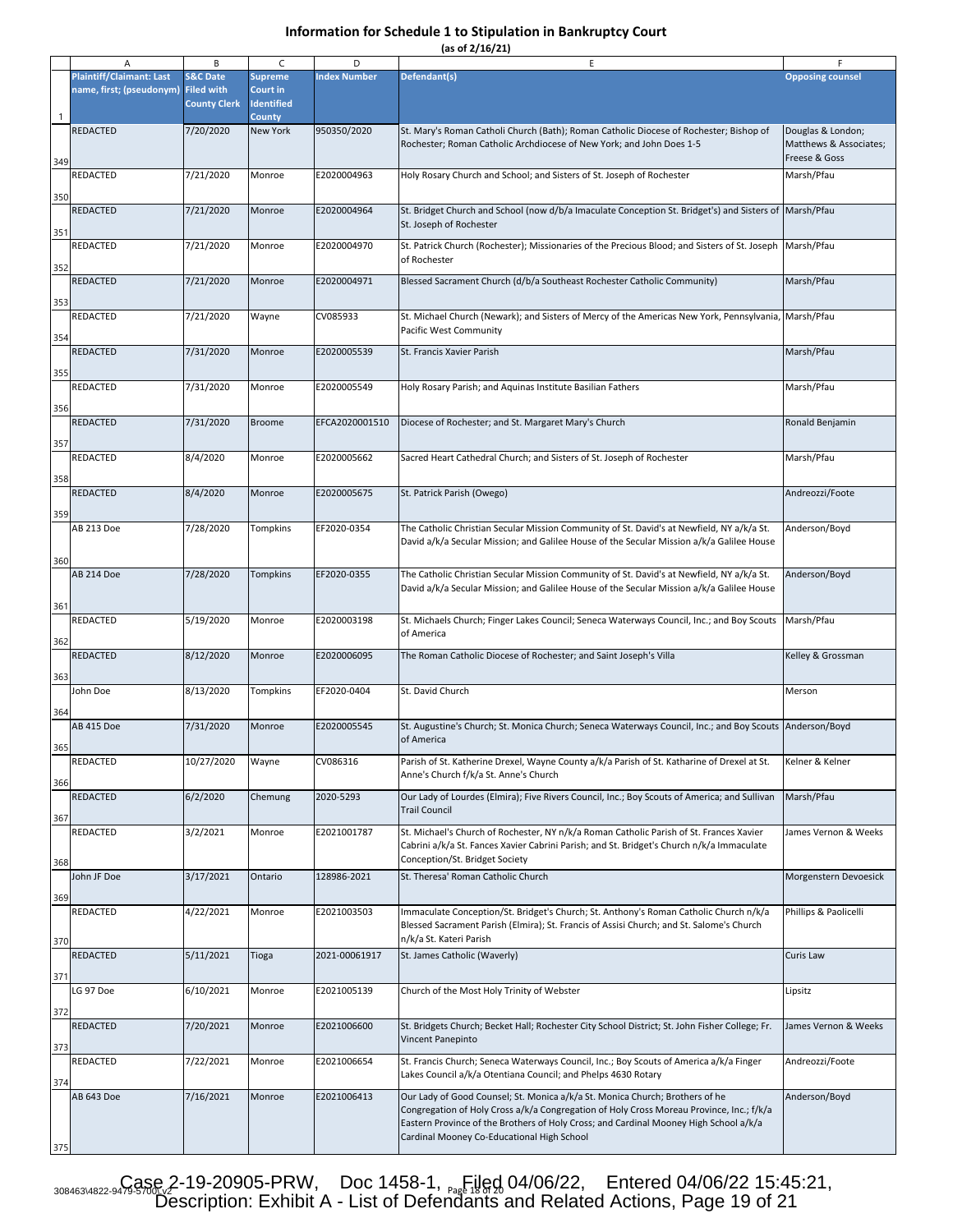# Information for Schedule 1 to Stipulation in Bankruptcy Court

(as of 2/16/21)

| | A | B | C | D | E | F |
|---|---|---|---|---|---|---|
| 1 | Plaintiff/Claimant: Last name, first; (pseudonym) | S&C Date Filed with County Clerk | Supreme Court in Identified County | Index Number | Defendant(s) | Opposing counsel |
| 349 | REDACTED | 7/20/2020 | New York | 950350/2020 | St. Mary's Roman Catholi Church (Bath); Roman Catholic Diocese of Rochester; Bishop of Rochester; Roman Catholic Archdiocese of New York; and John Does 1-5 | Douglas & London; Matthews & Associates; Freese & Goss |
| 350 | REDACTED | 7/21/2020 | Monroe | E2020004963 | Holy Rosary Church and School; and Sisters of St. Joseph of Rochester | Marsh/Pfau |
| 351 | REDACTED | 7/21/2020 | Monroe | E2020004964 | St. Bridget Church and School (now d/b/a Imaculate Conception St. Bridget's) and Sisters of St. Joseph of Rochester | Marsh/Pfau |
| 352 | REDACTED | 7/21/2020 | Monroe | E2020004970 | St. Patrick Church (Rochester); Missionaries of the Precious Blood; and Sisters of St. Joseph of Rochester | Marsh/Pfau |
| 353 | REDACTED | 7/21/2020 | Monroe | E2020004971 | Blessed Sacrament Church (d/b/a Southeast Rochester Catholic Community) | Marsh/Pfau |
| 354 | REDACTED | 7/21/2020 | Wayne | CV085933 | St. Michael Church (Newark); and Sisters of Mercy of the Americas New York, Pennsylvania, Pacific West Community | Marsh/Pfau |
| 355 | REDACTED | 7/31/2020 | Monroe | E2020005539 | St. Francis Xavier Parish | Marsh/Pfau |
| 356 | REDACTED | 7/31/2020 | Monroe | E2020005549 | Holy Rosary Parish; and Aquinas Institute Basilian Fathers | Marsh/Pfau |
| 357 | REDACTED | 7/31/2020 | Broome | EFCA2020001510 | Diocese of Rochester; and St. Margaret Mary's Church | Ronald Benjamin |
| 358 | REDACTED | 8/4/2020 | Monroe | E2020005662 | Sacred Heart Cathedral Church; and Sisters of St. Joseph of Rochester | Marsh/Pfau |
| 359 | REDACTED | 8/4/2020 | Monroe | E2020005675 | St. Patrick Parish (Owego) | Andreozzi/Foote |
| 360 | AB 213 Doe | 7/28/2020 | Tompkins | EF2020-0354 | The Catholic Christian Secular Mission Community of St. David's at Newfield, NY a/k/a St. David a/k/a Secular Mission; and Galilee House of the Secular Mission a/k/a Galilee House | Anderson/Boyd |
| 361 | AB 214 Doe | 7/28/2020 | Tompkins | EF2020-0355 | The Catholic Christian Secular Mission Community of St. David's at Newfield, NY a/k/a St. David a/k/a Secular Mission; and Galilee House of the Secular Mission a/k/a Galilee House | Anderson/Boyd |
| 362 | REDACTED | 5/19/2020 | Monroe | E2020003198 | St. Michaels Church; Finger Lakes Council; Seneca Waterways Council, Inc.; and Boy Scouts of America | Marsh/Pfau |
| 363 | REDACTED | 8/12/2020 | Monroe | E2020006095 | The Roman Catholic Diocese of Rochester; and Saint Joseph's Villa | Kelley & Grossman |
| 364 | John Doe | 8/13/2020 | Tompkins | EF2020-0404 | St. David Church | Merson |
| 365 | AB 415 Doe | 7/31/2020 | Monroe | E2020005545 | St. Augustine's Church; St. Monica Church; Seneca Waterways Council, Inc.; and Boy Scouts of America | Anderson/Boyd |
| 366 | REDACTED | 10/27/2020 | Wayne | CV086316 | Parish of St. Katherine Drexel, Wayne County a/k/a Parish of St. Katharine of Drexel at St. Anne's Church f/k/a St. Anne's Church | Kelner & Kelner |
| 367 | REDACTED | 6/2/2020 | Chemung | 2020-5293 | Our Lady of Lourdes (Elmira); Five Rivers Council, Inc.; Boy Scouts of America; and Sullivan Trail Council | Marsh/Pfau |
| 368 | REDACTED | 3/2/2021 | Monroe | E2021001787 | St. Michael's Church of Rochester, NY n/k/a Roman Catholic Parish of St. Frances Xavier Cabrini a/k/a St. Fances Xavier Cabrini Parish; and St. Bridget's Church n/k/a Immaculate Conception/St. Bridget Society | James Vernon & Weeks |
| 369 | John JF Doe | 3/17/2021 | Ontario | 128986-2021 | St. Theresa' Roman Catholic Church | Morgenstern Devoesick |
| 370 | REDACTED | 4/22/2021 | Monroe | E2021003503 | Immaculate Conception/St. Bridget's Church; St. Anthony's Roman Catholic Church n/k/a Blessed Sacrament Parish (Elmira); St. Francis of Assisi Church; and St. Salome's Church n/k/a St. Kateri Parish | Phillips & Paolicelli |
| 371 | REDACTED | 5/11/2021 | Tioga | 2021-00061917 | St. James Catholic (Waverly) | Curis Law |
| 372 | LG 97 Doe | 6/10/2021 | Monroe | E2021005139 | Church of the Most Holy Trinity of Webster | Lipsitz |
| 373 | REDACTED | 7/20/2021 | Monroe | E2021006600 | St. Bridgets Church; Becket Hall; Rochester City School District; St. John Fisher College; Fr. Vincent Panepinto | James Vernon & Weeks |
| 374 | REDACTED | 7/22/2021 | Monroe | E2021006654 | St. Francis Church; Seneca Waterways Council, Inc.; Boy Scouts of America a/k/a Finger Lakes Council a/k/a Otentiana Council; and Phelps 4630 Rotary | Andreozzi/Foote |
| 375 | AB 643 Doe | 7/16/2021 | Monroe | E2021006413 | Our Lady of Good Counsel; St. Monica a/k/a St. Monica Church; Brothers of he Congregation of Holy Cross a/k/a Congregation of Holy Cross Moreau Province, Inc.; f/k/a Eastern Province of the Brothers of Holy Cross; and Cardinal Mooney High School a/k/a Cardinal Mooney Co-Educational High School | Anderson/Boyd |

Case 2-19-20905-PRW, Doc 1458-1, Filed 04/06/22, Entered 04/06/22 15:45:21, Description: Exhibit A - List of Defendants and Related Actions, Page 19 of 21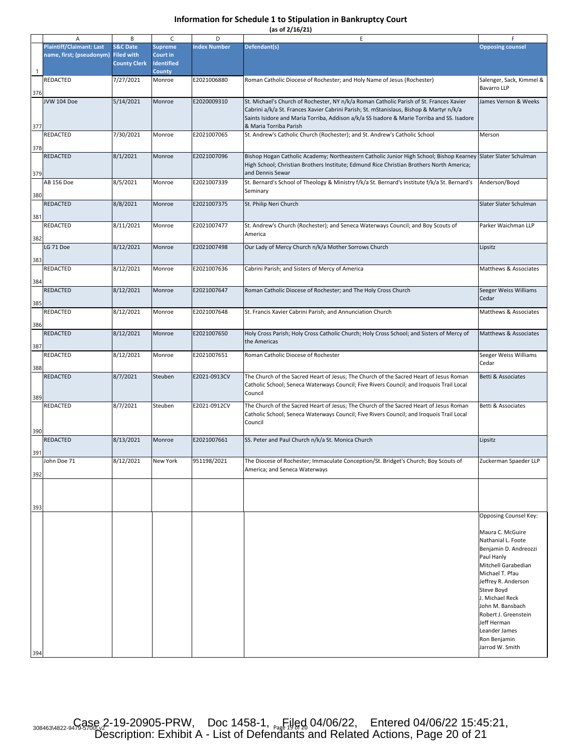## Information for Schedule 1 to Stipulation in Bankruptcy Court

**(as of 2/16/21)**

| | A | B | C | D | E | F |
|---|---|---|---|---|---|---|
| 1 | Plaintiff/Claimant: Last name, first; (pseudonym) | S&C Date Filed with County Clerk | Supreme Court in Identified County | Index Number | Defendant(s) | Opposing counsel |
| 376 | REDACTED | 7/27/2021 | Monroe | E2021006880 | Roman Catholic Diocese of Rochester; and Holy Name of Jesus (Rochester) | Salenger, Sack, Kimmel & Bavarro LLP |
| 377 | JVW 104 Doe | 5/14/2021 | Monroe | E2020009310 | St. Michael's Church of Rochester, NY n/k/a Roman Catholic Parish of St. Frances Xavier Cabrini a/k/a St. Frances Xavier Cabrini Parish; St. mStanislaus, Bishop & Martyr n/k/a Saints Isidore and Maria Torriba, Addison a/k/a SS Isadore & Marie Torriba and SS. Isadore & Maria Torriba Parish | James Vernon & Weeks |
| 378 | REDACTED | 7/30/2021 | Monroe | E2021007065 | St. Andrew's Catholic Church (Rochester); and St. Andrew's Catholic School | Merson |
| 379 | REDACTED | 8/1/2021 | Monroe | E2021007096 | Bishop Hogan Catholic Academy; Northeastern Catholic Junior High School; Bishop Kearney High School; Christian Brothers Institute; Edmund Rice Christian Brothers North America; and Dennis Sewar | Slater Slater Schulman |
| 380 | AB 156 Doe | 8/5/2021 | Monroe | E2021007339 | St. Bernard's School of Theology & Ministry f/k/a St. Bernard's Institute f/k/a St. Bernard's Seminary | Anderson/Boyd |
| 381 | REDACTED | 8/8/2021 | Monroe | E2021007375 | St. Philip Neri Church | Slater Slater Schulman |
| 382 | REDACTED | 8/11/2021 | Monroe | E2021007477 | St. Andrew's Church (Rochester); and Seneca Waterways Council; and Boy Scouts of America | Parker Waichman LLP |
| 383 | LG 71 Doe | 8/12/2021 | Monroe | E2021007498 | Our Lady of Mercy Church n/k/a Mother Sorrows Church | Lipsitz |
| 384 | REDACTED | 8/12/2021 | Monroe | E2021007636 | Cabrini Parish; and Sisters of Mercy of America | Matthews & Associates |
| 385 | REDACTED | 8/12/2021 | Monroe | E2021007647 | Roman Catholic Diocese of Rochester; and The Holy Cross Church | Seeger Weiss Williams Cedar |
| 386 | REDACTED | 8/12/2021 | Monroe | E2021007648 | St. Francis Xavier Cabrini Parish; and Annunciation Church | Matthews & Associates |
| 387 | REDACTED | 8/12/2021 | Monroe | E2021007650 | Holy Cross Parish; Holy Cross Catholic Church; Holy Cross School; and Sisters of Mercy of the Americas | Matthews & Associates |
| 388 | REDACTED | 8/12/2021 | Monroe | E2021007651 | Roman Catholic Diocese of Rochester | Seeger Weiss Williams Cedar |
| 389 | REDACTED | 8/7/2021 | Steuben | E2021-0913CV | The Church of the Sacred Heart of Jesus; The Church of the Sacred Heart of Jesus Roman Catholic School; Seneca Waterways Council; Five Rivers Council; and Iroquois Trail Local Council | Betti & Associates |
| 390 | REDACTED | 8/7/2021 | Steuben | E2021-0912CV | The Church of the Sacred Heart of Jesus; The Church of the Sacred Heart of Jesus Roman Catholic School; Seneca Waterways Council; Five Rivers Council; and Iroquois Trail Local Council | Betti & Associates |
| 391 | REDACTED | 8/13/2021 | Monroe | E2021007661 | SS. Peter and Paul Church n/k/a St. Monica Church | Lipsitz |
| 392 | John Doe 71 | 8/12/2021 | New York | 951198/2021 | The Diocese of Rochester; Immaculate Conception/St. Bridget's Church; Boy Scouts of America; and Seneca Waterways | Zuckerman Spaeder LLP |
| 393 | | | | | | |
| 394 | | | | | | Opposing Counsel Key:<br><br>Maura C. McGuire<br>Nathanial L. Foote<br>Benjamin D. Andreozzi<br>Paul Hanly<br>Mitchell Garabedian<br>Michael T. Pfau<br>Jeffrey R. Anderson<br>Steve Boyd<br>J. Michael Reck<br>John M. Bansbach<br>Robert J. Greenstein<br>Jeff Herman<br>Leander James<br>Ron Benjamin<br>Jarrod W. Smith |

308463\4822-9479-5700\v2

Case 2-19-20905-PRW, Doc 1458-1, Filed 04/06/22, Entered 04/06/22 15:45:21, Description: Exhibit A - List of Defendants and Related Actions, Page 20 of 21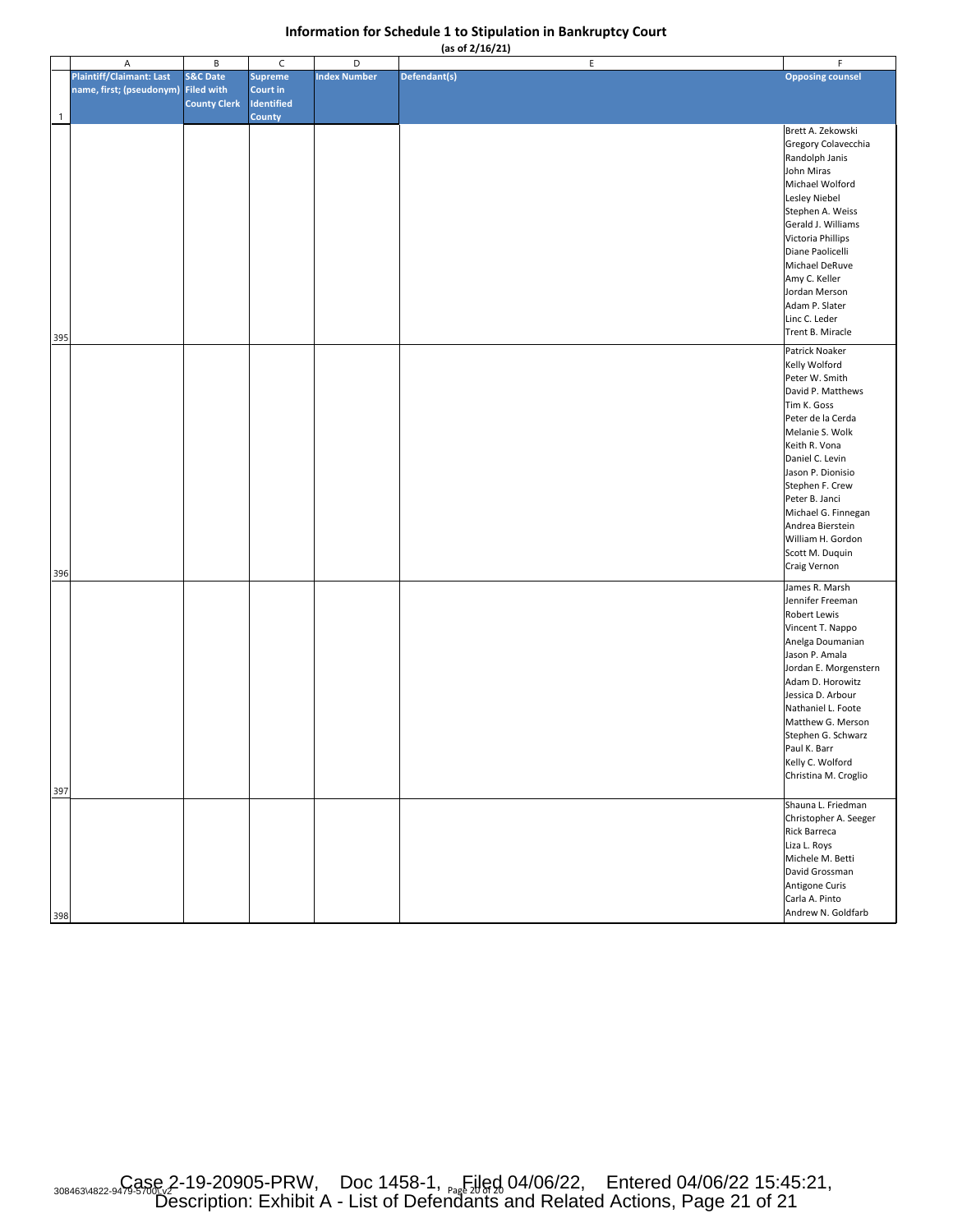# Information for Schedule 1 to Stipulation in Bankruptcy Court

**(as of 2/16/21)**

| | A | B | C | D | E | F |
|---|---|---|---|---|---|---|
| 1 | Plaintiff/Claimant: Last name, first; (pseudonym) | S&C Date Filed with County Clerk | Supreme Court in Identified County | Index Number | Defendant(s) | Opposing counsel |
| 395 | | | | | | Brett A. Zekowski<br>Gregory Colavecchia<br>Randolph Janis<br>John Miras<br>Michael Wolford<br>Lesley Niebel<br>Stephen A. Weiss<br>Gerald J. Williams<br>Victoria Phillips<br>Diane Paolicelli<br>Michael DeRuve<br>Amy C. Keller<br>Jordan Merson<br>Adam P. Slater<br>Linc C. Leder<br>Trent B. Miracle |
| 396 | | | | | | Patrick Noaker<br>Kelly Wolford<br>Peter W. Smith<br>David P. Matthews<br>Tim K. Goss<br>Peter de la Cerda<br>Melanie S. Wolk<br>Keith R. Vona<br>Daniel C. Levin<br>Jason P. Dionisio<br>Stephen F. Crew<br>Peter B. Janci<br>Michael G. Finnegan<br>Andrea Bierstein<br>William H. Gordon<br>Scott M. Duquin<br>Craig Vernon |
| 397 | | | | | | James R. Marsh<br>Jennifer Freeman<br>Robert Lewis<br>Vincent T. Nappo<br>Anelga Doumanian<br>Jason P. Amala<br>Jordan E. Morgenstern<br>Adam D. Horowitz<br>Jessica D. Arbour<br>Nathaniel L. Foote<br>Matthew G. Merson<br>Stephen G. Schwarz<br>Paul K. Barr<br>Kelly C. Wolford<br>Christina M. Croglio |
| 398 | | | | | | Shauna L. Friedman<br>Christopher A. Seeger<br>Rick Barreca<br>Liza L. Roys<br>Michele M. Betti<br>David Grossman<br>Antigone Curis<br>Carla A. Pinto<br>Andrew N. Goldfarb |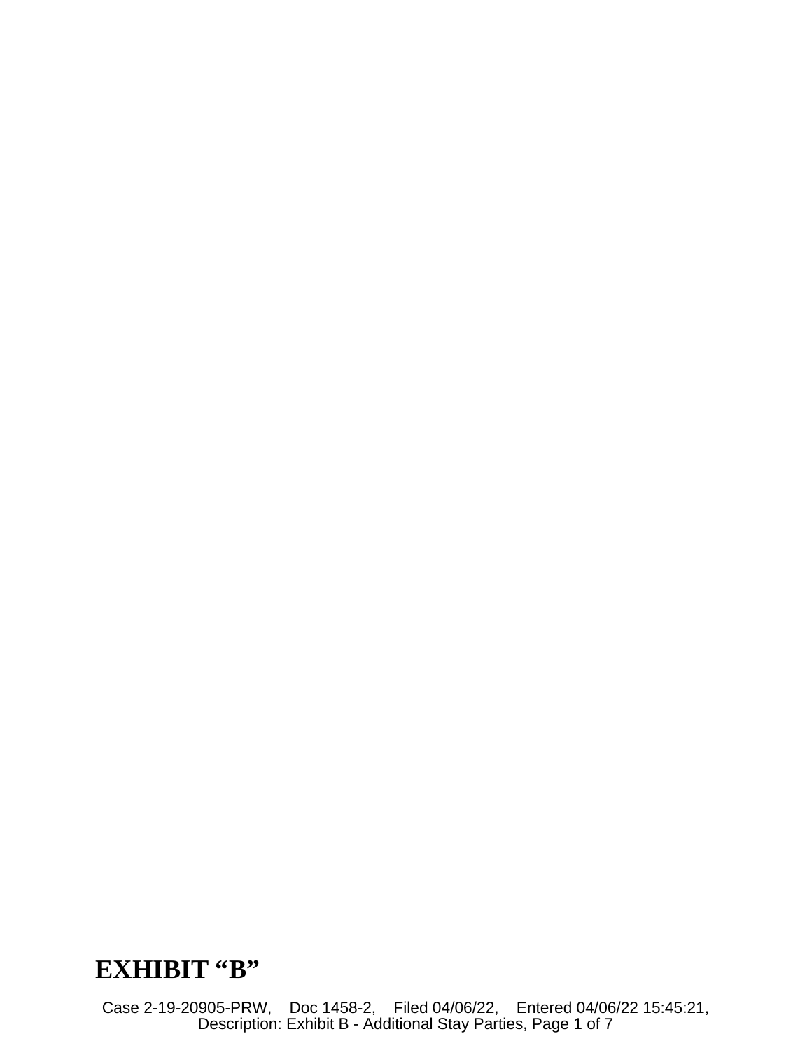# EXHIBIT "B"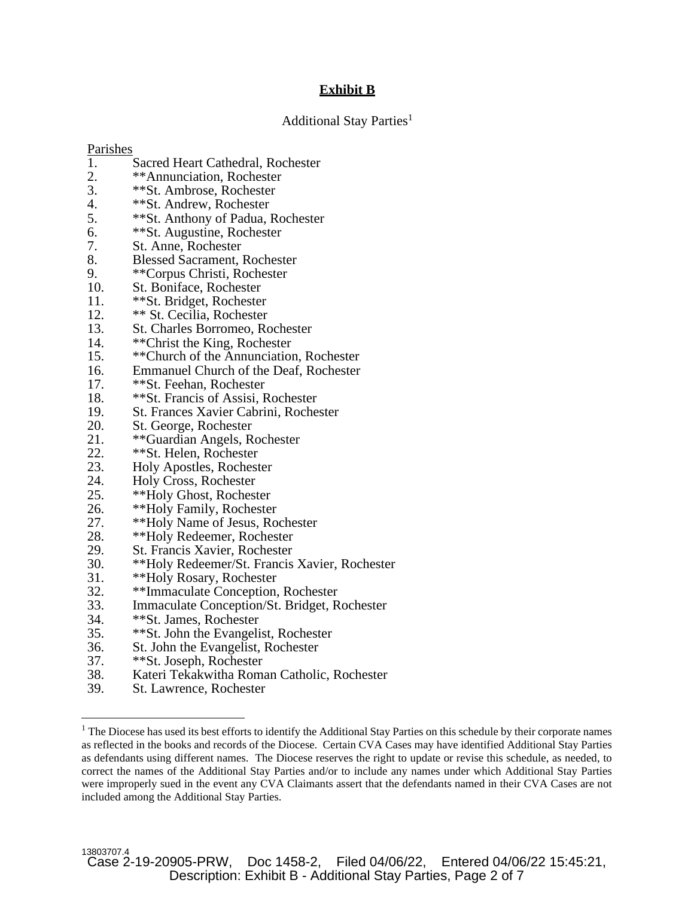**Exhibit B**

Additional Stay Parties[1]

Parishes

1. Sacred Heart Cathedral, Rochester
2. **Annunciation, Rochester
3. **St. Ambrose, Rochester
4. **St. Andrew, Rochester
5. **St. Anthony of Padua, Rochester
6. **St. Augustine, Rochester
7. St. Anne, Rochester
8. Blessed Sacrament, Rochester
9. **Corpus Christi, Rochester
10. St. Boniface, Rochester
11. **St. Bridget, Rochester
12. ** St. Cecilia, Rochester
13. St. Charles Borromeo, Rochester
14. **Christ the King, Rochester
15. **Church of the Annunciation, Rochester
16. Emmanuel Church of the Deaf, Rochester
17. **St. Feehan, Rochester
18. **St. Francis of Assisi, Rochester
19. St. Frances Xavier Cabrini, Rochester
20. St. George, Rochester
21. **Guardian Angels, Rochester
22. **St. Helen, Rochester
23. Holy Apostles, Rochester
24. Holy Cross, Rochester
25. **Holy Ghost, Rochester
26. **Holy Family, Rochester
27. **Holy Name of Jesus, Rochester
28. **Holy Redeemer, Rochester
29. St. Francis Xavier, Rochester
30. **Holy Redeemer/St. Francis Xavier, Rochester
31. **Holy Rosary, Rochester
32. **Immaculate Conception, Rochester
33. Immaculate Conception/St. Bridget, Rochester
34. **St. James, Rochester
35. **St. John the Evangelist, Rochester
36. St. John the Evangelist, Rochester
37. **St. Joseph, Rochester
38. Kateri Tekakwitha Roman Catholic, Rochester
39. St. Lawrence, Rochester

[1] The Diocese has used its best efforts to identify the Additional Stay Parties on this schedule by their corporate names as reflected in the books and records of the Diocese. Certain CVA Cases may have identified Additional Stay Parties as defendants using different names. The Diocese reserves the right to update or revise this schedule, as needed, to correct the names of the Additional Stay Parties and/or to include any names under which Additional Stay Parties were improperly sued in the event any CVA Claimants assert that the defendants named in their CVA Cases are not included among the Additional Stay Parties.

13803707.4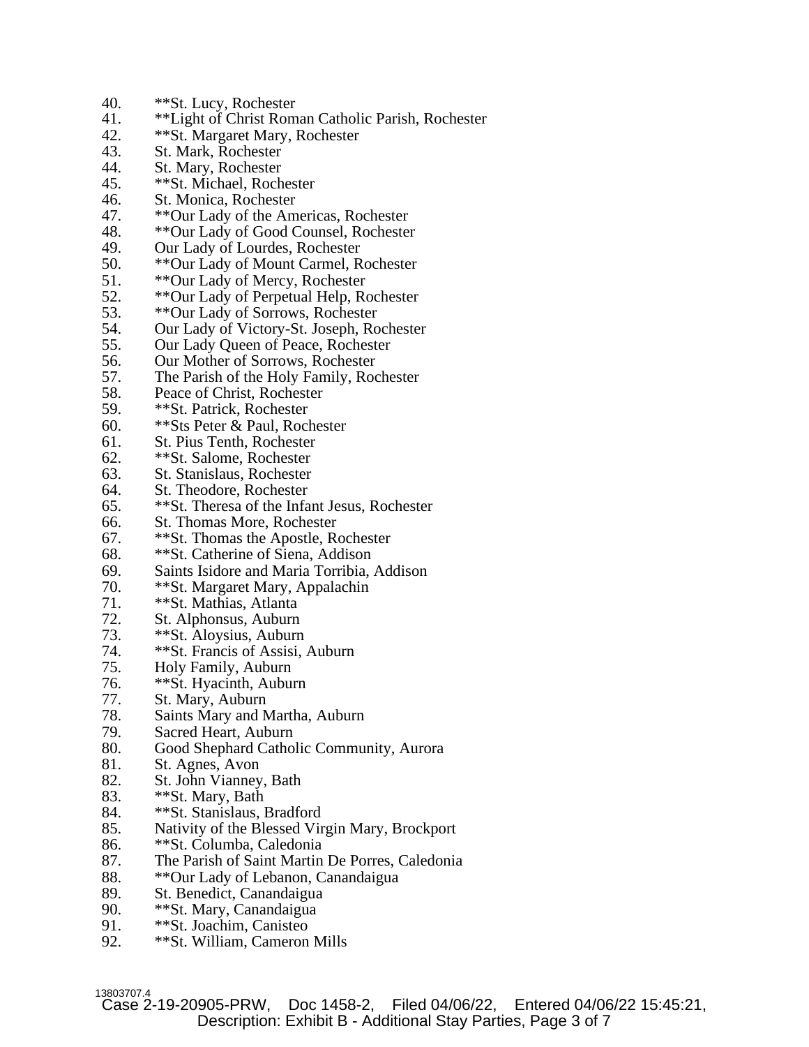40. **St. Lucy, Rochester
41. **Light of Christ Roman Catholic Parish, Rochester
42. **St. Margaret Mary, Rochester
43. St. Mark, Rochester
44. St. Mary, Rochester
45. **St. Michael, Rochester
46. St. Monica, Rochester
47. **Our Lady of the Americas, Rochester
48. **Our Lady of Good Counsel, Rochester
49. Our Lady of Lourdes, Rochester
50. **Our Lady of Mount Carmel, Rochester
51. **Our Lady of Mercy, Rochester
52. **Our Lady of Perpetual Help, Rochester
53. **Our Lady of Sorrows, Rochester
54. Our Lady of Victory-St. Joseph, Rochester
55. Our Lady Queen of Peace, Rochester
56. Our Mother of Sorrows, Rochester
57. The Parish of the Holy Family, Rochester
58. Peace of Christ, Rochester
59. **St. Patrick, Rochester
60. **Sts Peter & Paul, Rochester
61. St. Pius Tenth, Rochester
62. **St. Salome, Rochester
63. St. Stanislaus, Rochester
64. St. Theodore, Rochester
65. **St. Theresa of the Infant Jesus, Rochester
66. St. Thomas More, Rochester
67. **St. Thomas the Apostle, Rochester
68. **St. Catherine of Siena, Addison
69. Saints Isidore and Maria Torribia, Addison
70. **St. Margaret Mary, Appalachin
71. **St. Mathias, Atlanta
72. St. Alphonsus, Auburn
73. **St. Aloysius, Auburn
74. **St. Francis of Assisi, Auburn
75. Holy Family, Auburn
76. **St. Hyacinth, Auburn
77. St. Mary, Auburn
78. Saints Mary and Martha, Auburn
79. Sacred Heart, Auburn
80. Good Shephard Catholic Community, Aurora
81. St. Agnes, Avon
82. St. John Vianney, Bath
83. **St. Mary, Bath
84. **St. Stanislaus, Bradford
85. Nativity of the Blessed Virgin Mary, Brockport
86. **St. Columba, Caledonia
87. The Parish of Saint Martin De Porres, Caledonia
88. **Our Lady of Lebanon, Canandaigua
89. St. Benedict, Canandaigua
90. **St. Mary, Canandaigua
91. **St. Joachim, Canisteo
92. **St. William, Cameron Mills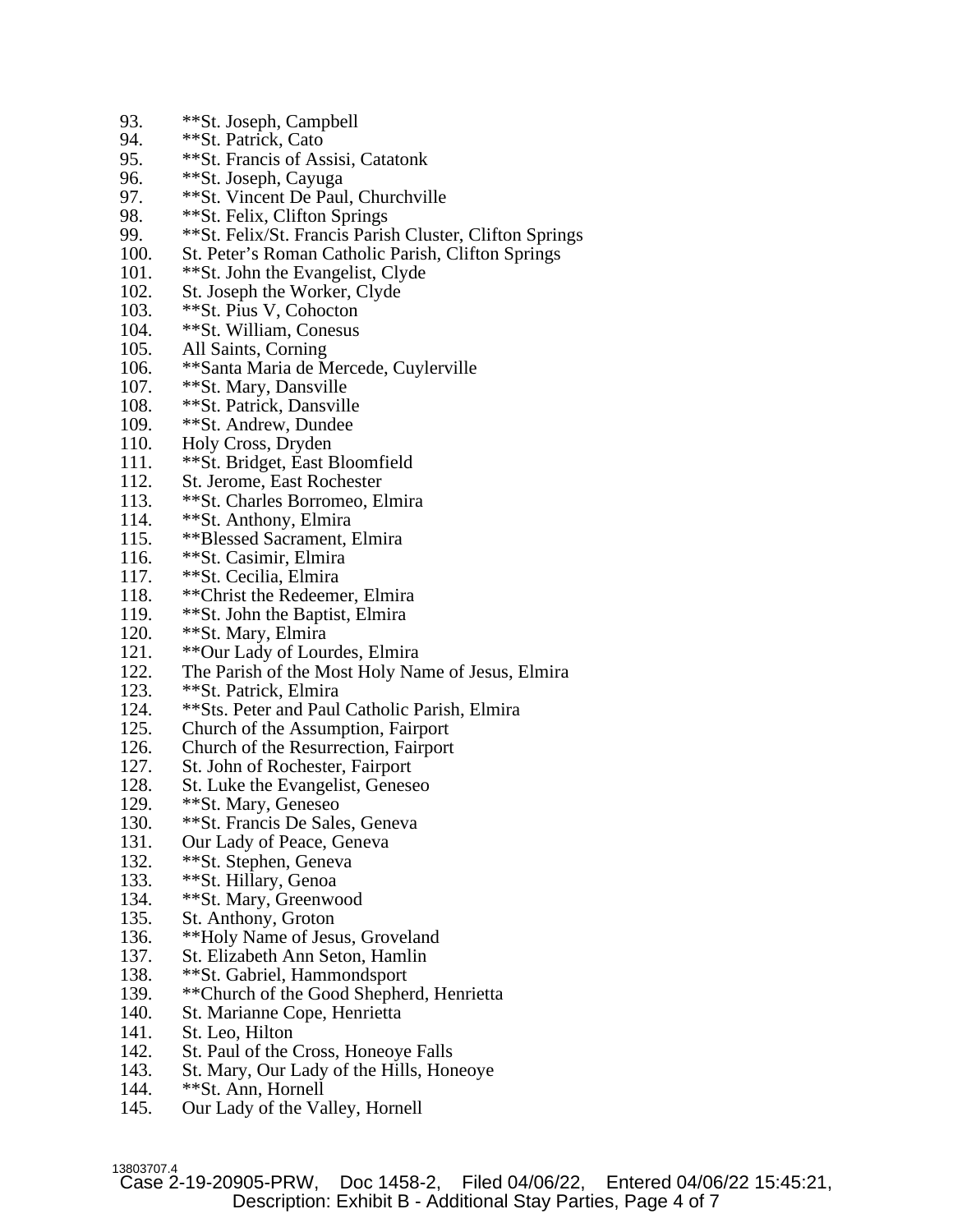93. **St. Joseph, Campbell
94. **St. Patrick, Cato
95. **St. Francis of Assisi, Catatonk
96. **St. Joseph, Cayuga
97. **St. Vincent De Paul, Churchville
98. **St. Felix, Clifton Springs
99. **St. Felix/St. Francis Parish Cluster, Clifton Springs
100. St. Peter's Roman Catholic Parish, Clifton Springs
101. **St. John the Evangelist, Clyde
102. St. Joseph the Worker, Clyde
103. **St. Pius V, Cohocton
104. **St. William, Conesus
105. All Saints, Corning
106. **Santa Maria de Mercede, Cuylerville
107. **St. Mary, Dansville
108. **St. Patrick, Dansville
109. **St. Andrew, Dundee
110. Holy Cross, Dryden
111. **St. Bridget, East Bloomfield
112. St. Jerome, East Rochester
113. **St. Charles Borromeo, Elmira
114. **St. Anthony, Elmira
115. **Blessed Sacrament, Elmira
116. **St. Casimir, Elmira
117. **St. Cecilia, Elmira
118. **Christ the Redeemer, Elmira
119. **St. John the Baptist, Elmira
120. **St. Mary, Elmira
121. **Our Lady of Lourdes, Elmira
122. The Parish of the Most Holy Name of Jesus, Elmira
123. **St. Patrick, Elmira
124. **Sts. Peter and Paul Catholic Parish, Elmira
125. Church of the Assumption, Fairport
126. Church of the Resurrection, Fairport
127. St. John of Rochester, Fairport
128. St. Luke the Evangelist, Geneseo
129. **St. Mary, Geneseo
130. **St. Francis De Sales, Geneva
131. Our Lady of Peace, Geneva
132. **St. Stephen, Geneva
133. **St. Hillary, Genoa
134. **St. Mary, Greenwood
135. St. Anthony, Groton
136. **Holy Name of Jesus, Groveland
137. St. Elizabeth Ann Seton, Hamlin
138. **St. Gabriel, Hammondsport
139. **Church of the Good Shepherd, Henrietta
140. St. Marianne Cope, Henrietta
141. St. Leo, Hilton
142. St. Paul of the Cross, Honeoye Falls
143. St. Mary, Our Lady of the Hills, Honeoye
144. **St. Ann, Hornell
145. Our Lady of the Valley, Hornell

13803707.4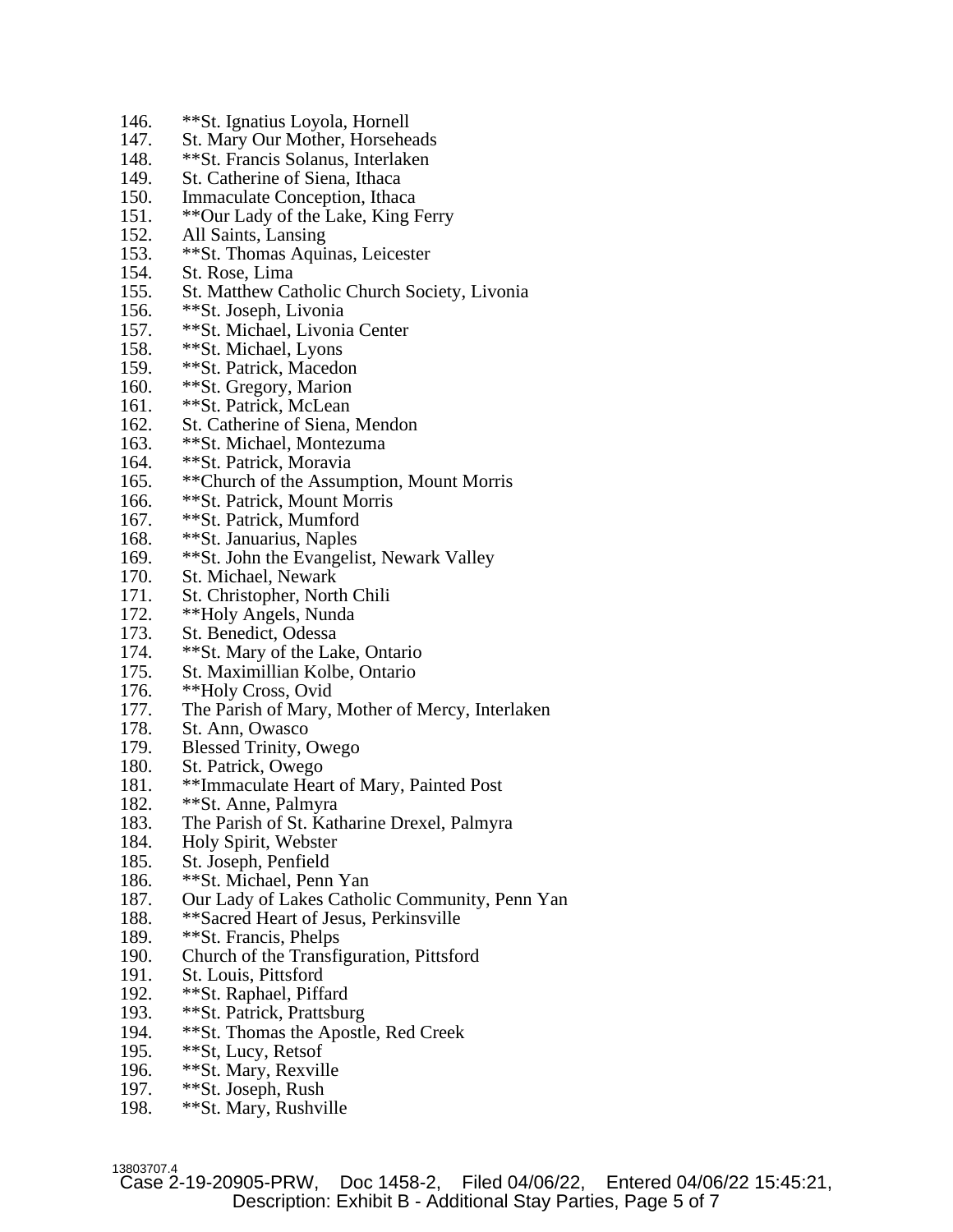146. **St. Ignatius Loyola, Hornell
147. St. Mary Our Mother, Horseheads
148. **St. Francis Solanus, Interlaken
149. St. Catherine of Siena, Ithaca
150. Immaculate Conception, Ithaca
151. **Our Lady of the Lake, King Ferry
152. All Saints, Lansing
153. **St. Thomas Aquinas, Leicester
154. St. Rose, Lima
155. St. Matthew Catholic Church Society, Livonia
156. **St. Joseph, Livonia
157. **St. Michael, Livonia Center
158. **St. Michael, Lyons
159. **St. Patrick, Macedon
160. **St. Gregory, Marion
161. **St. Patrick, McLean
162. St. Catherine of Siena, Mendon
163. **St. Michael, Montezuma
164. **St. Patrick, Moravia
165. **Church of the Assumption, Mount Morris
166. **St. Patrick, Mount Morris
167. **St. Patrick, Mumford
168. **St. Januarius, Naples
169. **St. John the Evangelist, Newark Valley
170. St. Michael, Newark
171. St. Christopher, North Chili
172. **Holy Angels, Nunda
173. St. Benedict, Odessa
174. **St. Mary of the Lake, Ontario
175. St. Maximillian Kolbe, Ontario
176. **Holy Cross, Ovid
177. The Parish of Mary, Mother of Mercy, Interlaken
178. St. Ann, Owasco
179. Blessed Trinity, Owego
180. St. Patrick, Owego
181. **Immaculate Heart of Mary, Painted Post
182. **St. Anne, Palmyra
183. The Parish of St. Katharine Drexel, Palmyra
184. Holy Spirit, Webster
185. St. Joseph, Penfield
186. **St. Michael, Penn Yan
187. Our Lady of Lakes Catholic Community, Penn Yan
188. **Sacred Heart of Jesus, Perkinsville
189. **St. Francis, Phelps
190. Church of the Transfiguration, Pittsford
191. St. Louis, Pittsford
192. **St. Raphael, Piffard
193. **St. Patrick, Prattsburg
194. **St. Thomas the Apostle, Red Creek
195. **St, Lucy, Retsof
196. **St. Mary, Rexville
197. **St. Joseph, Rush
198. **St. Mary, Rushville

13803707.4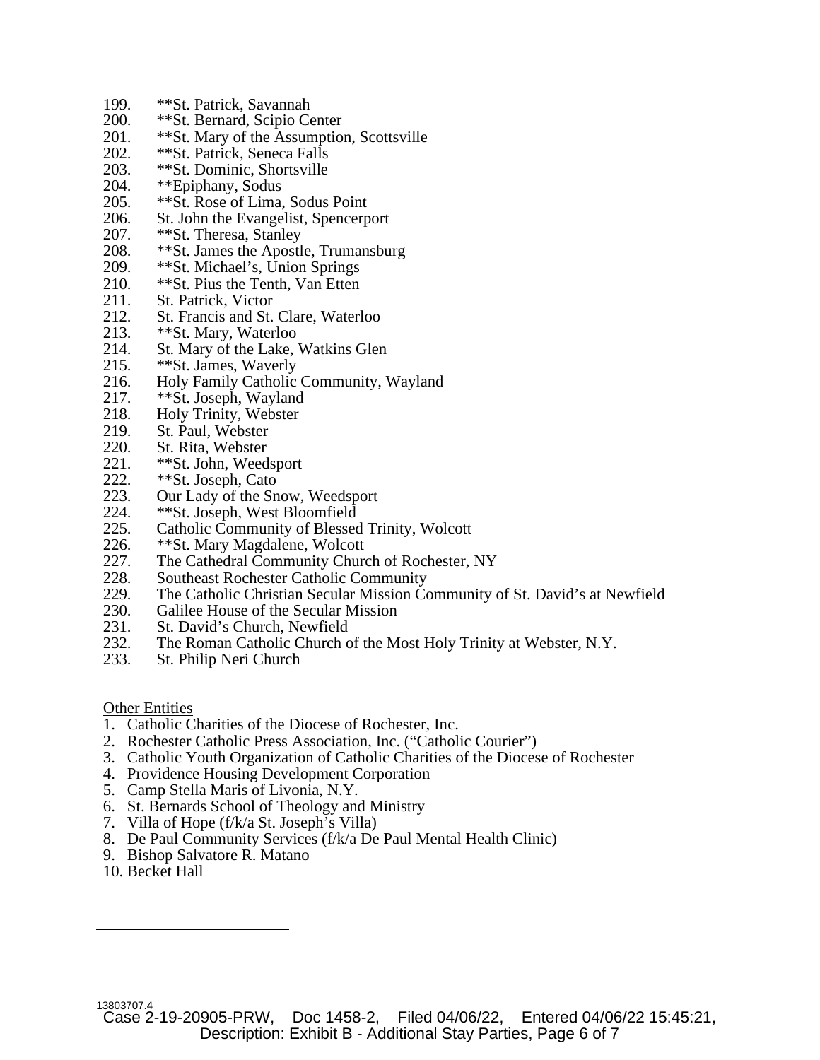199. **St. Patrick, Savannah
200. **St. Bernard, Scipio Center
201. **St. Mary of the Assumption, Scottsville
202. **St. Patrick, Seneca Falls
203. **St. Dominic, Shortsville
204. **Epiphany, Sodus
205. **St. Rose of Lima, Sodus Point
206. St. John the Evangelist, Spencerport
207. **St. Theresa, Stanley
208. **St. James the Apostle, Trumansburg
209. **St. Michael's, Union Springs
210. **St. Pius the Tenth, Van Etten
211. St. Patrick, Victor
212. St. Francis and St. Clare, Waterloo
213. **St. Mary, Waterloo
214. St. Mary of the Lake, Watkins Glen
215. **St. James, Waverly
216. Holy Family Catholic Community, Wayland
217. **St. Joseph, Wayland
218. Holy Trinity, Webster
219. St. Paul, Webster
220. St. Rita, Webster
221. **St. John, Weedsport
222. **St. Joseph, Cato
223. Our Lady of the Snow, Weedsport
224. **St. Joseph, West Bloomfield
225. Catholic Community of Blessed Trinity, Wolcott
226. **St. Mary Magdalene, Wolcott
227. The Cathedral Community Church of Rochester, NY
228. Southeast Rochester Catholic Community
229. The Catholic Christian Secular Mission Community of St. David's at Newfield
230. Galilee House of the Secular Mission
231. St. David's Church, Newfield
232. The Roman Catholic Church of the Most Holy Trinity at Webster, N.Y.
233. St. Philip Neri Church

<u>Other Entities</u>

1. Catholic Charities of the Diocese of Rochester, Inc.
2. Rochester Catholic Press Association, Inc. ("Catholic Courier")
3. Catholic Youth Organization of Catholic Charities of the Diocese of Rochester
4. Providence Housing Development Corporation
5. Camp Stella Maris of Livonia, N.Y.
6. St. Bernards School of Theology and Ministry
7. Villa of Hope (f/k/a St. Joseph's Villa)
8. De Paul Community Services (f/k/a De Paul Mental Health Clinic)
9. Bishop Salvatore R. Matano
10. Becket Hall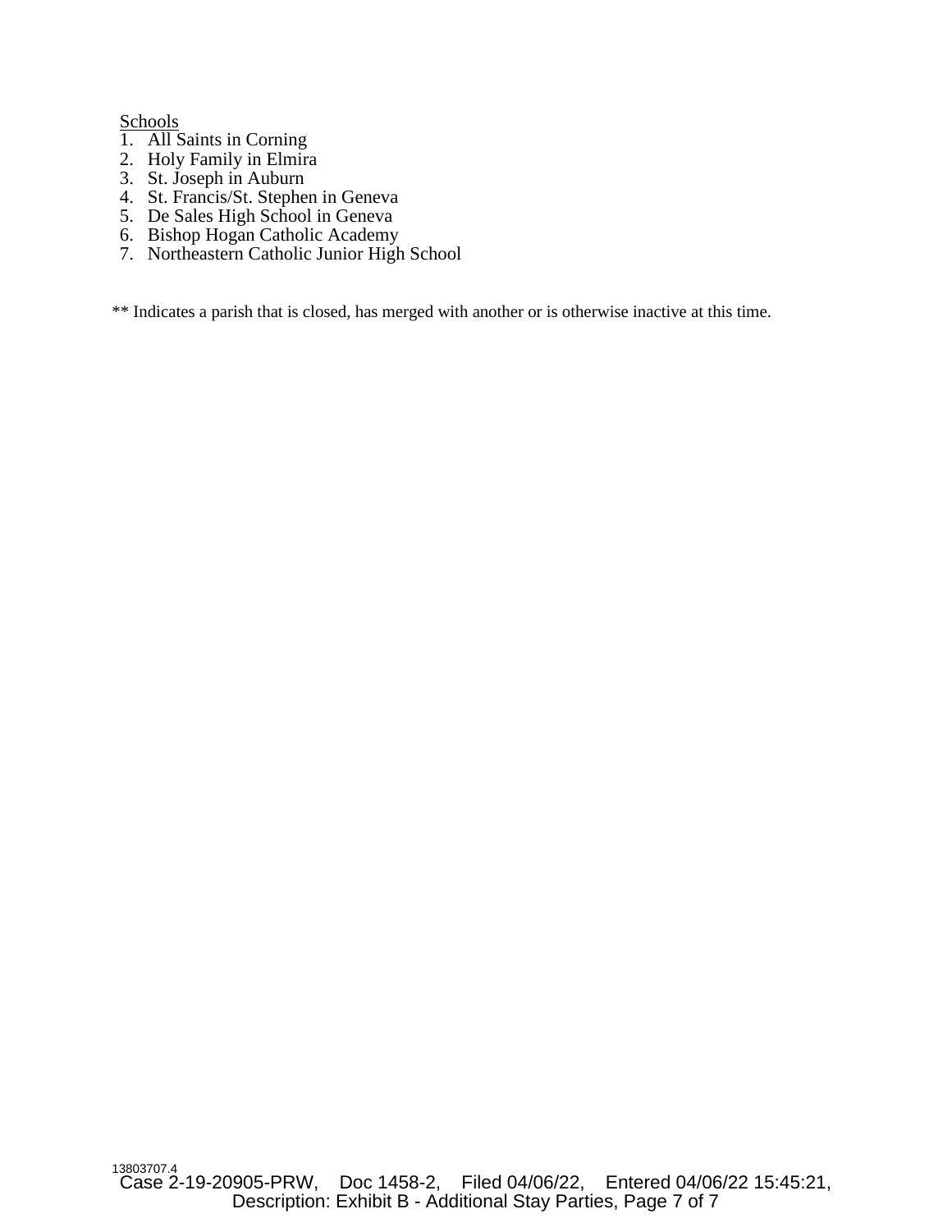Schools

1. All Saints in Corning
2. Holy Family in Elmira
3. St. Joseph in Auburn
4. St. Francis/St. Stephen in Geneva
5. De Sales High School in Geneva
6. Bishop Hogan Catholic Academy
7. Northeastern Catholic Junior High School

** Indicates a parish that is closed, has merged with another or is otherwise inactive at this time.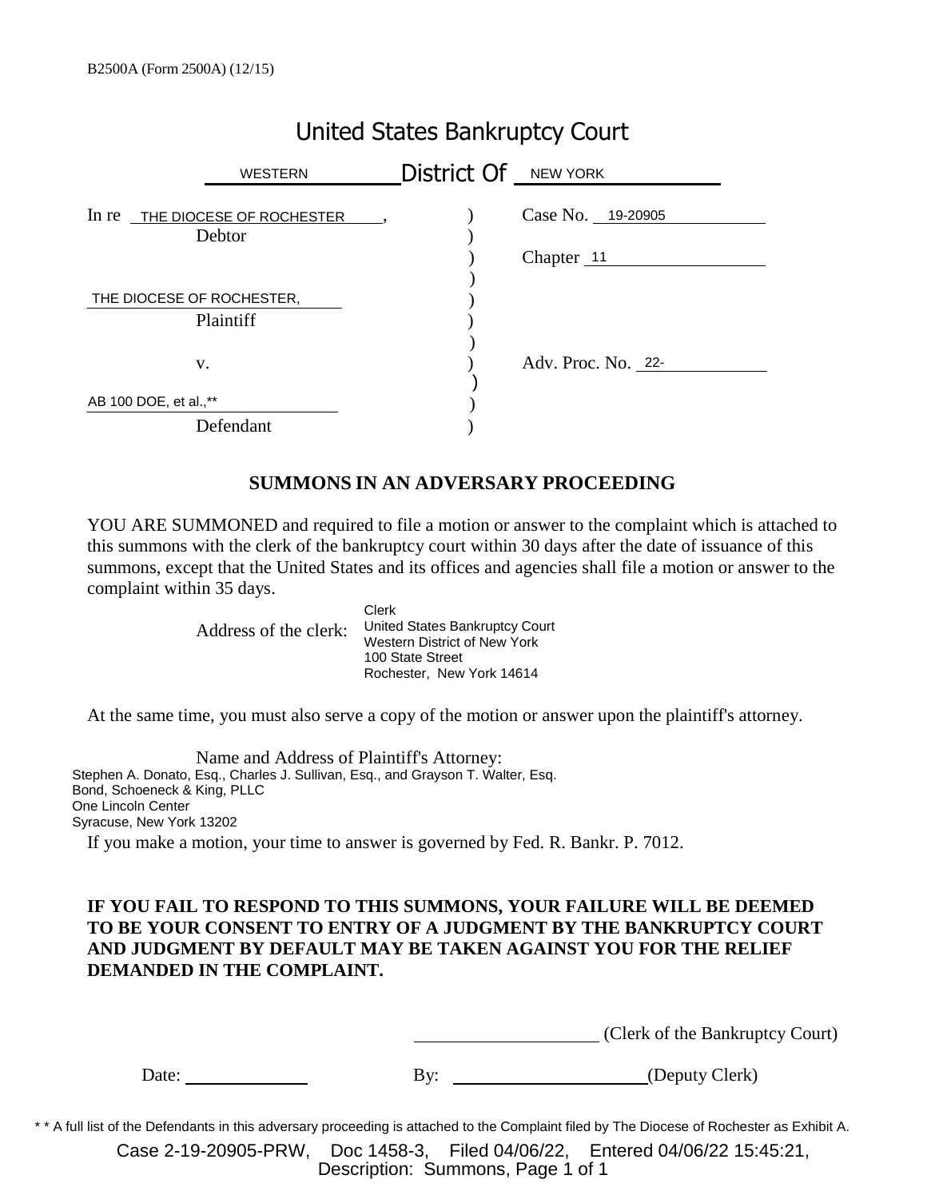B2500A (Form 2500A) (12/15)

# United States Bankruptcy Court

WESTERN District Of NEW YORK

| | | |
|---|---|---|
| In re THE DIOCESE OF ROCHESTER, Debtor | ) | Case No. 19-20905 |
| | ) | Chapter 11 |
| THE DIOCESE OF ROCHESTER, Plaintiff | ) | |
| v. | ) | Adv. Proc. No. 22- |
| AB 100 DOE, et al.,** Defendant | ) | |

## SUMMONS IN AN ADVERSARY PROCEEDING

YOU ARE SUMMONED and required to file a motion or answer to the complaint which is attached to this summons with the clerk of the bankruptcy court within 30 days after the date of issuance of this summons, except that the United States and its offices and agencies shall file a motion or answer to the complaint within 35 days.

Address of the clerk:
Clerk
United States Bankruptcy Court
Western District of New York
100 State Street
Rochester, New York 14614

At the same time, you must also serve a copy of the motion or answer upon the plaintiff's attorney.

Name and Address of Plaintiff's Attorney:
Stephen A. Donato, Esq., Charles J. Sullivan, Esq., and Grayson T. Walter, Esq.
Bond, Schoeneck & King, PLLC
One Lincoln Center
Syracuse, New York 13202

If you make a motion, your time to answer is governed by Fed. R. Bankr. P. 7012.

**IF YOU FAIL TO RESPOND TO THIS SUMMONS, YOUR FAILURE WILL BE DEEMED TO BE YOUR CONSENT TO ENTRY OF A JUDGMENT BY THE BANKRUPTCY COURT AND JUDGMENT BY DEFAULT MAY BE TAKEN AGAINST YOU FOR THE RELIEF DEMANDED IN THE COMPLAINT.**

____________________ (Clerk of the Bankruptcy Court)

Date: _____________ By: ____________________ (Deputy Clerk)

** A full list of the Defendants in this adversary proceeding is attached to the Complaint filed by The Diocese of Rochester as Exhibit A.